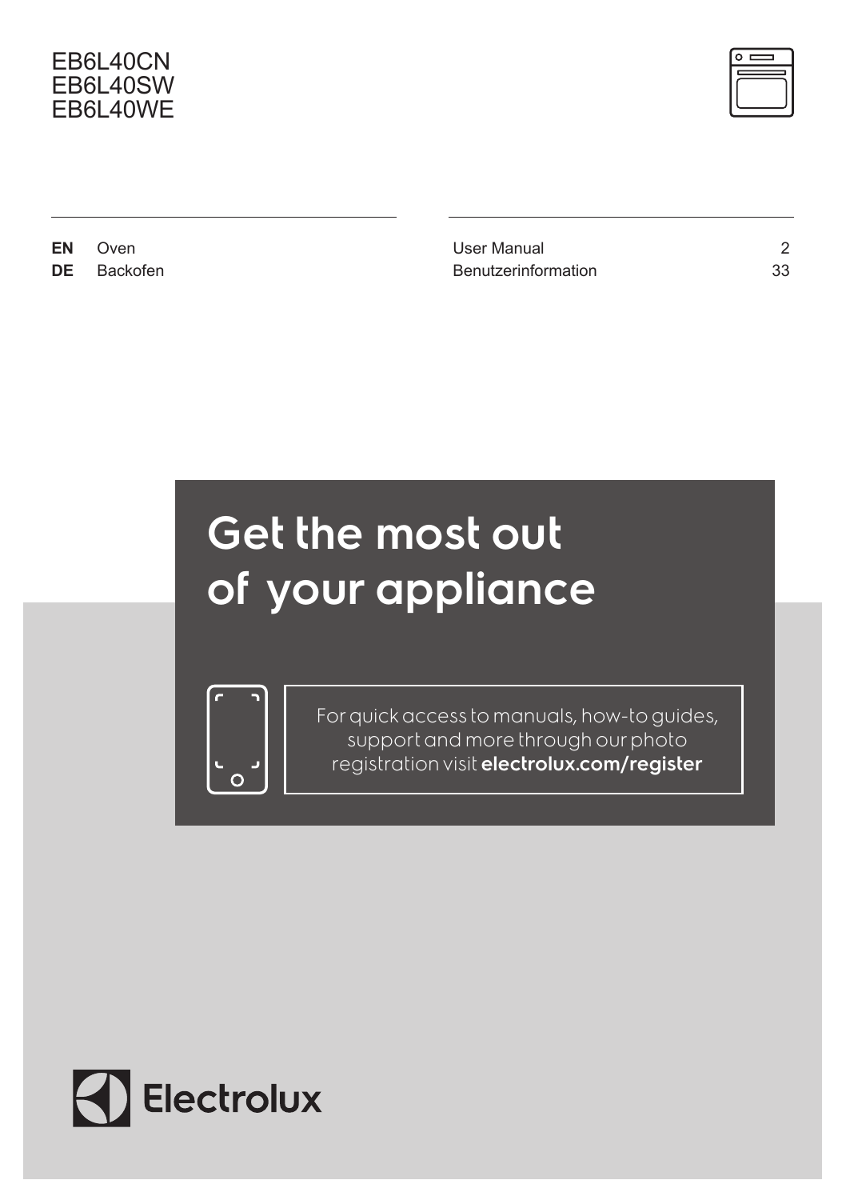EB6L40CN
EB6L40SW
EB6L40WE

| | | | |
|---|---|---|---|
| **EN** | Oven | User Manual | 2 |
| **DE** | Backofen | Benutzerinformation | 33 |

# Get the most out of your appliance

For quick access to manuals, how-to guides, support and more through our photo registration visit **electrolux.com/register**

Electrolux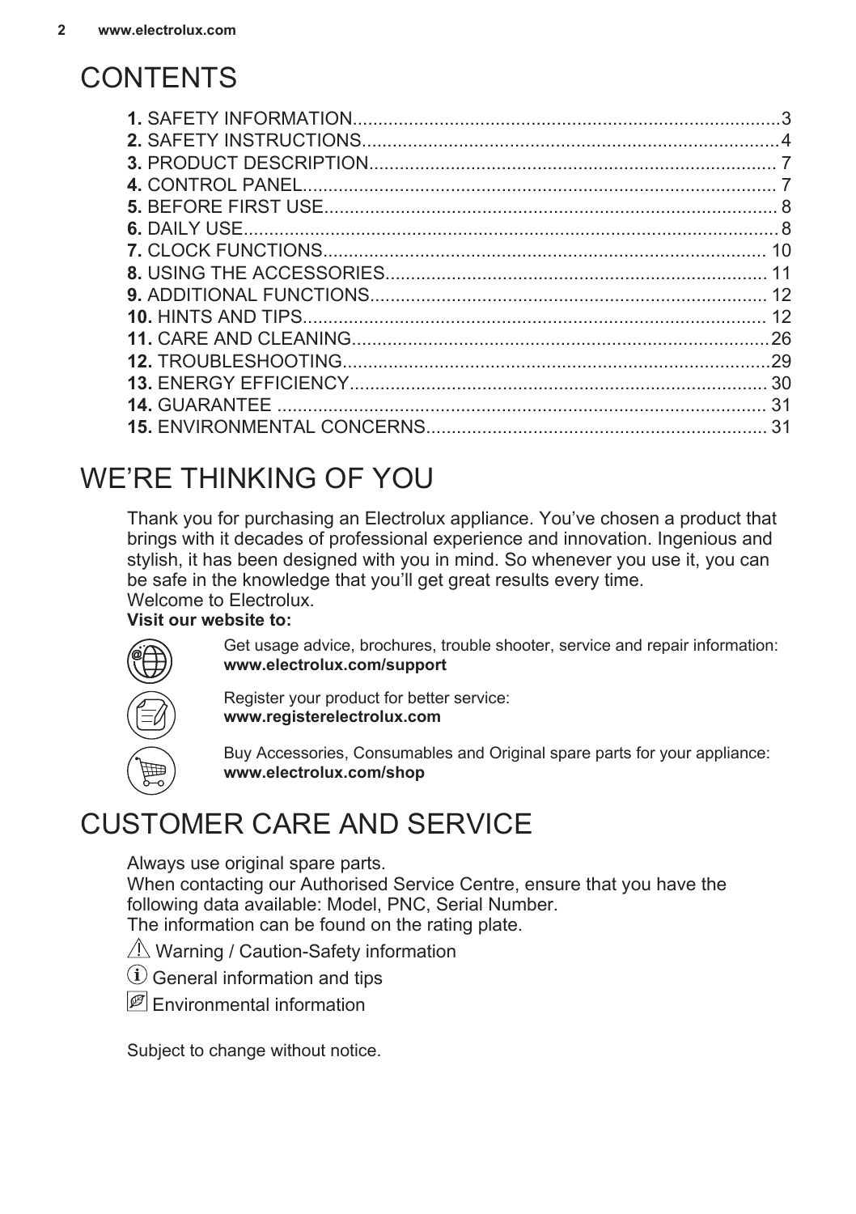# CONTENTS

**1.** SAFETY INFORMATION....................................................................................3
**2.** SAFETY INSTRUCTIONS..................................................................................4
**3.** PRODUCT DESCRIPTION................................................................................ 7
**4.** CONTROL PANEL............................................................................................. 7
**5.** BEFORE FIRST USE......................................................................................... 8
**6.** DAILY USE......................................................................................................... 8
**7.** CLOCK FUNCTIONS....................................................................................... 10
**8.** USING THE ACCESSORIES.......................................................................... 11
**9.** ADDITIONAL FUNCTIONS............................................................................. 12
**10.** HINTS AND TIPS........................................................................................... 12
**11.** CARE AND CLEANING.................................................................................26
**12.** TROUBLESHOOTING...................................................................................29
**13.** ENERGY EFFICIENCY................................................................................. 30
**14.** GUARANTEE ................................................................................................ 31
**15.** ENVIRONMENTAL CONCERNS.................................................................. 31

# WE'RE THINKING OF YOU

Thank you for purchasing an Electrolux appliance. You've chosen a product that brings with it decades of professional experience and innovation. Ingenious and stylish, it has been designed with you in mind. So whenever you use it, you can be safe in the knowledge that you'll get great results every time.
Welcome to Electrolux.

**Visit our website to:**

Get usage advice, brochures, trouble shooter, service and repair information:
**www.electrolux.com/support**

Register your product for better service:
**www.registerelectrolux.com**

Buy Accessories, Consumables and Original spare parts for your appliance:
**www.electrolux.com/shop**

# CUSTOMER CARE AND SERVICE

Always use original spare parts.
When contacting our Authorised Service Centre, ensure that you have the following data available: Model, PNC, Serial Number.
The information can be found on the rating plate.

Warning / Caution-Safety information

General information and tips

Environmental information

Subject to change without notice.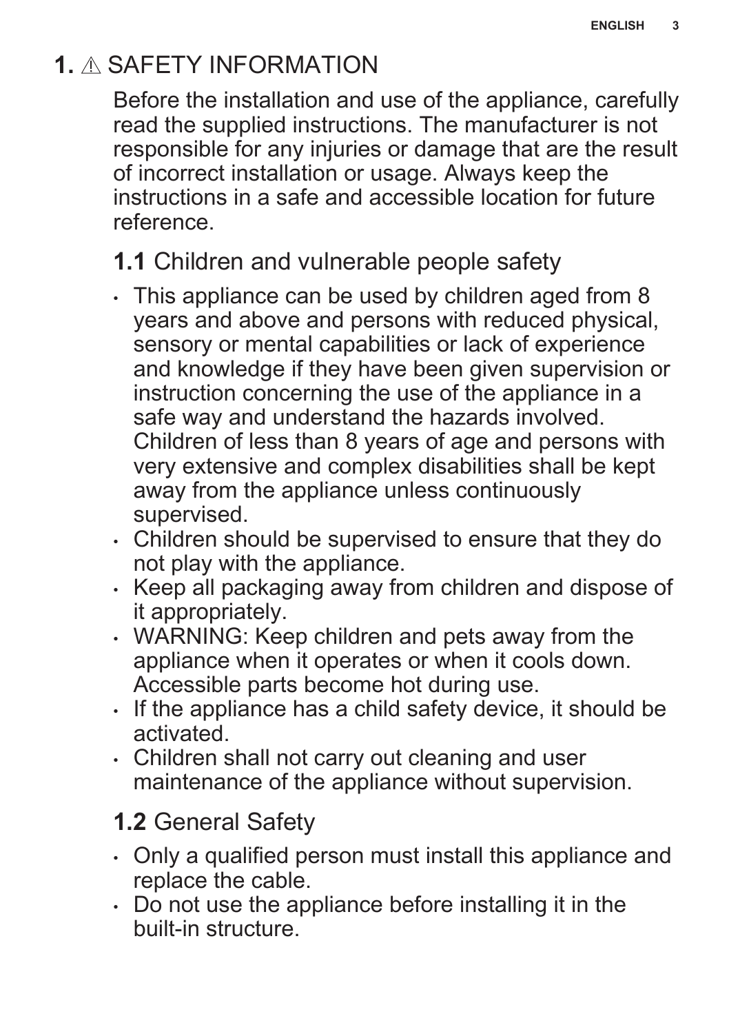# 1. ⚠ SAFETY INFORMATION

Before the installation and use of the appliance, carefully read the supplied instructions. The manufacturer is not responsible for any injuries or damage that are the result of incorrect installation or usage. Always keep the instructions in a safe and accessible location for future reference.

## 1.1 Children and vulnerable people safety

- This appliance can be used by children aged from 8 years and above and persons with reduced physical, sensory or mental capabilities or lack of experience and knowledge if they have been given supervision or instruction concerning the use of the appliance in a safe way and understand the hazards involved. Children of less than 8 years of age and persons with very extensive and complex disabilities shall be kept away from the appliance unless continuously supervised.
- Children should be supervised to ensure that they do not play with the appliance.
- Keep all packaging away from children and dispose of it appropriately.
- WARNING: Keep children and pets away from the appliance when it operates or when it cools down. Accessible parts become hot during use.
- If the appliance has a child safety device, it should be activated.
- Children shall not carry out cleaning and user maintenance of the appliance without supervision.

## 1.2 General Safety

- Only a qualified person must install this appliance and replace the cable.
- Do not use the appliance before installing it in the built-in structure.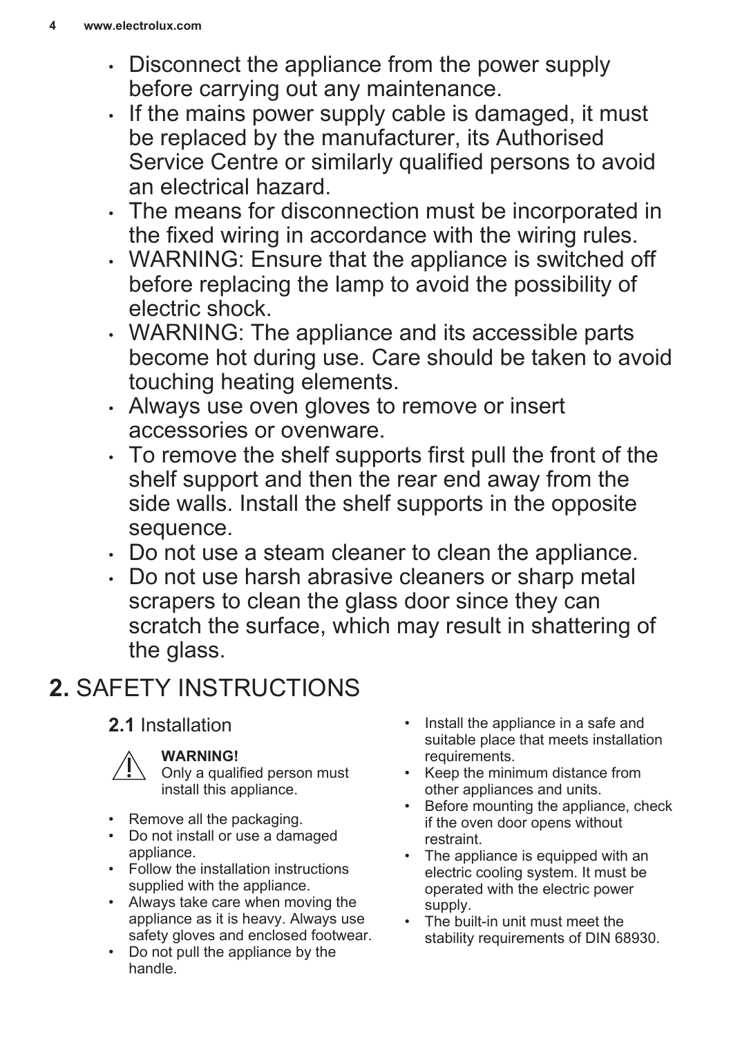- Disconnect the appliance from the power supply before carrying out any maintenance.
- If the mains power supply cable is damaged, it must be replaced by the manufacturer, its Authorised Service Centre or similarly qualified persons to avoid an electrical hazard.
- The means for disconnection must be incorporated in the fixed wiring in accordance with the wiring rules.
- WARNING: Ensure that the appliance is switched off before replacing the lamp to avoid the possibility of electric shock.
- WARNING: The appliance and its accessible parts become hot during use. Care should be taken to avoid touching heating elements.
- Always use oven gloves to remove or insert accessories or ovenware.
- To remove the shelf supports first pull the front of the shelf support and then the rear end away from the side walls. Install the shelf supports in the opposite sequence.
- Do not use a steam cleaner to clean the appliance.
- Do not use harsh abrasive cleaners or sharp metal scrapers to clean the glass door since they can scratch the surface, which may result in shattering of the glass.

# 2. SAFETY INSTRUCTIONS

## 2.1 Installation

**WARNING!**
Only a qualified person must install this appliance.

- Remove all the packaging.
- Do not install or use a damaged appliance.
- Follow the installation instructions supplied with the appliance.
- Always take care when moving the appliance as it is heavy. Always use safety gloves and enclosed footwear.
- Do not pull the appliance by the handle.
- Install the appliance in a safe and suitable place that meets installation requirements.
- Keep the minimum distance from other appliances and units.
- Before mounting the appliance, check if the oven door opens without restraint.
- The appliance is equipped with an electric cooling system. It must be operated with the electric power supply.
- The built-in unit must meet the stability requirements of DIN 68930.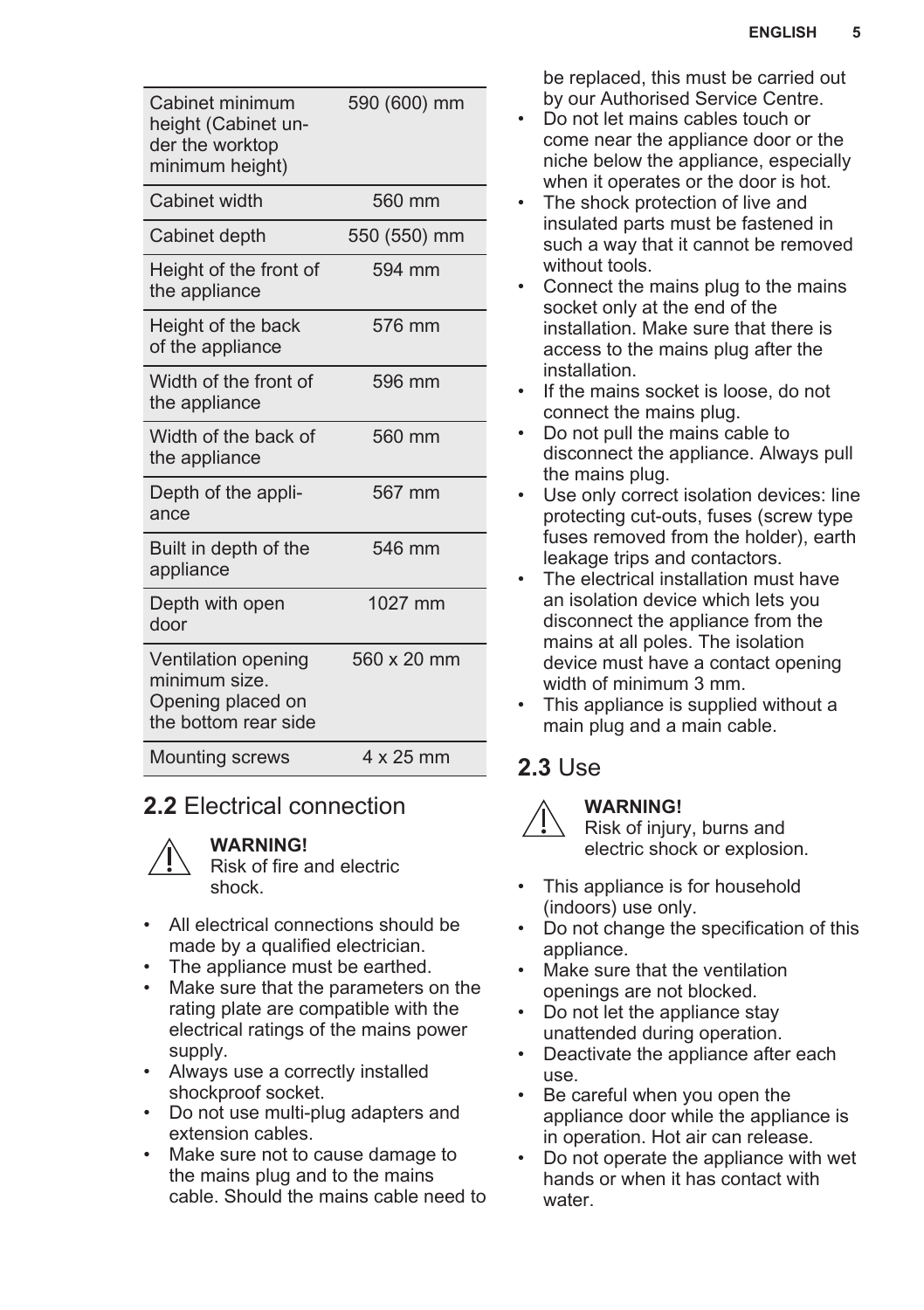| Cabinet minimum height (Cabinet under the worktop minimum height) | 590 (600) mm |
| --- | --- |
| Cabinet width | 560 mm |
| Cabinet depth | 550 (550) mm |
| Height of the front of the appliance | 594 mm |
| Height of the back of the appliance | 576 mm |
| Width of the front of the appliance | 596 mm |
| Width of the back of the appliance | 560 mm |
| Depth of the appliance | 567 mm |
| Built in depth of the appliance | 546 mm |
| Depth with open door | 1027 mm |
| Ventilation opening minimum size. Opening placed on the bottom rear side | 560 x 20 mm |
| Mounting screws | 4 x 25 mm |

## 2.2 Electrical connection

**WARNING!**
Risk of fire and electric shock.

- All electrical connections should be made by a qualified electrician.
- The appliance must be earthed.
- Make sure that the parameters on the rating plate are compatible with the electrical ratings of the mains power supply.
- Always use a correctly installed shockproof socket.
- Do not use multi-plug adapters and extension cables.
- Make sure not to cause damage to the mains plug and to the mains cable. Should the mains cable need to be replaced, this must be carried out by our Authorised Service Centre.
- Do not let mains cables touch or come near the appliance door or the niche below the appliance, especially when it operates or the door is hot.
- The shock protection of live and insulated parts must be fastened in such a way that it cannot be removed without tools.
- Connect the mains plug to the mains socket only at the end of the installation. Make sure that there is access to the mains plug after the installation.
- If the mains socket is loose, do not connect the mains plug.
- Do not pull the mains cable to disconnect the appliance. Always pull the mains plug.
- Use only correct isolation devices: line protecting cut-outs, fuses (screw type fuses removed from the holder), earth leakage trips and contactors.
- The electrical installation must have an isolation device which lets you disconnect the appliance from the mains at all poles. The isolation device must have a contact opening width of minimum 3 mm.
- This appliance is supplied without a main plug and a main cable.

## 2.3 Use

**WARNING!**
Risk of injury, burns and electric shock or explosion.

- This appliance is for household (indoors) use only.
- Do not change the specification of this appliance.
- Make sure that the ventilation openings are not blocked.
- Do not let the appliance stay unattended during operation.
- Deactivate the appliance after each use.
- Be careful when you open the appliance door while the appliance is in operation. Hot air can release.
- Do not operate the appliance with wet hands or when it has contact with water.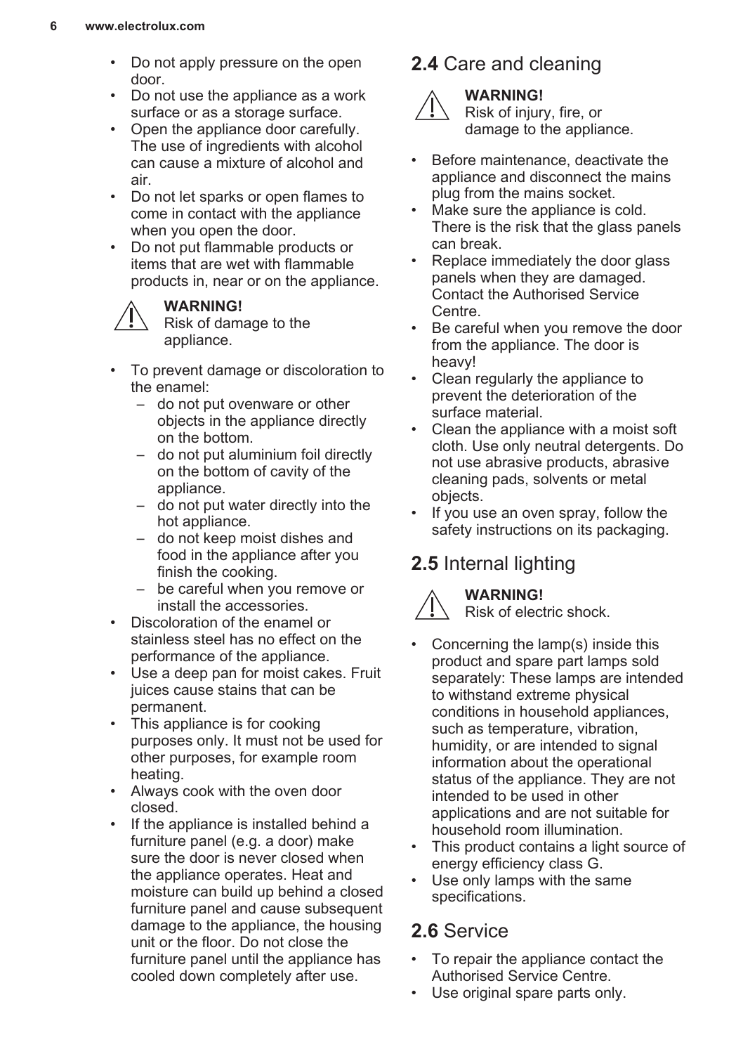- Do not apply pressure on the open door.
- Do not use the appliance as a work surface or as a storage surface.
- Open the appliance door carefully. The use of ingredients with alcohol can cause a mixture of alcohol and air.
- Do not let sparks or open flames to come in contact with the appliance when you open the door.
- Do not put flammable products or items that are wet with flammable products in, near or on the appliance.

**WARNING!**
Risk of damage to the appliance.

- To prevent damage or discoloration to the enamel:
  – do not put ovenware or other objects in the appliance directly on the bottom.
  – do not put aluminium foil directly on the bottom of cavity of the appliance.
  – do not put water directly into the hot appliance.
  – do not keep moist dishes and food in the appliance after you finish the cooking.
  – be careful when you remove or install the accessories.
- Discoloration of the enamel or stainless steel has no effect on the performance of the appliance.
- Use a deep pan for moist cakes. Fruit juices cause stains that can be permanent.
- This appliance is for cooking purposes only. It must not be used for other purposes, for example room heating.
- Always cook with the oven door closed.
- If the appliance is installed behind a furniture panel (e.g. a door) make sure the door is never closed when the appliance operates. Heat and moisture can build up behind a closed furniture panel and cause subsequent damage to the appliance, the housing unit or the floor. Do not close the furniture panel until the appliance has cooled down completely after use.

## 2.4 Care and cleaning

**WARNING!**
Risk of injury, fire, or damage to the appliance.

- Before maintenance, deactivate the appliance and disconnect the mains plug from the mains socket.
- Make sure the appliance is cold. There is the risk that the glass panels can break.
- Replace immediately the door glass panels when they are damaged. Contact the Authorised Service Centre.
- Be careful when you remove the door from the appliance. The door is heavy!
- Clean regularly the appliance to prevent the deterioration of the surface material.
- Clean the appliance with a moist soft cloth. Use only neutral detergents. Do not use abrasive products, abrasive cleaning pads, solvents or metal objects.
- If you use an oven spray, follow the safety instructions on its packaging.

## 2.5 Internal lighting

**WARNING!**
Risk of electric shock.

- Concerning the lamp(s) inside this product and spare part lamps sold separately: These lamps are intended to withstand extreme physical conditions in household appliances, such as temperature, vibration, humidity, or are intended to signal information about the operational status of the appliance. They are not intended to be used in other applications and are not suitable for household room illumination.
- This product contains a light source of energy efficiency class G.
- Use only lamps with the same specifications.

## 2.6 Service

- To repair the appliance contact the Authorised Service Centre.
- Use original spare parts only.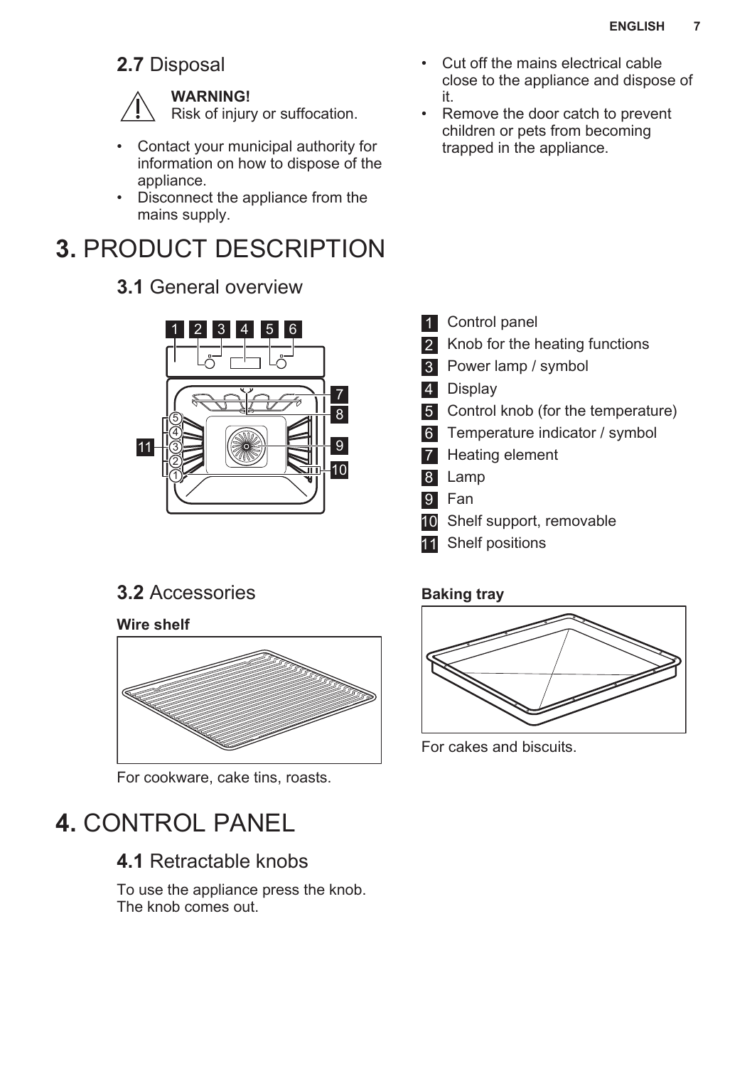## 2.7 Disposal

**WARNING!**
Risk of injury or suffocation.

- Contact your municipal authority for information on how to dispose of the appliance.
- Disconnect the appliance from the mains supply.
- Cut off the mains electrical cable close to the appliance and dispose of it.
- Remove the door catch to prevent children or pets from becoming trapped in the appliance.

# 3. PRODUCT DESCRIPTION

## 3.1 General overview

1. Control panel
2. Knob for the heating functions
3. Power lamp / symbol
4. Display
5. Control knob (for the temperature)
6. Temperature indicator / symbol
7. Heating element
8. Lamp
9. Fan
10. Shelf support, removable
11. Shelf positions

## 3.2 Accessories

**Wire shelf**

For cookware, cake tins, roasts.

**Baking tray**

For cakes and biscuits.

# 4. CONTROL PANEL

## 4.1 Retractable knobs

To use the appliance press the knob. The knob comes out.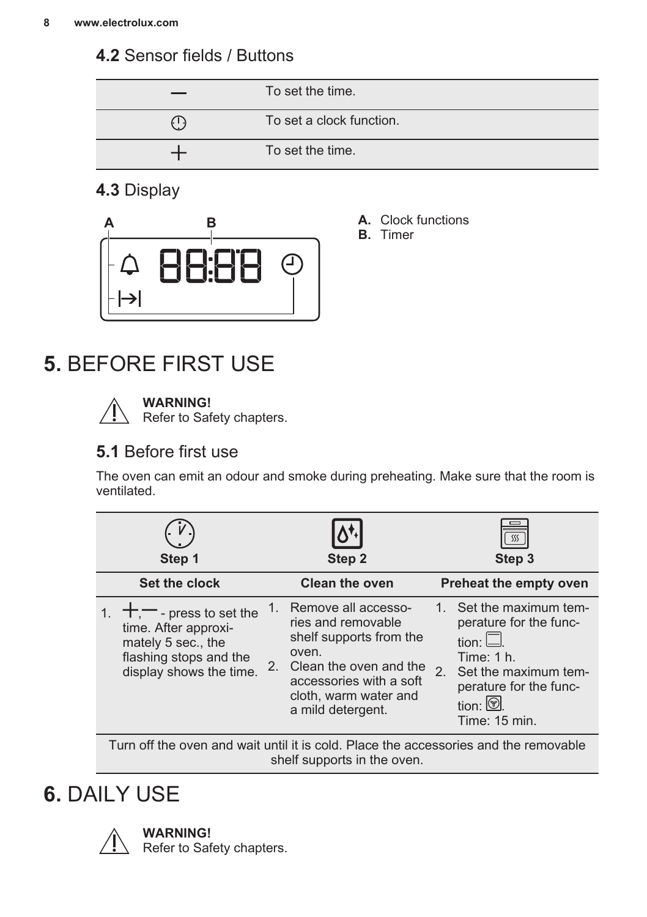## 4.2 Sensor fields / Buttons

| | |
|---|---|
| — | To set the time. |
| ⏲ | To set a clock function. |
| + | To set the time. |

## 4.3 Display

A. Clock functions
B. Timer

# 5. BEFORE FIRST USE

**WARNING!**
Refer to Safety chapters.

## 5.1 Before first use

The oven can emit an odour and smoke during preheating. Make sure that the room is ventilated.

| Step 1 | Step 2 | Step 3 |
|---|---|---|
| **Set the clock** | **Clean the oven** | **Preheat the empty oven** |
| 1. +, — - press to set the time. After approximately 5 sec., the flashing stops and the display shows the time. | 1. Remove all accessories and removable shelf supports from the oven.<br>2. Clean the oven and the accessories with a soft cloth, warm water and a mild detergent. | 1. Set the maximum temperature for the function: ☐. Time: 1 h.<br>2. Set the maximum temperature for the function: ☐. Time: 15 min. |
| Turn off the oven and wait until it is cold. Place the accessories and the removable shelf supports in the oven. | | |

# 6. DAILY USE

**WARNING!**
Refer to Safety chapters.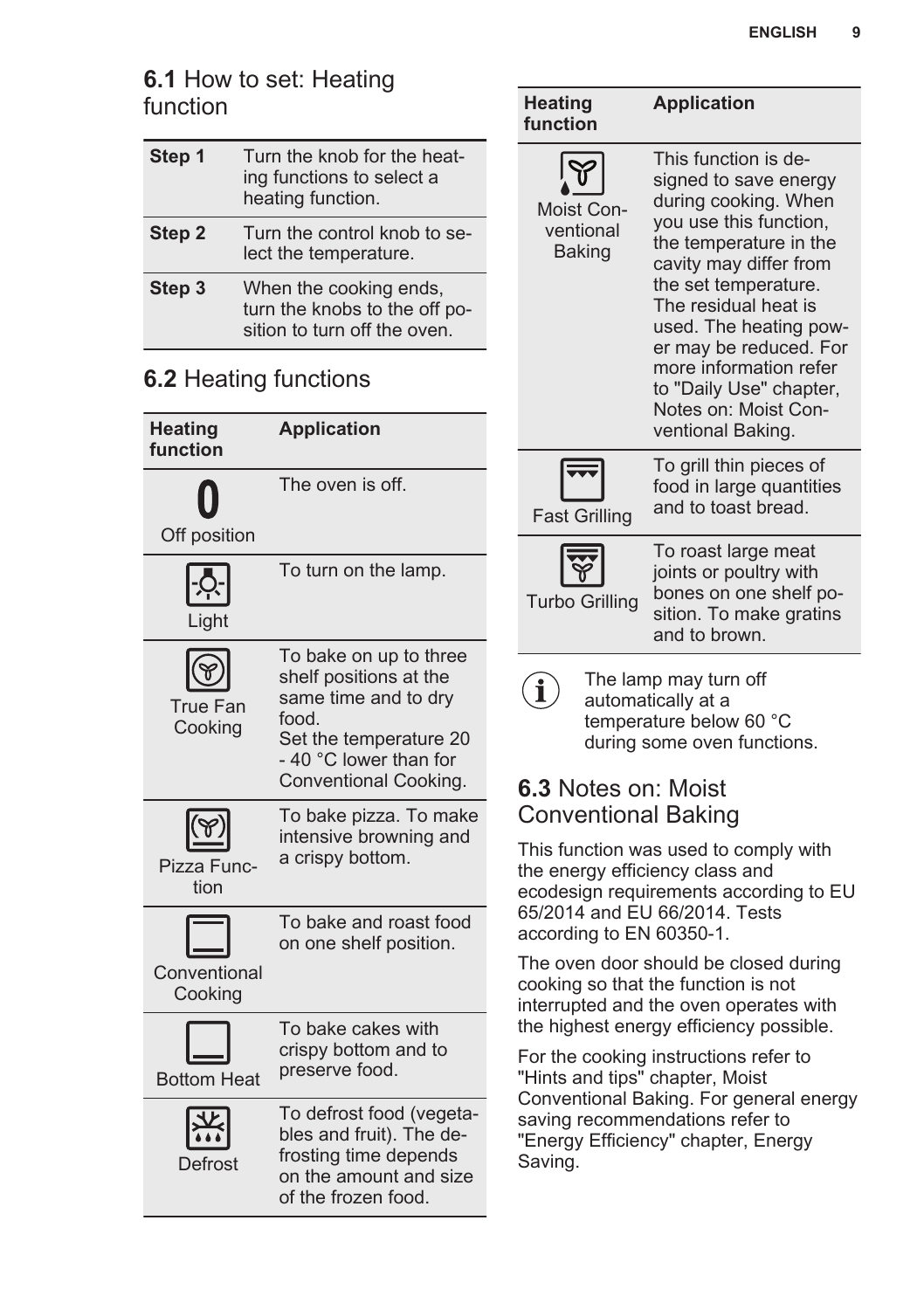## 6.1 How to set: Heating function

| Step | Action |
|---|---|
| Step 1 | Turn the knob for the heating functions to select a heating function. |
| Step 2 | Turn the control knob to select the temperature. |
| Step 3 | When the cooking ends, turn the knobs to the off position to turn off the oven. |

## 6.2 Heating functions

| Heating function | Application |
|---|---|
| 0 Off position | The oven is off. |
| Light | To turn on the lamp. |
| True Fan Cooking | To bake on up to three shelf positions at the same time and to dry food. Set the temperature 20 - 40 °C lower than for Conventional Cooking. |
| Pizza Function | To bake pizza. To make intensive browning and a crispy bottom. |
| Conventional Cooking | To bake and roast food on one shelf position. |
| Bottom Heat | To bake cakes with crispy bottom and to preserve food. |
| Defrost | To defrost food (vegetables and fruit). The defrosting time depends on the amount and size of the frozen food. |
| Moist Conventional Baking | This function is designed to save energy during cooking. When you use this function, the temperature in the cavity may differ from the set temperature. The residual heat is used. The heating power may be reduced. For more information refer to "Daily Use" chapter, Notes on: Moist Conventional Baking. |
| Fast Grilling | To grill thin pieces of food in large quantities and to toast bread. |
| Turbo Grilling | To roast large meat joints or poultry with bones on one shelf position. To make gratins and to brown. |

The lamp may turn off automatically at a temperature below 60 °C during some oven functions.

## 6.3 Notes on: Moist Conventional Baking

This function was used to comply with the energy efficiency class and ecodesign requirements according to EU 65/2014 and EU 66/2014. Tests according to EN 60350-1.

The oven door should be closed during cooking so that the function is not interrupted and the oven operates with the highest energy efficiency possible.

For the cooking instructions refer to "Hints and tips" chapter, Moist Conventional Baking. For general energy saving recommendations refer to "Energy Efficiency" chapter, Energy Saving.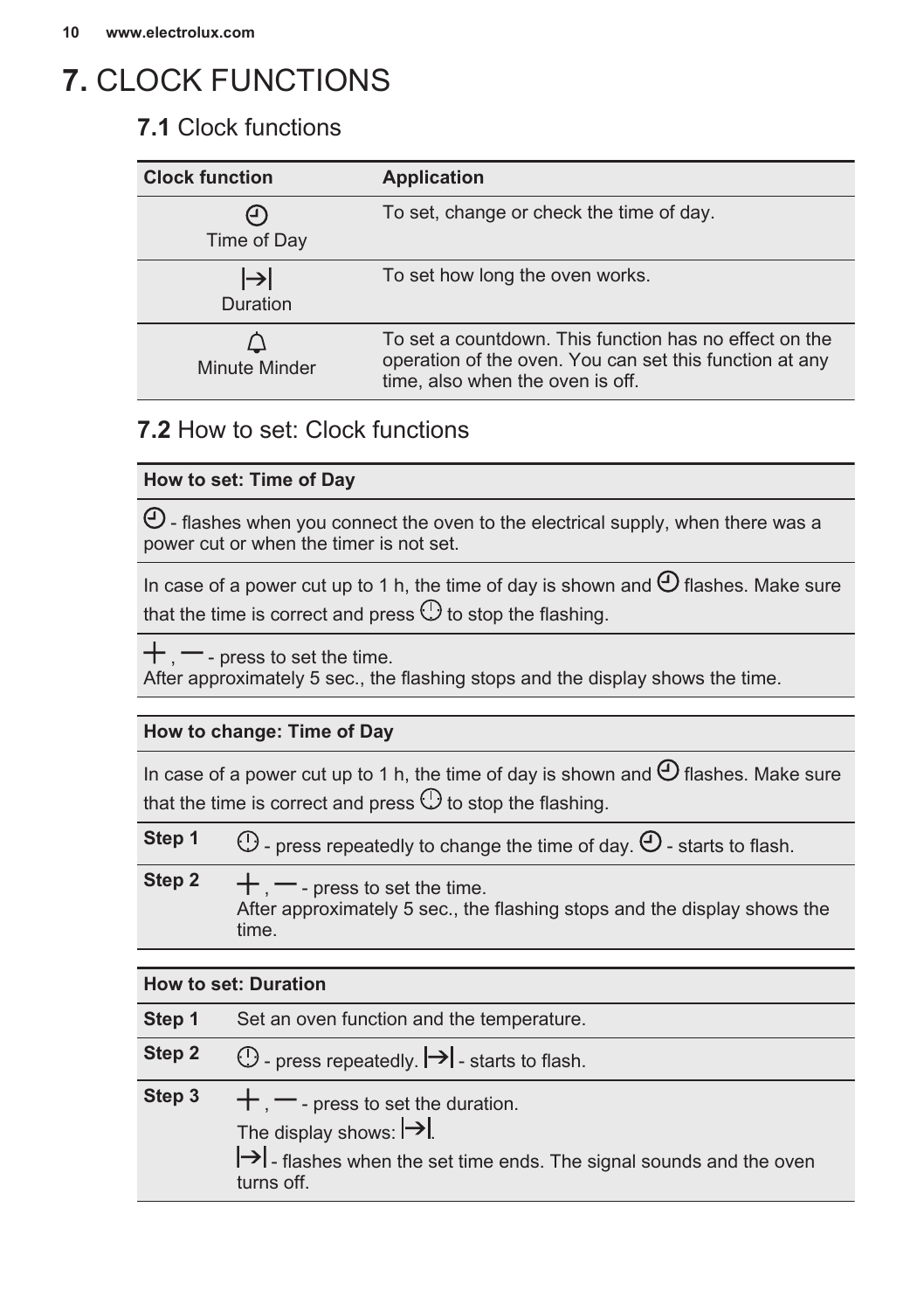# 7. CLOCK FUNCTIONS

## 7.1 Clock functions

| Clock function | Application |
|---|---|
| Time of Day | To set, change or check the time of day. |
| Duration | To set how long the oven works. |
| Minute Minder | To set a countdown. This function has no effect on the operation of the oven. You can set this function at any time, also when the oven is off. |

## 7.2 How to set: Clock functions

| How to set: Time of Day |
|---|
| - flashes when you connect the oven to the electrical supply, when there was a power cut or when the timer is not set. |
| In case of a power cut up to 1 h, the time of day is shown and flashes. Make sure that the time is correct and press to stop the flashing. |
| + , — - press to set the time. After approximately 5 sec., the flashing stops and the display shows the time. |

| How to change: Time of Day | |
|---|---|
| In case of a power cut up to 1 h, the time of day is shown and flashes. Make sure that the time is correct and press to stop the flashing. | |
| Step 1 | - press repeatedly to change the time of day. - starts to flash. |
| Step 2 | + , — - press to set the time. After approximately 5 sec., the flashing stops and the display shows the time. |

| How to set: Duration | |
|---|---|
| Step 1 | Set an oven function and the temperature. |
| Step 2 | - press repeatedly. \|→\| - starts to flash. |
| Step 3 | + , — - press to set the duration. The display shows: \|→\|. \|→\| - flashes when the set time ends. The signal sounds and the oven turns off. |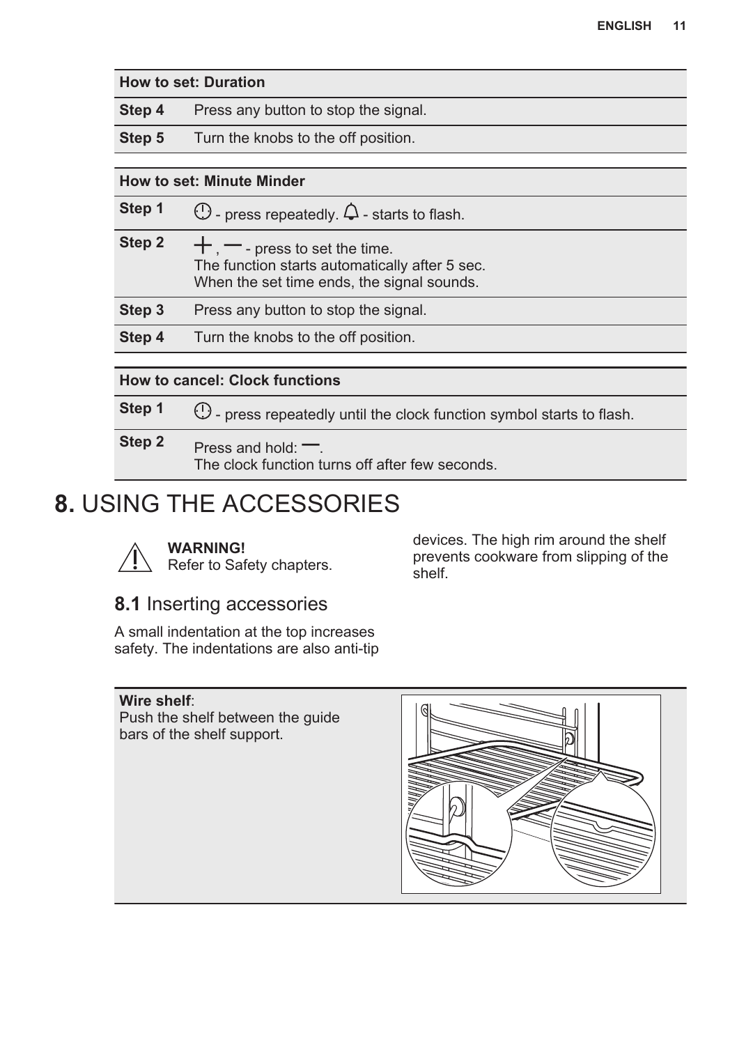| How to set: Duration | |
|---|---|
| **Step 4** | Press any button to stop the signal. |
| **Step 5** | Turn the knobs to the off position. |

| How to set: Minute Minder | |
|---|---|
| **Step 1** | ⏲ - press repeatedly. 🔔 - starts to flash. |
| **Step 2** | +, — - press to set the time.<br>The function starts automatically after 5 sec.<br>When the set time ends, the signal sounds. |
| **Step 3** | Press any button to stop the signal. |
| **Step 4** | Turn the knobs to the off position. |

| How to cancel: Clock functions | |
|---|---|
| **Step 1** | ⏲ - press repeatedly until the clock function symbol starts to flash. |
| **Step 2** | Press and hold: —.<br>The clock function turns off after few seconds. |

# 8. USING THE ACCESSORIES

**WARNING!**
Refer to Safety chapters.

## 8.1 Inserting accessories

A small indentation at the top increases safety. The indentations are also anti-tip devices. The high rim around the shelf prevents cookware from slipping of the shelf.

**Wire shelf**:
Push the shelf between the guide bars of the shelf support.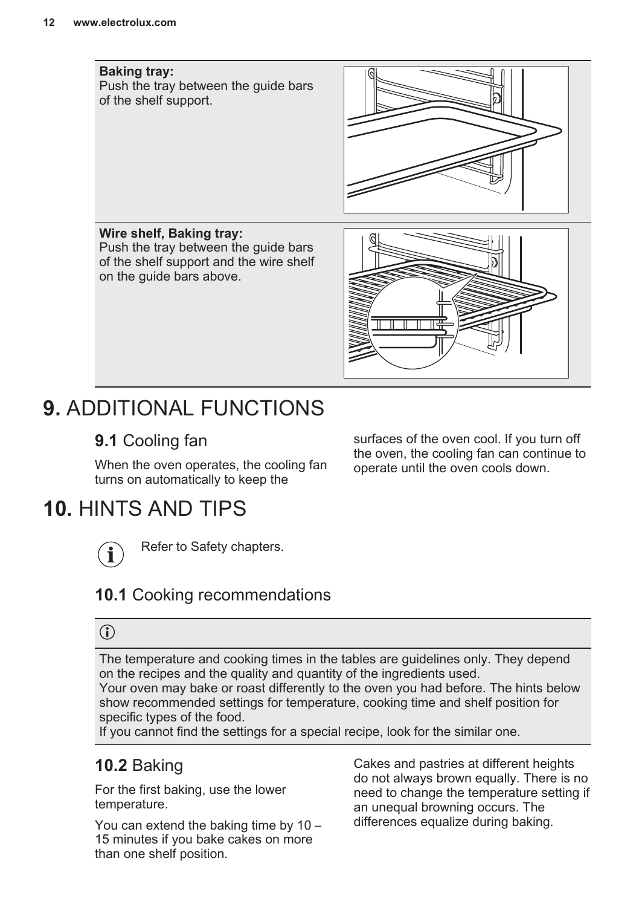**Baking tray:**
Push the tray between the guide bars of the shelf support.

**Wire shelf, Baking tray:**
Push the tray between the guide bars of the shelf support and the wire shelf on the guide bars above.

# 9. ADDITIONAL FUNCTIONS

## 9.1 Cooling fan

When the oven operates, the cooling fan turns on automatically to keep the surfaces of the oven cool. If you turn off the oven, the cooling fan can continue to operate until the oven cools down.

# 10. HINTS AND TIPS

Refer to Safety chapters.

## 10.1 Cooking recommendations

The temperature and cooking times in the tables are guidelines only. They depend on the recipes and the quality and quantity of the ingredients used.
Your oven may bake or roast differently to the oven you had before. The hints below show recommended settings for temperature, cooking time and shelf position for specific types of the food.
If you cannot find the settings for a special recipe, look for the similar one.

## 10.2 Baking

For the first baking, use the lower temperature.

You can extend the baking time by 10 – 15 minutes if you bake cakes on more than one shelf position.

Cakes and pastries at different heights do not always brown equally. There is no need to change the temperature setting if an unequal browning occurs. The differences equalize during baking.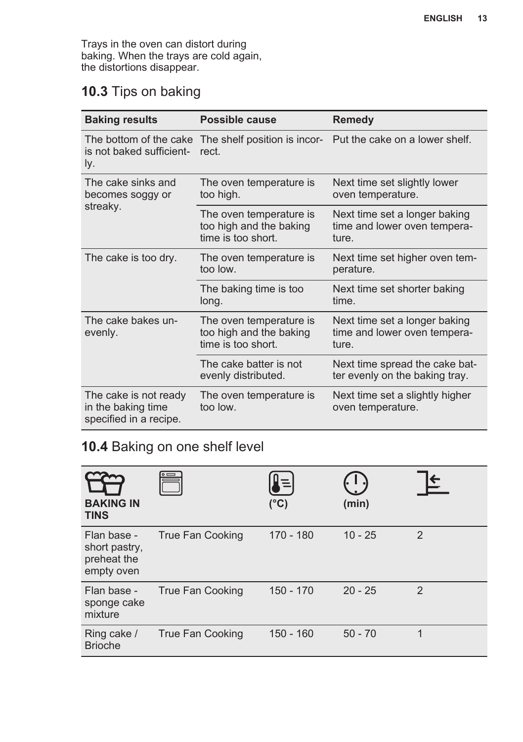Trays in the oven can distort during baking. When the trays are cold again, the distortions disappear.

## 10.3 Tips on baking

| Baking results | Possible cause | Remedy |
| --- | --- | --- |
| The bottom of the cake is not baked sufficiently. | The shelf position is incorrect. | Put the cake on a lower shelf. |
| The cake sinks and becomes soggy or streaky. | The oven temperature is too high. | Next time set slightly lower oven temperature. |
| | The oven temperature is too high and the baking time is too short. | Next time set a longer baking time and lower oven temperature. |
| The cake is too dry. | The oven temperature is too low. | Next time set higher oven temperature. |
| | The baking time is too long. | Next time set shorter baking time. |
| The cake bakes unevenly. | The oven temperature is too high and the baking time is too short. | Next time set a longer baking time and lower oven temperature. |
| | The cake batter is not evenly distributed. | Next time spread the cake batter evenly on the baking tray. |
| The cake is not ready in the baking time specified in a recipe. | The oven temperature is too low. | Next time set a slightly higher oven temperature. |

## 10.4 Baking on one shelf level

| BAKING IN TINS | | (°C) | (min) | |
| --- | --- | --- | --- | --- |
| Flan base - short pastry, preheat the empty oven | True Fan Cooking | 170 - 180 | 10 - 25 | 2 |
| Flan base - sponge cake mixture | True Fan Cooking | 150 - 170 | 20 - 25 | 2 |
| Ring cake / Brioche | True Fan Cooking | 150 - 160 | 50 - 70 | 1 |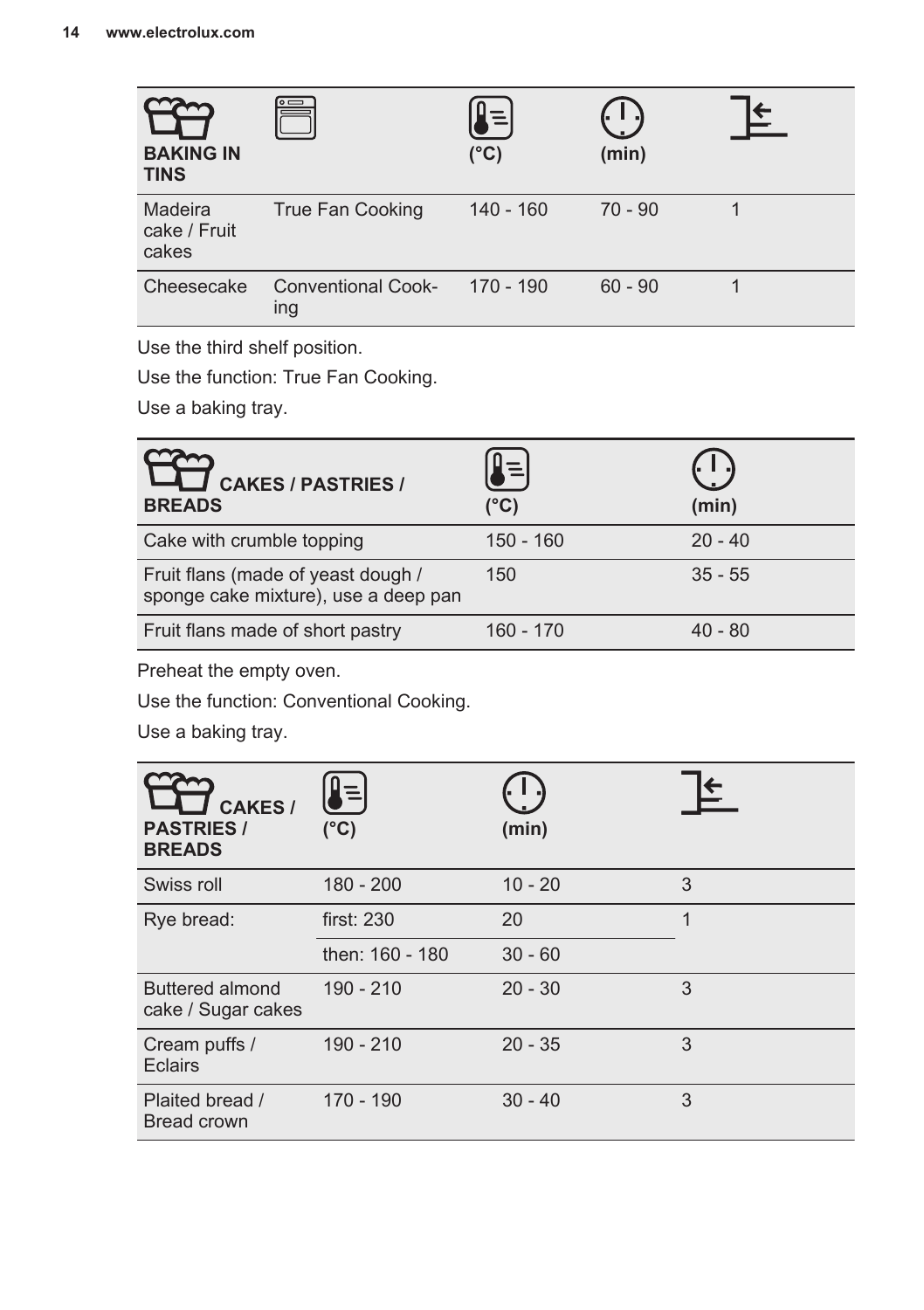| BAKING IN TINS | | (°C) | (min) | |
|---|---|---|---|---|
| Madeira cake / Fruit cakes | True Fan Cooking | 140 - 160 | 70 - 90 | 1 |
| Cheesecake | Conventional Cooking | 170 - 190 | 60 - 90 | 1 |

Use the third shelf position.

Use the function: True Fan Cooking.

Use a baking tray.

| CAKES / PASTRIES / BREADS | (°C) | (min) |
|---|---|---|
| Cake with crumble topping | 150 - 160 | 20 - 40 |
| Fruit flans (made of yeast dough / sponge cake mixture), use a deep pan | 150 | 35 - 55 |
| Fruit flans made of short pastry | 160 - 170 | 40 - 80 |

Preheat the empty oven.

Use the function: Conventional Cooking.

Use a baking tray.

| CAKES / PASTRIES / BREADS | (°C) | (min) | |
|---|---|---|---|
| Swiss roll | 180 - 200 | 10 - 20 | 3 |
| Rye bread: | first: 230 | 20 | 1 |
| | then: 160 - 180 | 30 - 60 | |
| Buttered almond cake / Sugar cakes | 190 - 210 | 20 - 30 | 3 |
| Cream puffs / Eclairs | 190 - 210 | 20 - 35 | 3 |
| Plaited bread / Bread crown | 170 - 190 | 30 - 40 | 3 |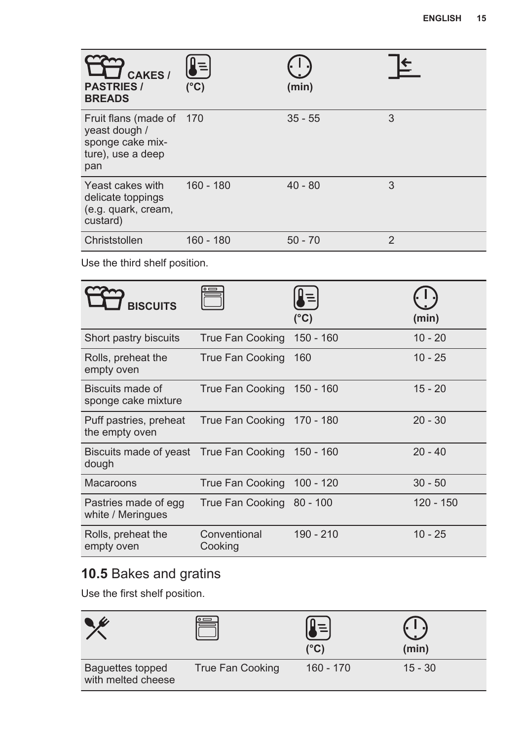| CAKES / PASTRIES / BREADS | (°C) | (min) | |
|---|---|---|---|
| Fruit flans (made of yeast dough / sponge cake mixture), use a deep pan | 170 | 35 - 55 | 3 |
| Yeast cakes with delicate toppings (e.g. quark, cream, custard) | 160 - 180 | 40 - 80 | 3 |
| Christstollen | 160 - 180 | 50 - 70 | 2 |

Use the third shelf position.

| BISCUITS | | (°C) | (min) |
|---|---|---|---|
| Short pastry biscuits | True Fan Cooking | 150 - 160 | 10 - 20 |
| Rolls, preheat the empty oven | True Fan Cooking | 160 | 10 - 25 |
| Biscuits made of sponge cake mixture | True Fan Cooking | 150 - 160 | 15 - 20 |
| Puff pastries, preheat the empty oven | True Fan Cooking | 170 - 180 | 20 - 30 |
| Biscuits made of yeast dough | True Fan Cooking | 150 - 160 | 20 - 40 |
| Macaroons | True Fan Cooking | 100 - 120 | 30 - 50 |
| Pastries made of egg white / Meringues | True Fan Cooking | 80 - 100 | 120 - 150 |
| Rolls, preheat the empty oven | Conventional Cooking | 190 - 210 | 10 - 25 |

## 10.5 Bakes and gratins

Use the first shelf position.

| | | (°C) | (min) |
|---|---|---|---|
| Baguettes topped with melted cheese | True Fan Cooking | 160 - 170 | 15 - 30 |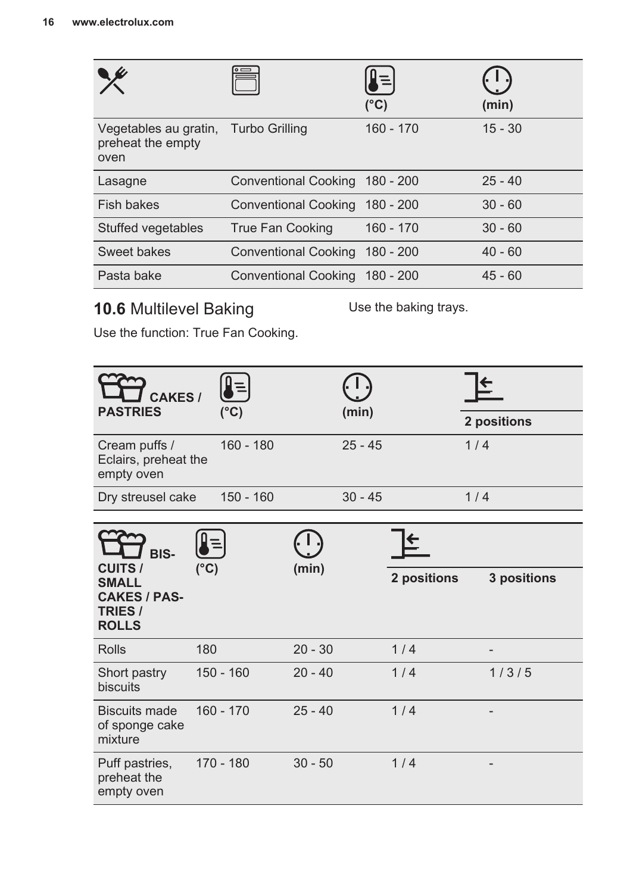| | | (°C) | (min) |
|---|---|---|---|
| Vegetables au gratin, preheat the empty oven | Turbo Grilling | 160 - 170 | 15 - 30 |
| Lasagne | Conventional Cooking | 180 - 200 | 25 - 40 |
| Fish bakes | Conventional Cooking | 180 - 200 | 30 - 60 |
| Stuffed vegetables | True Fan Cooking | 160 - 170 | 30 - 60 |
| Sweet bakes | Conventional Cooking | 180 - 200 | 40 - 60 |
| Pasta bake | Conventional Cooking | 180 - 200 | 45 - 60 |

## 10.6 Multilevel Baking

Use the function: True Fan Cooking.

Use the baking trays.

| **CAKES / PASTRIES** | **(°C)** | **(min)** | **2 positions** |
|---|---|---|---|
| Cream puffs / Eclairs, preheat the empty oven | 160 - 180 | 25 - 45 | 1 / 4 |
| Dry streusel cake | 150 - 160 | 30 - 45 | 1 / 4 |

| **BISCUITS / SMALL CAKES / PASTRIES / ROLLS** | **(°C)** | **(min)** | **2 positions** | **3 positions** |
|---|---|---|---|---|
| Rolls | 180 | 20 - 30 | 1 / 4 | - |
| Short pastry biscuits | 150 - 160 | 20 - 40 | 1 / 4 | 1 / 3 / 5 |
| Biscuits made of sponge cake mixture | 160 - 170 | 25 - 40 | 1 / 4 | - |
| Puff pastries, preheat the empty oven | 170 - 180 | 30 - 50 | 1 / 4 | - |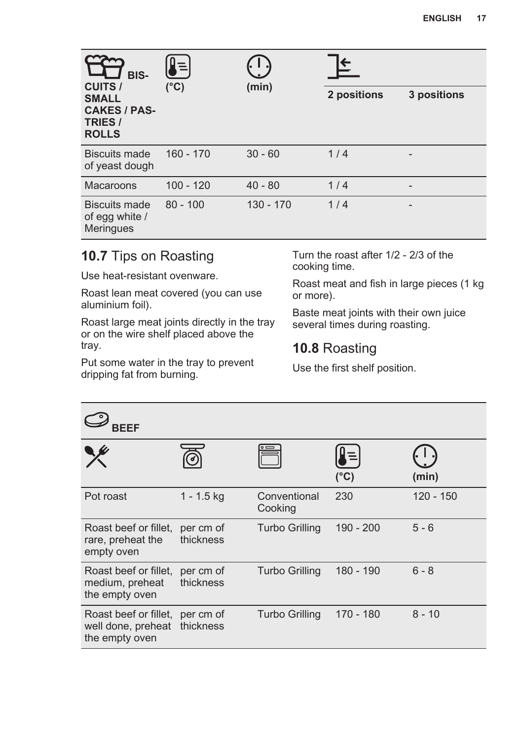| BISCUITS / SMALL CAKES / PASTRIES / ROLLS | (°C) | (min) | | |
|---|---|---|---|---|
| | | | 2 positions | 3 positions |
| Biscuits made of yeast dough | 160 - 170 | 30 - 60 | 1 / 4 | - |
| Macaroons | 100 - 120 | 40 - 80 | 1 / 4 | - |
| Biscuits made of egg white / Meringues | 80 - 100 | 130 - 170 | 1 / 4 | - |

## 10.7 Tips on Roasting

Use heat-resistant ovenware.

Roast lean meat covered (you can use aluminium foil).

Roast large meat joints directly in the tray or on the wire shelf placed above the tray.

Put some water in the tray to prevent dripping fat from burning.

Turn the roast after 1/2 - 2/3 of the cooking time.

Roast meat and fish in large pieces (1 kg or more).

Baste meat joints with their own juice several times during roasting.

## 10.8 Roasting

Use the first shelf position.

| BEEF | | | | |
|---|---|---|---|---|
| | | | (°C) | (min) |
| Pot roast | 1 - 1.5 kg | Conventional Cooking | 230 | 120 - 150 |
| Roast beef or fillet, rare, preheat the empty oven | per cm of thickness | Turbo Grilling | 190 - 200 | 5 - 6 |
| Roast beef or fillet, medium, preheat the empty oven | per cm of thickness | Turbo Grilling | 180 - 190 | 6 - 8 |
| Roast beef or fillet, well done, preheat the empty oven | per cm of thickness | Turbo Grilling | 170 - 180 | 8 - 10 |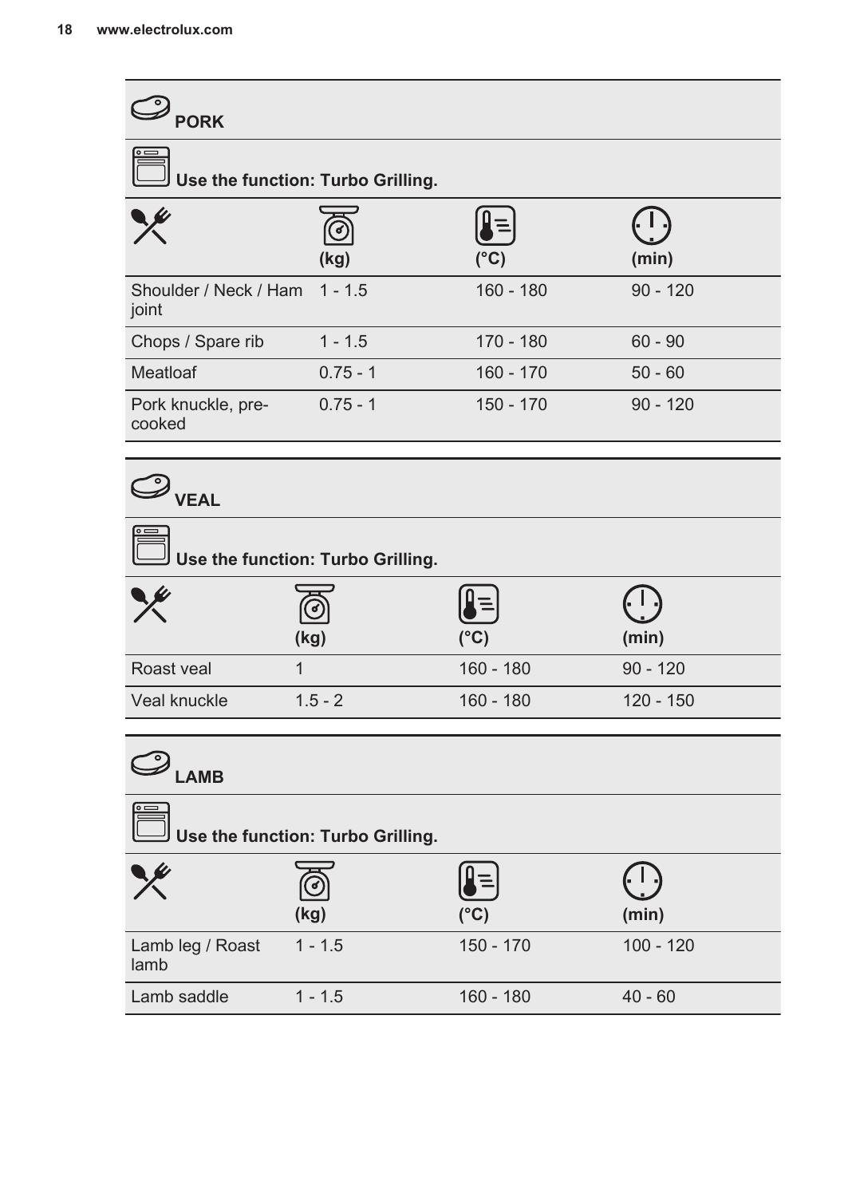## PORK

**Use the function: Turbo Grilling.**

| | (kg) | (°C) | (min) |
|---|---|---|---|
| Shoulder / Neck / Ham joint | 1 - 1.5 | 160 - 180 | 90 - 120 |
| Chops / Spare rib | 1 - 1.5 | 170 - 180 | 60 - 90 |
| Meatloaf | 0.75 - 1 | 160 - 170 | 50 - 60 |
| Pork knuckle, pre-cooked | 0.75 - 1 | 150 - 170 | 90 - 120 |

## VEAL

**Use the function: Turbo Grilling.**

| | (kg) | (°C) | (min) |
|---|---|---|---|
| Roast veal | 1 | 160 - 180 | 90 - 120 |
| Veal knuckle | 1.5 - 2 | 160 - 180 | 120 - 150 |

## LAMB

**Use the function: Turbo Grilling.**

| | (kg) | (°C) | (min) |
|---|---|---|---|
| Lamb leg / Roast lamb | 1 - 1.5 | 150 - 170 | 100 - 120 |
| Lamb saddle | 1 - 1.5 | 160 - 180 | 40 - 60 |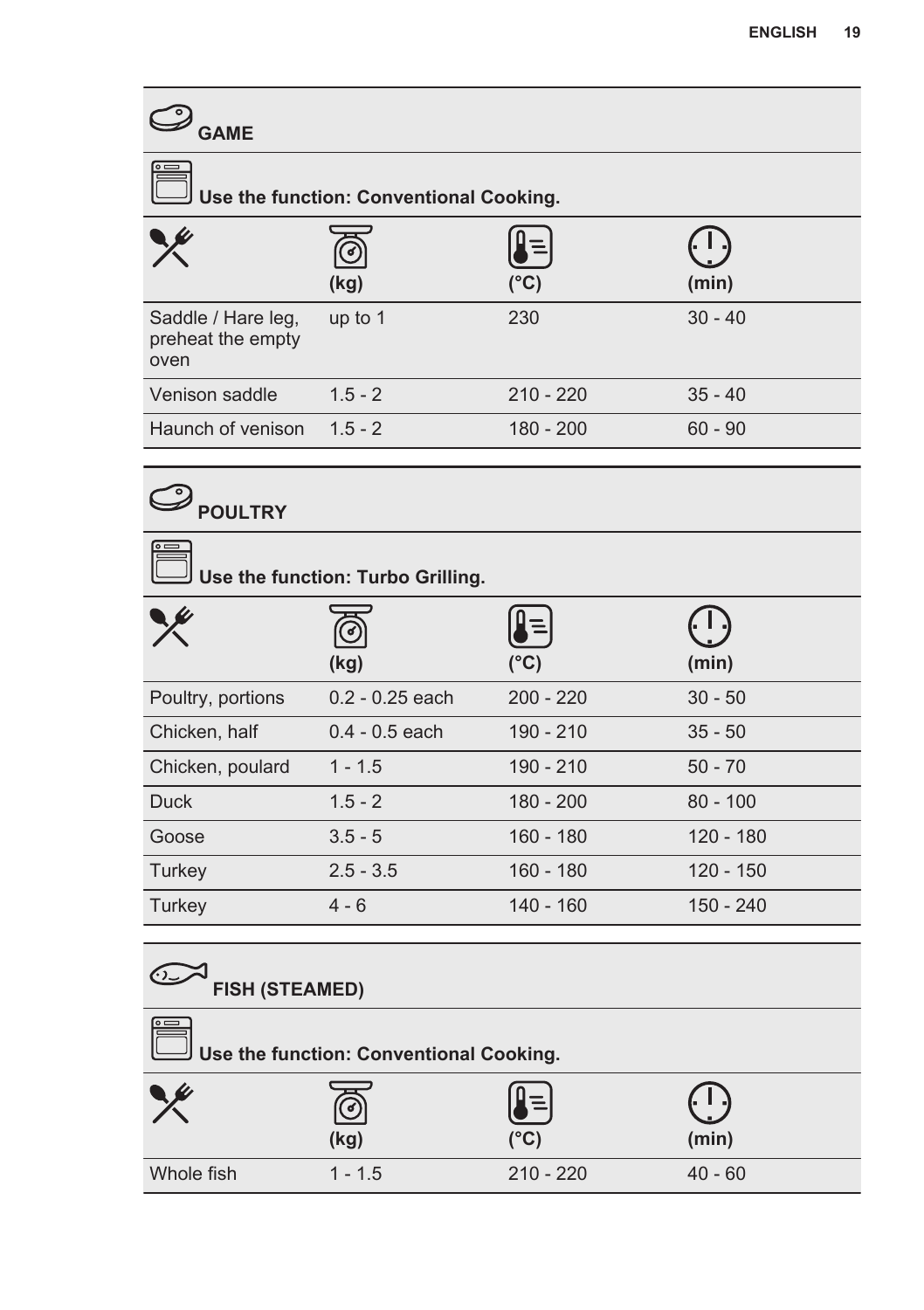### GAME

**Use the function: Conventional Cooking.**

| | (kg) | (°C) | (min) |
|---|---|---|---|
| Saddle / Hare leg, preheat the empty oven | up to 1 | 230 | 30 - 40 |
| Venison saddle | 1.5 - 2 | 210 - 220 | 35 - 40 |
| Haunch of venison | 1.5 - 2 | 180 - 200 | 60 - 90 |

### POULTRY

**Use the function: Turbo Grilling.**

| | (kg) | (°C) | (min) |
|---|---|---|---|
| Poultry, portions | 0.2 - 0.25 each | 200 - 220 | 30 - 50 |
| Chicken, half | 0.4 - 0.5 each | 190 - 210 | 35 - 50 |
| Chicken, poulard | 1 - 1.5 | 190 - 210 | 50 - 70 |
| Duck | 1.5 - 2 | 180 - 200 | 80 - 100 |
| Goose | 3.5 - 5 | 160 - 180 | 120 - 180 |
| Turkey | 2.5 - 3.5 | 160 - 180 | 120 - 150 |
| Turkey | 4 - 6 | 140 - 160 | 150 - 240 |

### FISH (STEAMED)

**Use the function: Conventional Cooking.**

| | (kg) | (°C) | (min) |
|---|---|---|---|
| Whole fish | 1 - 1.5 | 210 - 220 | 40 - 60 |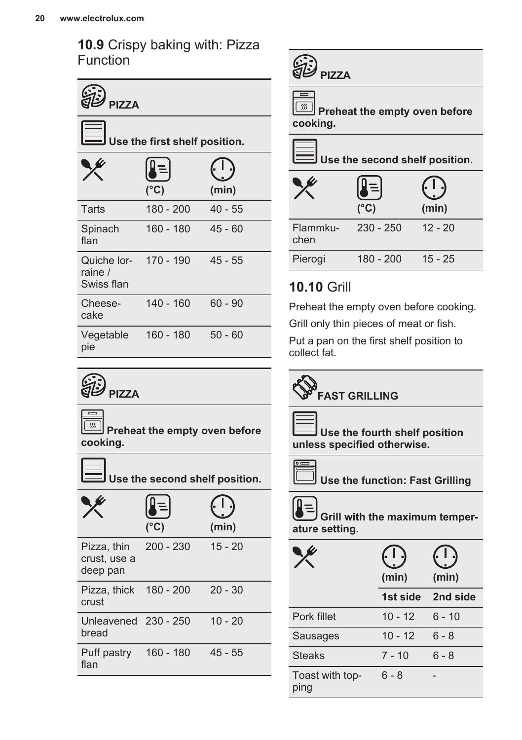## 10.9 Crispy baking with: Pizza Function

**PIZZA**

**Use the first shelf position.**

| | (°C) | (min) |
|---|---|---|
| Tarts | 180 - 200 | 40 - 55 |
| Spinach flan | 160 - 180 | 45 - 60 |
| Quiche lorraine / Swiss flan | 170 - 190 | 45 - 55 |
| Cheesecake | 140 - 160 | 60 - 90 |
| Vegetable pie | 160 - 180 | 50 - 60 |

**PIZZA**

**Preheat the empty oven before cooking.**

**Use the second shelf position.**

| | (°C) | (min) |
|---|---|---|
| Pizza, thin crust, use a deep pan | 200 - 230 | 15 - 20 |
| Pizza, thick crust | 180 - 200 | 20 - 30 |
| Unleavened bread | 230 - 250 | 10 - 20 |
| Puff pastry flan | 160 - 180 | 45 - 55 |

**PIZZA**

**Preheat the empty oven before cooking.**

**Use the second shelf position.**

| | (°C) | (min) |
|---|---|---|
| Flammkuchen | 230 - 250 | 12 - 20 |
| Pierogi | 180 - 200 | 15 - 25 |

## 10.10 Grill

Preheat the empty oven before cooking.

Grill only thin pieces of meat or fish.

Put a pan on the first shelf position to collect fat.

**FAST GRILLING**

**Use the fourth shelf position unless specified otherwise.**

**Use the function: Fast Grilling**

**Grill with the maximum temperature setting.**

| | (min) | (min) |
|---|---|---|
| | **1st side** | **2nd side** |
| Pork fillet | 10 - 12 | 6 - 10 |
| Sausages | 10 - 12 | 6 - 8 |
| Steaks | 7 - 10 | 6 - 8 |
| Toast with topping | 6 - 8 | - |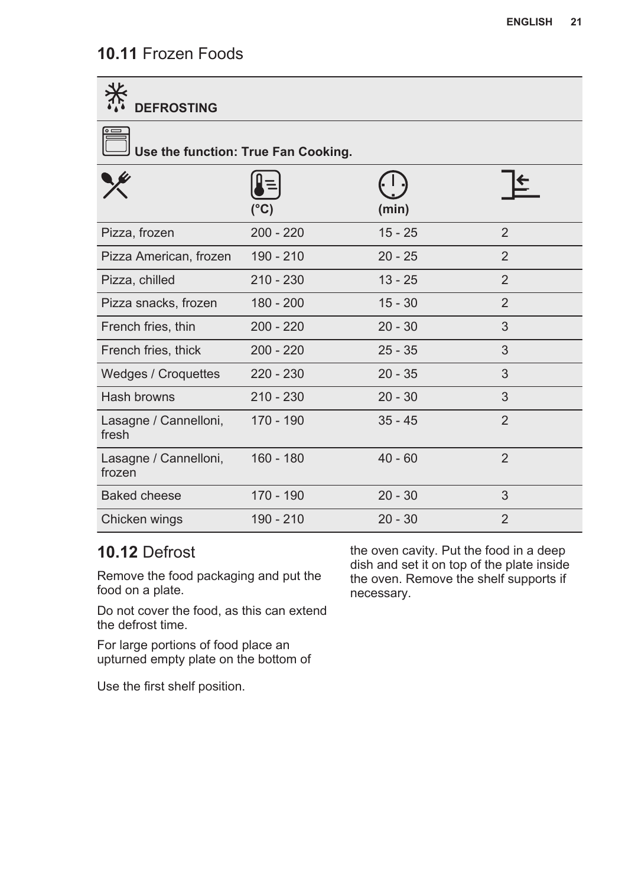## 10.11 Frozen Foods

| DEFROSTING | | | |
|---|---|---|---|
| Use the function: True Fan Cooking. | | | |
| | (°C) | (min) | |
| Pizza, frozen | 200 - 220 | 15 - 25 | 2 |
| Pizza American, frozen | 190 - 210 | 20 - 25 | 2 |
| Pizza, chilled | 210 - 230 | 13 - 25 | 2 |
| Pizza snacks, frozen | 180 - 200 | 15 - 30 | 2 |
| French fries, thin | 200 - 220 | 20 - 30 | 3 |
| French fries, thick | 200 - 220 | 25 - 35 | 3 |
| Wedges / Croquettes | 220 - 230 | 20 - 35 | 3 |
| Hash browns | 210 - 230 | 20 - 30 | 3 |
| Lasagne / Cannelloni, fresh | 170 - 190 | 35 - 45 | 2 |
| Lasagne / Cannelloni, frozen | 160 - 180 | 40 - 60 | 2 |
| Baked cheese | 170 - 190 | 20 - 30 | 3 |
| Chicken wings | 190 - 210 | 20 - 30 | 2 |

## 10.12 Defrost

Remove the food packaging and put the food on a plate.

Do not cover the food, as this can extend the defrost time.

For large portions of food place an upturned empty plate on the bottom of the oven cavity. Put the food in a deep dish and set it on top of the plate inside the oven. Remove the shelf supports if necessary.

Use the first shelf position.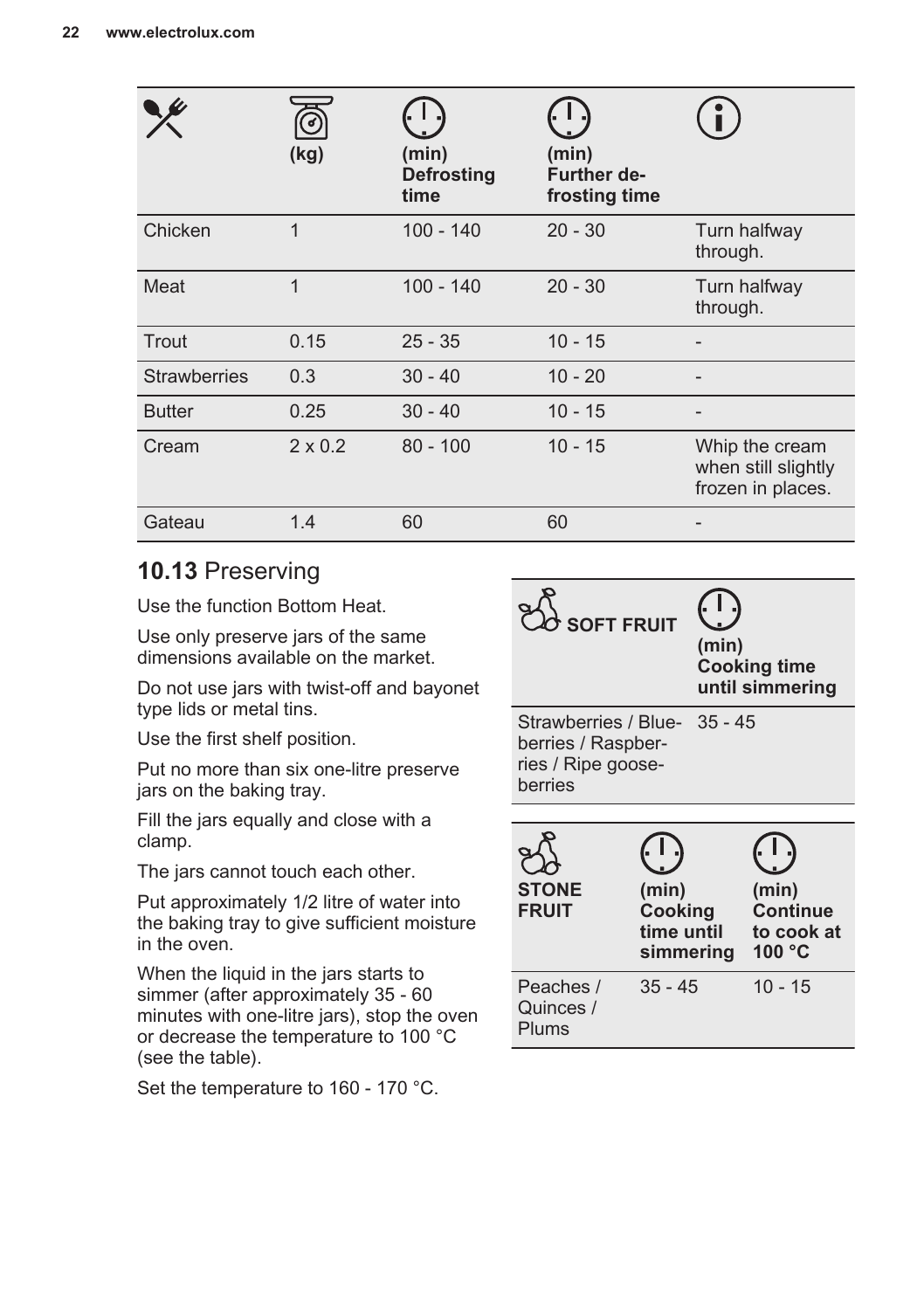| | (kg) | (min) Defrosting time | (min) Further defrosting time | |
|---|---|---|---|---|
| Chicken | 1 | 100 - 140 | 20 - 30 | Turn halfway through. |
| Meat | 1 | 100 - 140 | 20 - 30 | Turn halfway through. |
| Trout | 0.15 | 25 - 35 | 10 - 15 | - |
| Strawberries | 0.3 | 30 - 40 | 10 - 20 | - |
| Butter | 0.25 | 30 - 40 | 10 - 15 | - |
| Cream | 2 x 0.2 | 80 - 100 | 10 - 15 | Whip the cream when still slightly frozen in places. |
| Gateau | 1.4 | 60 | 60 | - |

## 10.13 Preserving

Use the function Bottom Heat.

Use only preserve jars of the same dimensions available on the market.

Do not use jars with twist-off and bayonet type lids or metal tins.

Use the first shelf position.

Put no more than six one-litre preserve jars on the baking tray.

Fill the jars equally and close with a clamp.

The jars cannot touch each other.

Put approximately 1/2 litre of water into the baking tray to give sufficient moisture in the oven.

When the liquid in the jars starts to simmer (after approximately 35 - 60 minutes with one-litre jars), stop the oven or decrease the temperature to 100 °C (see the table).

Set the temperature to 160 - 170 °C.

| SOFT FRUIT | (min) Cooking time until simmering |
|---|---|
| Strawberries / Blueberries / Raspberries / Ripe gooseberries | 35 - 45 |

| STONE FRUIT | (min) Cooking time until simmering | (min) Continue to cook at 100 °C |
|---|---|---|
| Peaches / Quinces / Plums | 35 - 45 | 10 - 15 |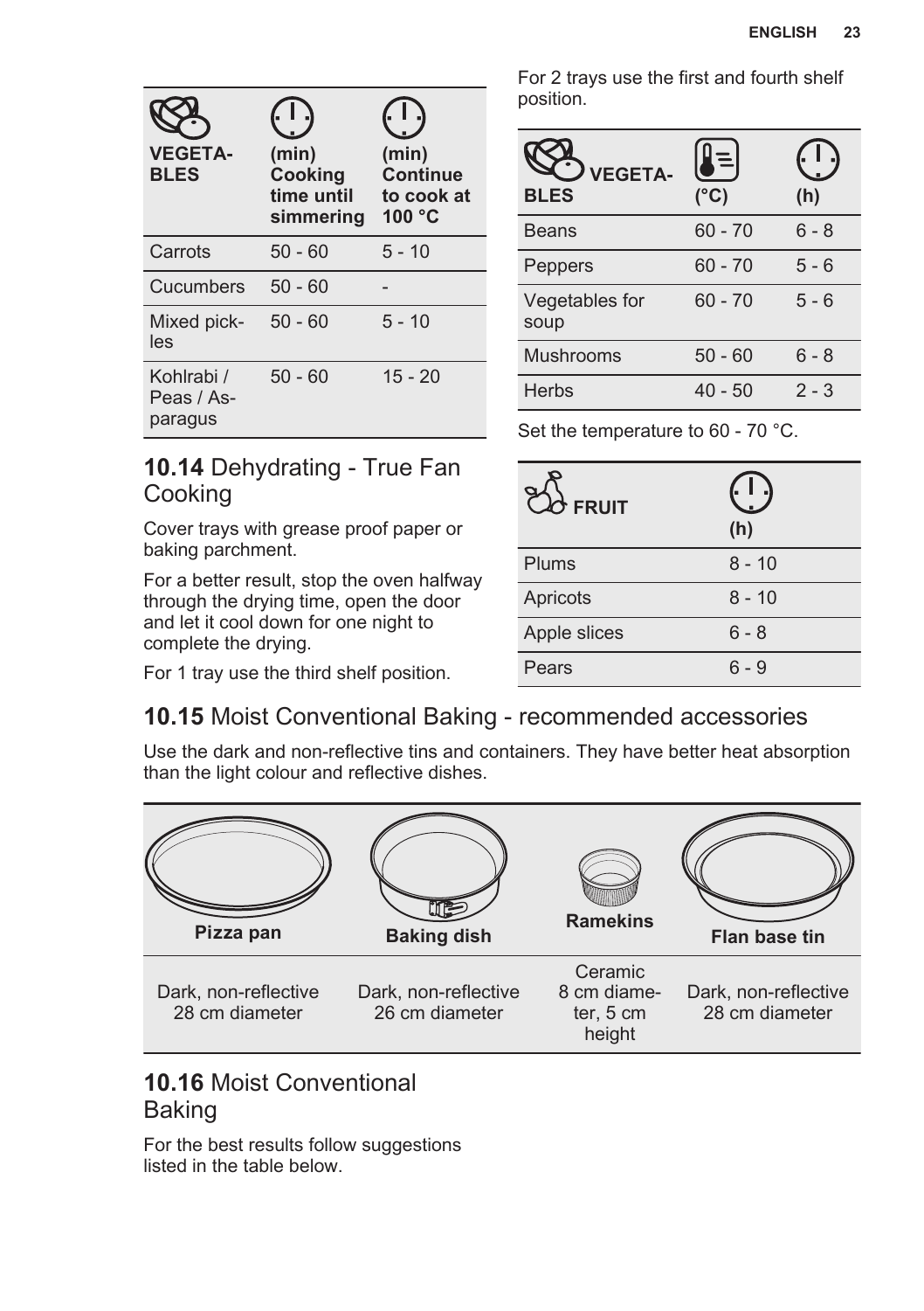| VEGETABLES | (min) Cooking time until simmering | (min) Continue to cook at 100 °C |
|---|---|---|
| Carrots | 50 - 60 | 5 - 10 |
| Cucumbers | 50 - 60 | - |
| Mixed pickles | 50 - 60 | 5 - 10 |
| Kohlrabi / Peas / Asparagus | 50 - 60 | 15 - 20 |

## 10.14 Dehydrating - True Fan Cooking

Cover trays with grease proof paper or baking parchment.

For a better result, stop the oven halfway through the drying time, open the door and let it cool down for one night to complete the drying.

For 1 tray use the third shelf position.

For 2 trays use the first and fourth shelf position.

| VEGETABLES | (°C) | (h) |
|---|---|---|
| Beans | 60 - 70 | 6 - 8 |
| Peppers | 60 - 70 | 5 - 6 |
| Vegetables for soup | 60 - 70 | 5 - 6 |
| Mushrooms | 50 - 60 | 6 - 8 |
| Herbs | 40 - 50 | 2 - 3 |

Set the temperature to 60 - 70 °C.

| FRUIT | (h) |
|---|---|
| Plums | 8 - 10 |
| Apricots | 8 - 10 |
| Apple slices | 6 - 8 |
| Pears | 6 - 9 |

## 10.15 Moist Conventional Baking - recommended accessories

Use the dark and non-reflective tins and containers. They have better heat absorption than the light colour and reflective dishes.

| Pizza pan | Baking dish | Ramekins | Flan base tin |
|---|---|---|---|
| Dark, non-reflective 28 cm diameter | Dark, non-reflective 26 cm diameter | Ceramic 8 cm diameter, 5 cm height | Dark, non-reflective 28 cm diameter |

## 10.16 Moist Conventional Baking

For the best results follow suggestions listed in the table below.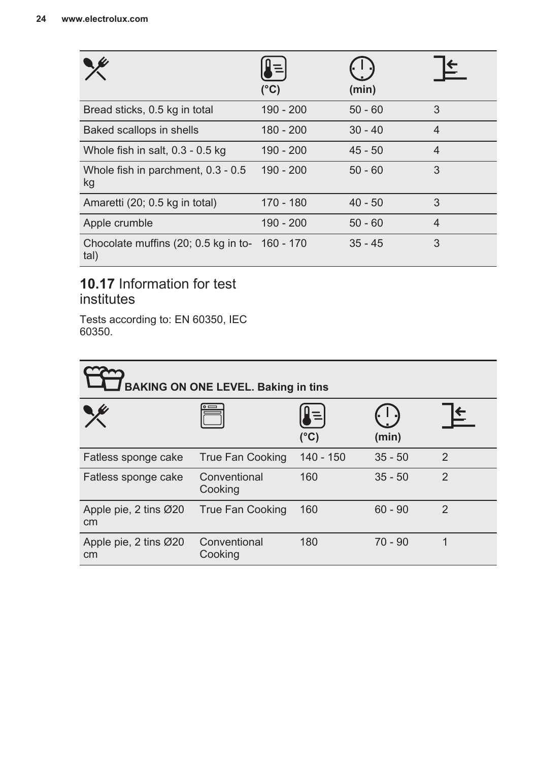| | (°C) | (min) | |
|---|---|---|---|
| Bread sticks, 0.5 kg in total | 190 - 200 | 50 - 60 | 3 |
| Baked scallops in shells | 180 - 200 | 30 - 40 | 4 |
| Whole fish in salt, 0.3 - 0.5 kg | 190 - 200 | 45 - 50 | 4 |
| Whole fish in parchment, 0.3 - 0.5 kg | 190 - 200 | 50 - 60 | 3 |
| Amaretti (20; 0.5 kg in total) | 170 - 180 | 40 - 50 | 3 |
| Apple crumble | 190 - 200 | 50 - 60 | 4 |
| Chocolate muffins (20; 0.5 kg in total) | 160 - 170 | 35 - 45 | 3 |

## 10.17 Information for test institutes

Tests according to: EN 60350, IEC 60350.

| **BAKING ON ONE LEVEL. Baking in tins** | | | | |
|---|---|---|---|---|
| | | (°C) | (min) | |
| Fatless sponge cake | True Fan Cooking | 140 - 150 | 35 - 50 | 2 |
| Fatless sponge cake | Conventional Cooking | 160 | 35 - 50 | 2 |
| Apple pie, 2 tins Ø20 cm | True Fan Cooking | 160 | 60 - 90 | 2 |
| Apple pie, 2 tins Ø20 cm | Conventional Cooking | 180 | 70 - 90 | 1 |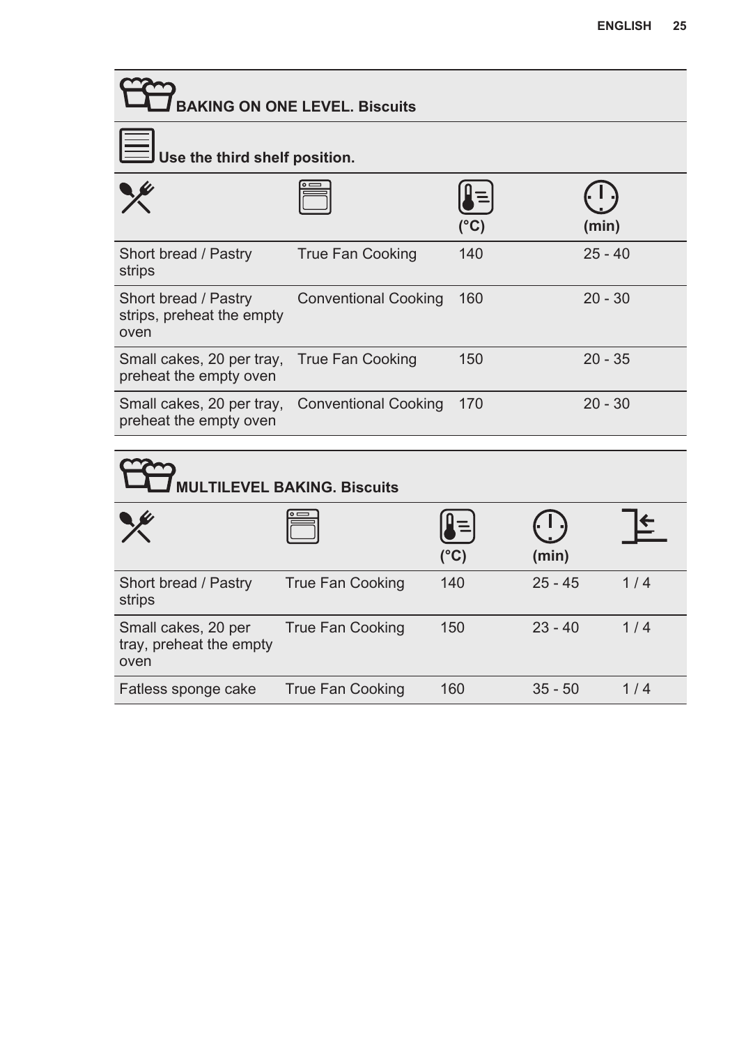## BAKING ON ONE LEVEL. Biscuits

**Use the third shelf position.**

| | | (°C) | (min) |
|---|---|---|---|
| Short bread / Pastry strips | True Fan Cooking | 140 | 25 - 40 |
| Short bread / Pastry strips, preheat the empty oven | Conventional Cooking | 160 | 20 - 30 |
| Small cakes, 20 per tray, preheat the empty oven | True Fan Cooking | 150 | 20 - 35 |
| Small cakes, 20 per tray, preheat the empty oven | Conventional Cooking | 170 | 20 - 30 |

## MULTILEVEL BAKING. Biscuits

| | | (°C) | (min) | |
|---|---|---|---|---|
| Short bread / Pastry strips | True Fan Cooking | 140 | 25 - 45 | 1 / 4 |
| Small cakes, 20 per tray, preheat the empty oven | True Fan Cooking | 150 | 23 - 40 | 1 / 4 |
| Fatless sponge cake | True Fan Cooking | 160 | 35 - 50 | 1 / 4 |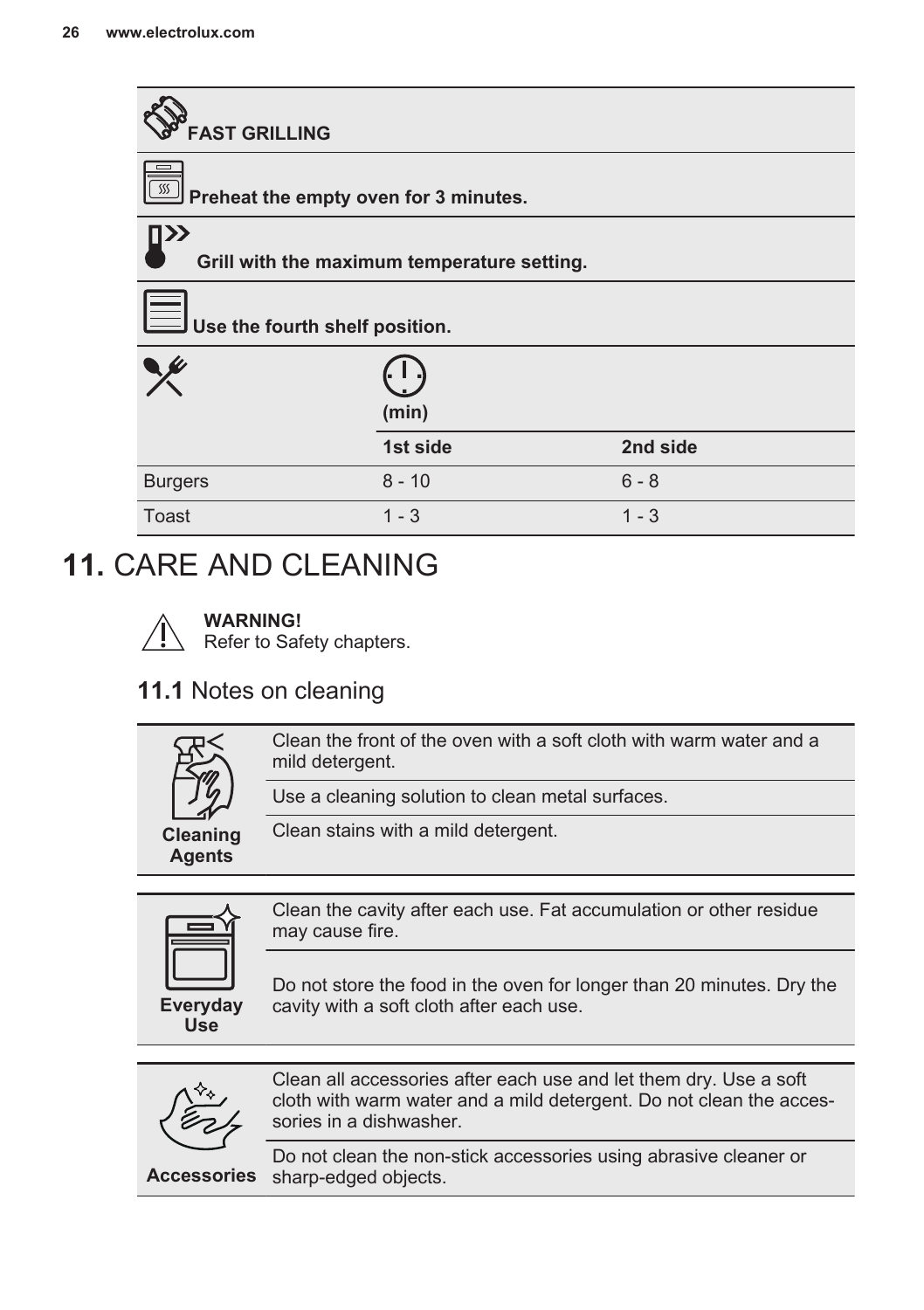| FAST GRILLING | | |
|---|---|---|
| Preheat the empty oven for 3 minutes. | | |
| Grill with the maximum temperature setting. | | |
| Use the fourth shelf position. | | |
| | (min) | |
| | 1st side | 2nd side |
| Burgers | 8 - 10 | 6 - 8 |
| Toast | 1 - 3 | 1 - 3 |

# 11. CARE AND CLEANING

**WARNING!**
Refer to Safety chapters.

## 11.1 Notes on cleaning

| Cleaning Agents | |
|---|---|
| | Clean the front of the oven with a soft cloth with warm water and a mild detergent. |
| | Use a cleaning solution to clean metal surfaces. |
| | Clean stains with a mild detergent. |

| Everyday Use | |
|---|---|
| | Clean the cavity after each use. Fat accumulation or other residue may cause fire. |
| | Do not store the food in the oven for longer than 20 minutes. Dry the cavity with a soft cloth after each use. |

| Accessories | |
|---|---|
| | Clean all accessories after each use and let them dry. Use a soft cloth with warm water and a mild detergent. Do not clean the accessories in a dishwasher. |
| | Do not clean the non-stick accessories using abrasive cleaner or sharp-edged objects. |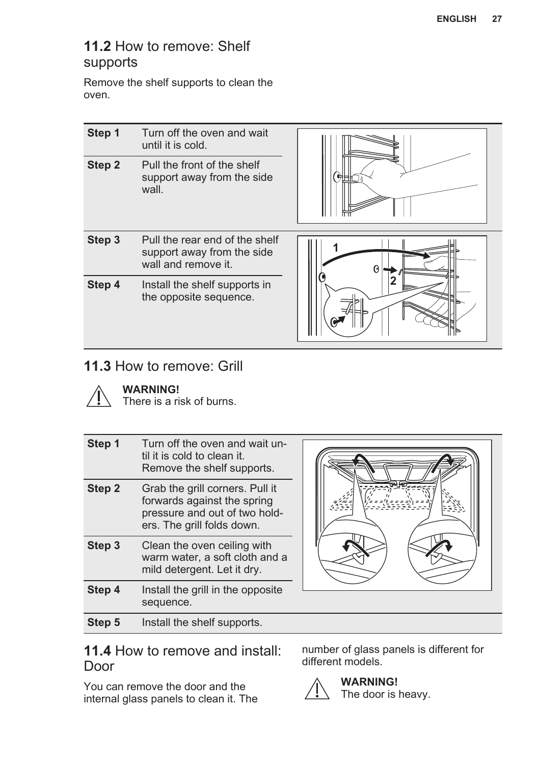## 11.2 How to remove: Shelf supports

Remove the shelf supports to clean the oven.

| Step | Action |
|---|---|
| **Step 1** | Turn off the oven and wait until it is cold. |
| **Step 2** | Pull the front of the shelf support away from the side wall. |
| **Step 3** | Pull the rear end of the shelf support away from the side wall and remove it. |
| **Step 4** | Install the shelf supports in the opposite sequence. |

## 11.3 How to remove: Grill

**WARNING!**
There is a risk of burns.

| Step | Action |
|---|---|
| **Step 1** | Turn off the oven and wait until it is cold to clean it.<br>Remove the shelf supports. |
| **Step 2** | Grab the grill corners. Pull it forwards against the spring pressure and out of two holders. The grill folds down. |
| **Step 3** | Clean the oven ceiling with warm water, a soft cloth and a mild detergent. Let it dry. |
| **Step 4** | Install the grill in the opposite sequence. |
| **Step 5** | Install the shelf supports. |

## 11.4 How to remove and install: Door

You can remove the door and the internal glass panels to clean it. The number of glass panels is different for different models.

**WARNING!**
The door is heavy.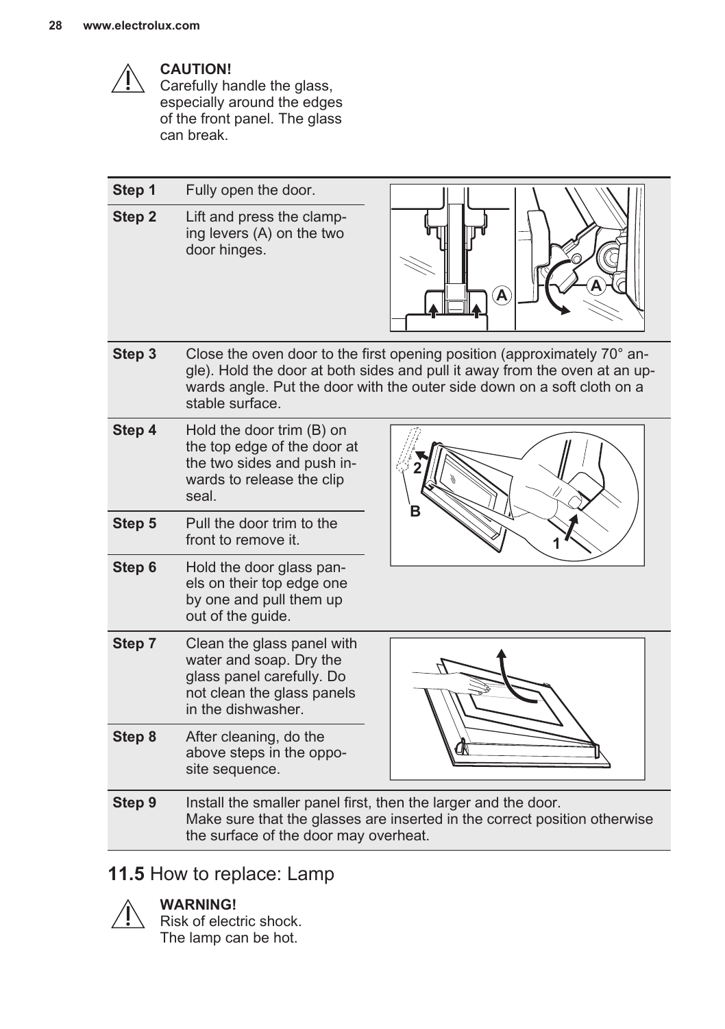**CAUTION!**
Carefully handle the glass, especially around the edges of the front panel. The glass can break.

| Step | Description |
| --- | --- |
| **Step 1** | Fully open the door. |
| **Step 2** | Lift and press the clamping levers (A) on the two door hinges. |
| **Step 3** | Close the oven door to the first opening position (approximately 70° angle). Hold the door at both sides and pull it away from the oven at an upwards angle. Put the door with the outer side down on a soft cloth on a stable surface. |
| **Step 4** | Hold the door trim (B) on the top edge of the door at the two sides and push inwards to release the clip seal. |
| **Step 5** | Pull the door trim to the front to remove it. |
| **Step 6** | Hold the door glass panels on their top edge one by one and pull them up out of the guide. |
| **Step 7** | Clean the glass panel with water and soap. Dry the glass panel carefully. Do not clean the glass panels in the dishwasher. |
| **Step 8** | After cleaning, do the above steps in the opposite sequence. |
| **Step 9** | Install the smaller panel first, then the larger and the door. Make sure that the glasses are inserted in the correct position otherwise the surface of the door may overheat. |

## 11.5 How to replace: Lamp

**WARNING!**
Risk of electric shock.
The lamp can be hot.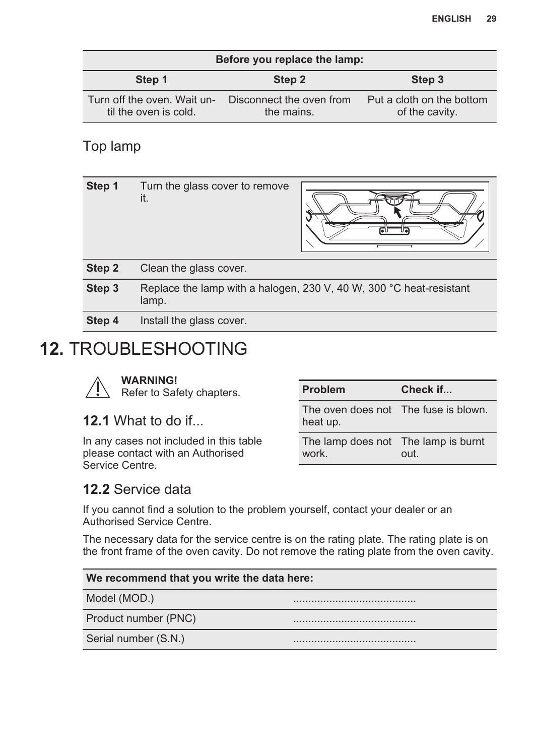| Before you replace the lamp: | | |
|---|---|---|
| **Step 1** | **Step 2** | **Step 3** |
| Turn off the oven. Wait until the oven is cold. | Disconnect the oven from the mains. | Put a cloth on the bottom of the cavity. |

### Top lamp

| | |
|---|---|
| **Step 1** | Turn the glass cover to remove it. |
| **Step 2** | Clean the glass cover. |
| **Step 3** | Replace the lamp with a halogen, 230 V, 40 W, 300 °C heat-resistant lamp. |
| **Step 4** | Install the glass cover. |

# 12. TROUBLESHOOTING

**WARNING!**
Refer to Safety chapters.

## 12.1 What to do if...

In any cases not included in this table please contact with an Authorised Service Centre.

| Problem | Check if... |
|---|---|
| The oven does not heat up. | The fuse is blown. |
| The lamp does not work. | The lamp is burnt out. |

## 12.2 Service data

If you cannot find a solution to the problem yourself, contact your dealer or an Authorised Service Centre.

The necessary data for the service centre is on the rating plate. The rating plate is on the front frame of the oven cavity. Do not remove the rating plate from the oven cavity.

| We recommend that you write the data here: | |
|---|---|
| Model (MOD.) | ......................................... |
| Product number (PNC) | ......................................... |
| Serial number (S.N.) | ......................................... |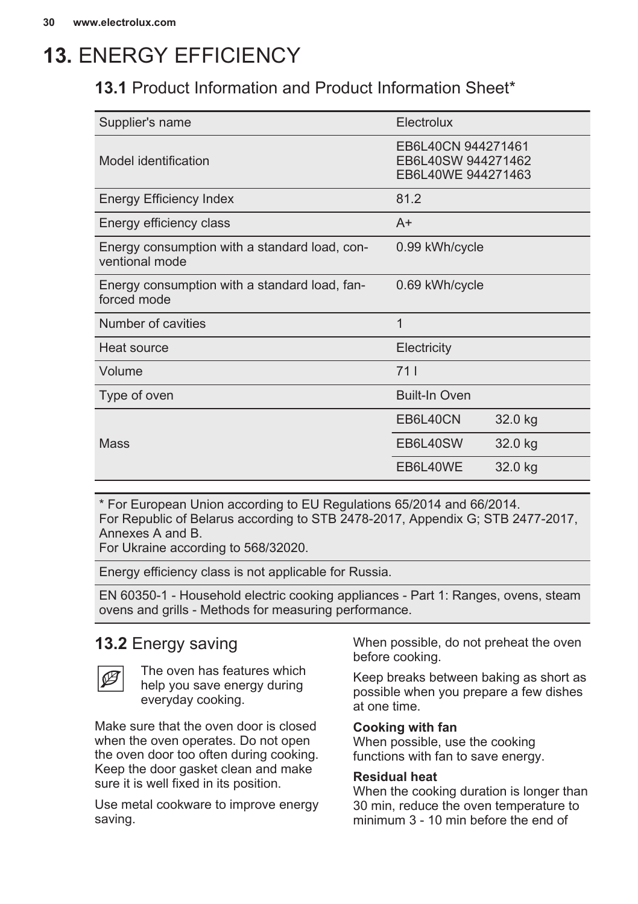# 13. ENERGY EFFICIENCY

## 13.1 Product Information and Product Information Sheet*

| | | |
|---|---|---|
| Supplier's name | Electrolux | |
| Model identification | EB6L40CN 944271461<br>EB6L40SW 944271462<br>EB6L40WE 944271463 | |
| Energy Efficiency Index | 81.2 | |
| Energy efficiency class | A+ | |
| Energy consumption with a standard load, conventional mode | 0.99 kWh/cycle | |
| Energy consumption with a standard load, fan-forced mode | 0.69 kWh/cycle | |
| Number of cavities | 1 | |
| Heat source | Electricity | |
| Volume | 71 l | |
| Type of oven | Built-In Oven | |
| Mass | EB6L40CN | 32.0 kg |
| | EB6L40SW | 32.0 kg |
| | EB6L40WE | 32.0 kg |

* For European Union according to EU Regulations 65/2014 and 66/2014.
For Republic of Belarus according to STB 2478-2017, Appendix G; STB 2477-2017, Annexes A and B.
For Ukraine according to 568/32020.

Energy efficiency class is not applicable for Russia.

EN 60350-1 - Household electric cooking appliances - Part 1: Ranges, ovens, steam ovens and grills - Methods for measuring performance.

## 13.2 Energy saving

The oven has features which help you save energy during everyday cooking.

Make sure that the oven door is closed when the oven operates. Do not open the oven door too often during cooking. Keep the door gasket clean and make sure it is well fixed in its position.

Use metal cookware to improve energy saving.

When possible, do not preheat the oven before cooking.

Keep breaks between baking as short as possible when you prepare a few dishes at one time.

**Cooking with fan**
When possible, use the cooking functions with fan to save energy.

**Residual heat**
When the cooking duration is longer than 30 min, reduce the oven temperature to minimum 3 - 10 min before the end of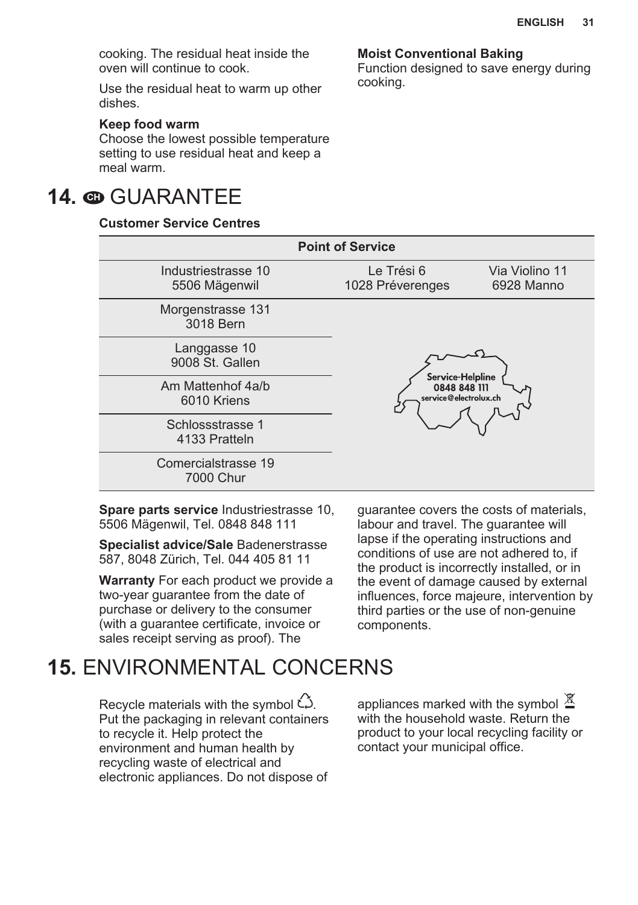cooking. The residual heat inside the oven will continue to cook.

Use the residual heat to warm up other dishes.

**Keep food warm**
Choose the lowest possible temperature setting to use residual heat and keep a meal warm.

**Moist Conventional Baking**
Function designed to save energy during cooking.

# 14. CH GUARANTEE

**Customer Service Centres**

| Point of Service | | |
|---|---|---|
| Industriestrasse 10<br>5506 Mägenwil | Le Trési 6<br>1028 Préverenges | Via Violino 11<br>6928 Manno |
| Morgenstrasse 131<br>3018 Bern | Service-Helpline<br>0848 848 111<br>service@electrolux.ch | |
| Langgasse 10<br>9008 St. Gallen | | |
| Am Mattenhof 4a/b<br>6010 Kriens | | |
| Schlossstrasse 1<br>4133 Pratteln | | |
| Comercialstrasse 19<br>7000 Chur | | |

**Spare parts service** Industriestrasse 10, 5506 Mägenwil, Tel. 0848 848 111

**Specialist advice/Sale** Badenerstrasse 587, 8048 Zürich, Tel. 044 405 81 11

**Warranty** For each product we provide a two-year guarantee from the date of purchase or delivery to the consumer (with a guarantee certificate, invoice or sales receipt serving as proof). The guarantee covers the costs of materials, labour and travel. The guarantee will lapse if the operating instructions and conditions of use are not adhered to, if the product is incorrectly installed, or in the event of damage caused by external influences, force majeure, intervention by third parties or the use of non-genuine components.

# 15. ENVIRONMENTAL CONCERNS

Recycle materials with the symbol ♲. Put the packaging in relevant containers to recycle it. Help protect the environment and human health by recycling waste of electrical and electronic appliances. Do not dispose of appliances marked with the symbol with the household waste. Return the product to your local recycling facility or contact your municipal office.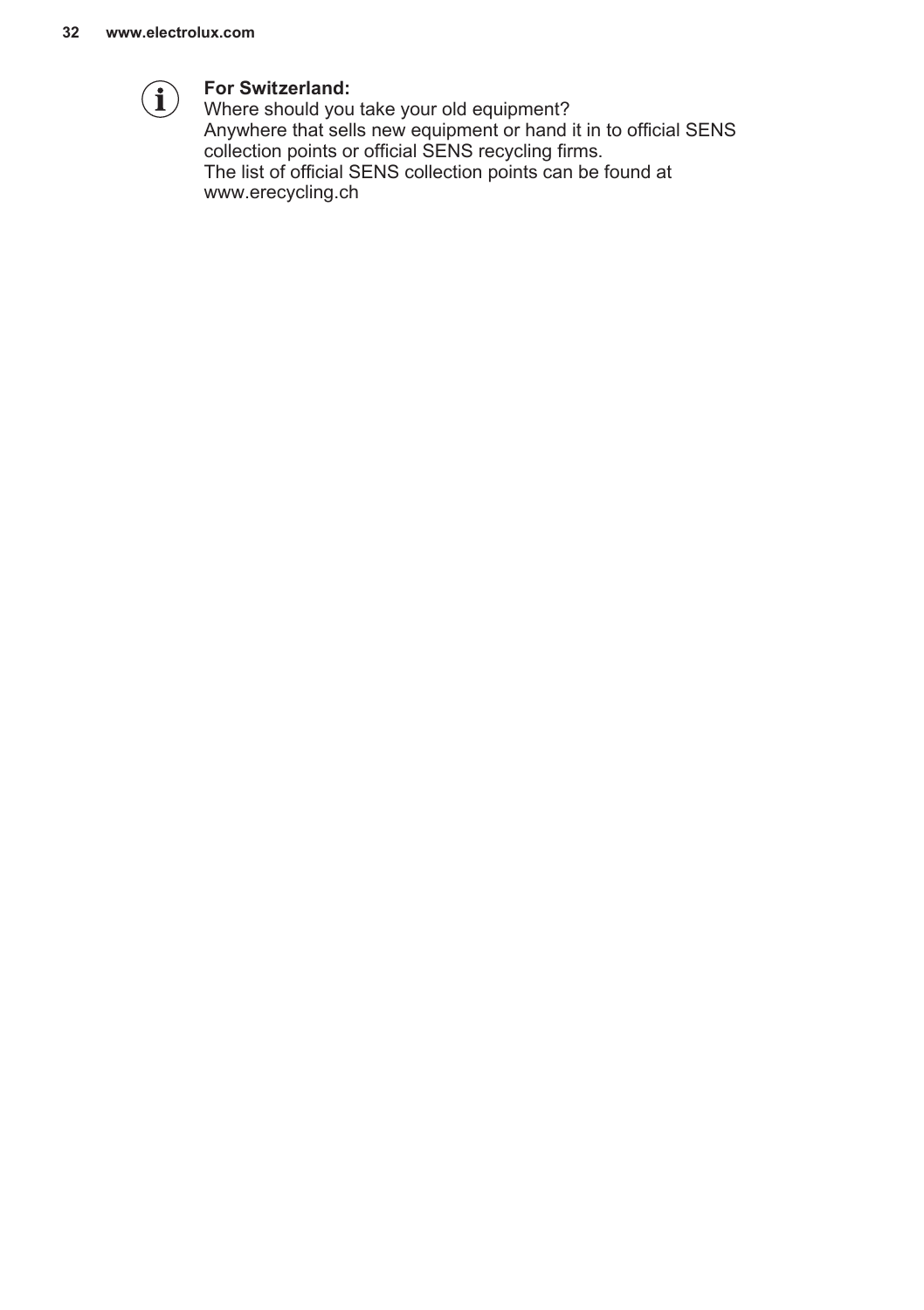**For Switzerland:**

Where should you take your old equipment?
Anywhere that sells new equipment or hand it in to official SENS collection points or official SENS recycling firms.
The list of official SENS collection points can be found at www.erecycling.ch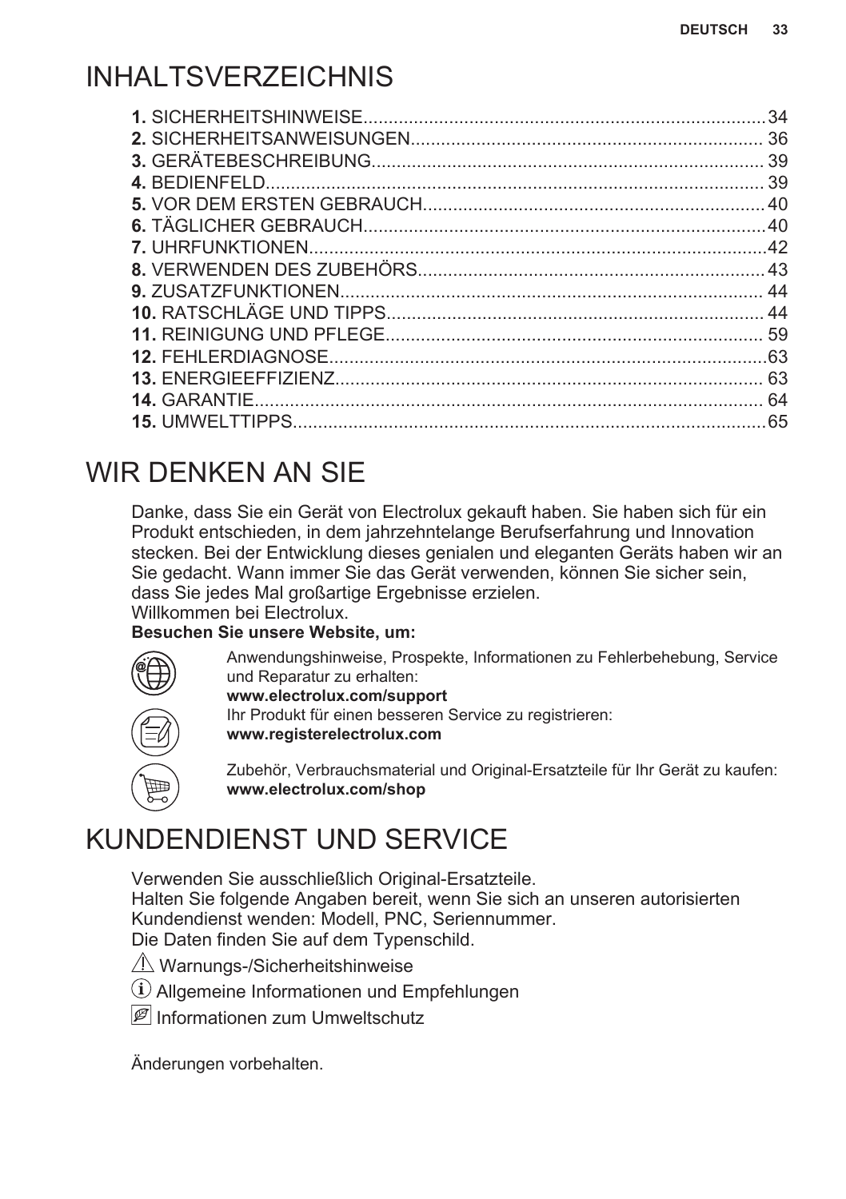# INHALTSVERZEICHNIS

**1.** SICHERHEITSHINWEISE...............................................................................34
**2.** SICHERHEITSANWEISUNGEN..................................................................... 36
**3.** GERÄTEBESCHREIBUNG............................................................................. 39
**4.** BEDIENFELD.................................................................................................. 39
**5.** VOR DEM ERSTEN GEBRAUCH................................................................... 40
**6.** TÄGLICHER GEBRAUCH...............................................................................40
**7.** UHRFUNKTIONEN..........................................................................................42
**8.** VERWENDEN DES ZUBEHÖRS................................................................... 43
**9.** ZUSATZFUNKTIONEN................................................................................... 44
**10.** RATSCHLÄGE UND TIPPS......................................................................... 44
**11.** REINIGUNG UND PFLEGE.......................................................................... 59
**12.** FEHLERDIAGNOSE......................................................................................63
**13.** ENERGIEEFFIZIENZ.................................................................................... 63
**14.** GARANTIE.................................................................................................... 64
**15.** UMWELTTIPPS.............................................................................................65

# WIR DENKEN AN SIE

Danke, dass Sie ein Gerät von Electrolux gekauft haben. Sie haben sich für ein Produkt entschieden, in dem jahrzehntelange Berufserfahrung und Innovation stecken. Bei der Entwicklung dieses genialen und eleganten Geräts haben wir an Sie gedacht. Wann immer Sie das Gerät verwenden, können Sie sicher sein, dass Sie jedes Mal großartige Ergebnisse erzielen.
Willkommen bei Electrolux.

**Besuchen Sie unsere Website, um:**

Anwendungshinweise, Prospekte, Informationen zu Fehlerbehebung, Service und Reparatur zu erhalten:
**www.electrolux.com/support**

Ihr Produkt für einen besseren Service zu registrieren:
**www.registerelectrolux.com**

Zubehör, Verbrauchsmaterial und Original-Ersatzteile für Ihr Gerät zu kaufen:
**www.electrolux.com/shop**

# KUNDENDIENST UND SERVICE

Verwenden Sie ausschließlich Original-Ersatzteile.
Halten Sie folgende Angaben bereit, wenn Sie sich an unseren autorisierten Kundendienst wenden: Modell, PNC, Seriennummer.
Die Daten finden Sie auf dem Typenschild.

⚠ Warnungs-/Sicherheitshinweise

ⓘ Allgemeine Informationen und Empfehlungen

Informationen zum Umweltschutz

Änderungen vorbehalten.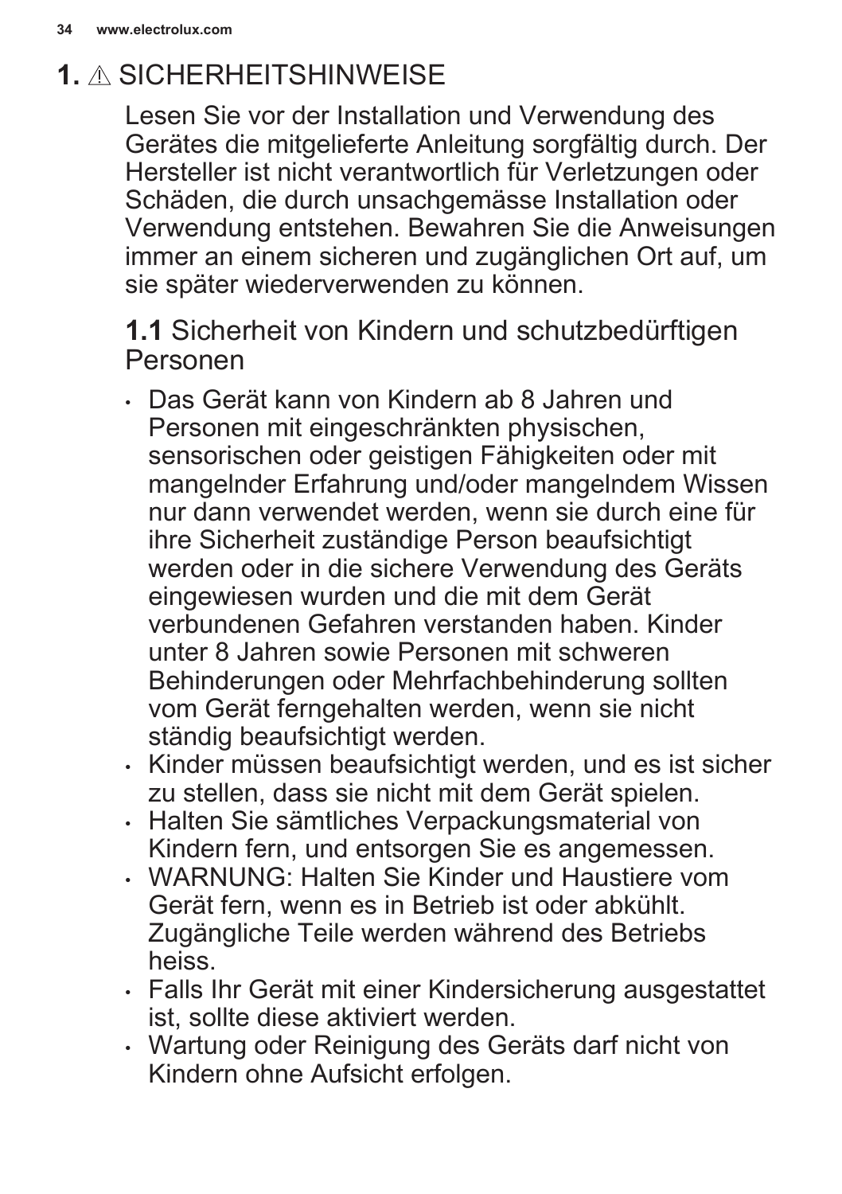# 1. ⚠ SICHERHEITSHINWEISE

Lesen Sie vor der Installation und Verwendung des Gerätes die mitgelieferte Anleitung sorgfältig durch. Der Hersteller ist nicht verantwortlich für Verletzungen oder Schäden, die durch unsachgemässe Installation oder Verwendung entstehen. Bewahren Sie die Anweisungen immer an einem sicheren und zugänglichen Ort auf, um sie später wiederverwenden zu können.

## 1.1 Sicherheit von Kindern und schutzbedürftigen Personen

- Das Gerät kann von Kindern ab 8 Jahren und Personen mit eingeschränkten physischen, sensorischen oder geistigen Fähigkeiten oder mit mangelnder Erfahrung und/oder mangelndem Wissen nur dann verwendet werden, wenn sie durch eine für ihre Sicherheit zuständige Person beaufsichtigt werden oder in die sichere Verwendung des Geräts eingewiesen wurden und die mit dem Gerät verbundenen Gefahren verstanden haben. Kinder unter 8 Jahren sowie Personen mit schweren Behinderungen oder Mehrfachbehinderung sollten vom Gerät ferngehalten werden, wenn sie nicht ständig beaufsichtigt werden.
- Kinder müssen beaufsichtigt werden, und es ist sicher zu stellen, dass sie nicht mit dem Gerät spielen.
- Halten Sie sämtliches Verpackungsmaterial von Kindern fern, und entsorgen Sie es angemessen.
- WARNUNG: Halten Sie Kinder und Haustiere vom Gerät fern, wenn es in Betrieb ist oder abkühlt. Zugängliche Teile werden während des Betriebs heiss.
- Falls Ihr Gerät mit einer Kindersicherung ausgestattet ist, sollte diese aktiviert werden.
- Wartung oder Reinigung des Geräts darf nicht von Kindern ohne Aufsicht erfolgen.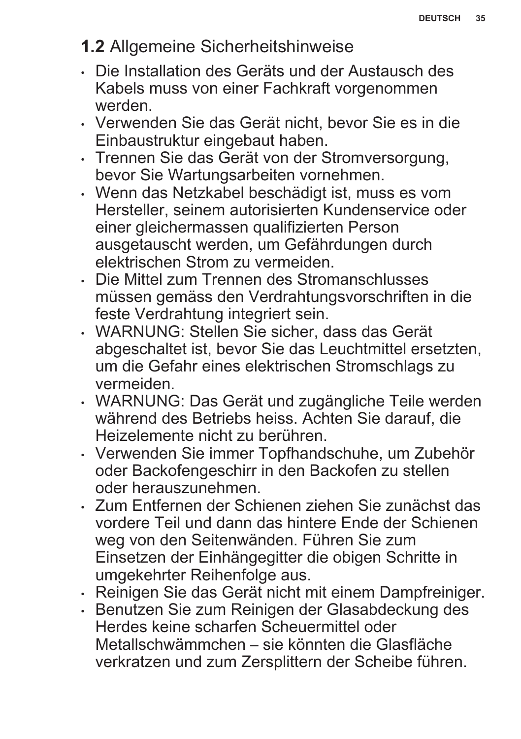## 1.2 Allgemeine Sicherheitshinweise

- Die Installation des Geräts und der Austausch des Kabels muss von einer Fachkraft vorgenommen werden.
- Verwenden Sie das Gerät nicht, bevor Sie es in die Einbaustruktur eingebaut haben.
- Trennen Sie das Gerät von der Stromversorgung, bevor Sie Wartungsarbeiten vornehmen.
- Wenn das Netzkabel beschädigt ist, muss es vom Hersteller, seinem autorisierten Kundenservice oder einer gleichermassen qualifizierten Person ausgetauscht werden, um Gefährdungen durch elektrischen Strom zu vermeiden.
- Die Mittel zum Trennen des Stromanschlusses müssen gemäss den Verdrahtungsvorschriften in die feste Verdrahtung integriert sein.
- WARNUNG: Stellen Sie sicher, dass das Gerät abgeschaltet ist, bevor Sie das Leuchtmittel ersetzten, um die Gefahr eines elektrischen Stromschlags zu vermeiden.
- WARNUNG: Das Gerät und zugängliche Teile werden während des Betriebs heiss. Achten Sie darauf, die Heizelemente nicht zu berühren.
- Verwenden Sie immer Topfhandschuhe, um Zubehör oder Backofengeschirr in den Backofen zu stellen oder herauszunehmen.
- Zum Entfernen der Schienen ziehen Sie zunächst das vordere Teil und dann das hintere Ende der Schienen weg von den Seitenwänden. Führen Sie zum Einsetzen der Einhängegitter die obigen Schritte in umgekehrter Reihenfolge aus.
- Reinigen Sie das Gerät nicht mit einem Dampfreiniger.
- Benutzen Sie zum Reinigen der Glasabdeckung des Herdes keine scharfen Scheuermittel oder Metallschwämmchen – sie könnten die Glasfläche verkratzen und zum Zersplittern der Scheibe führen.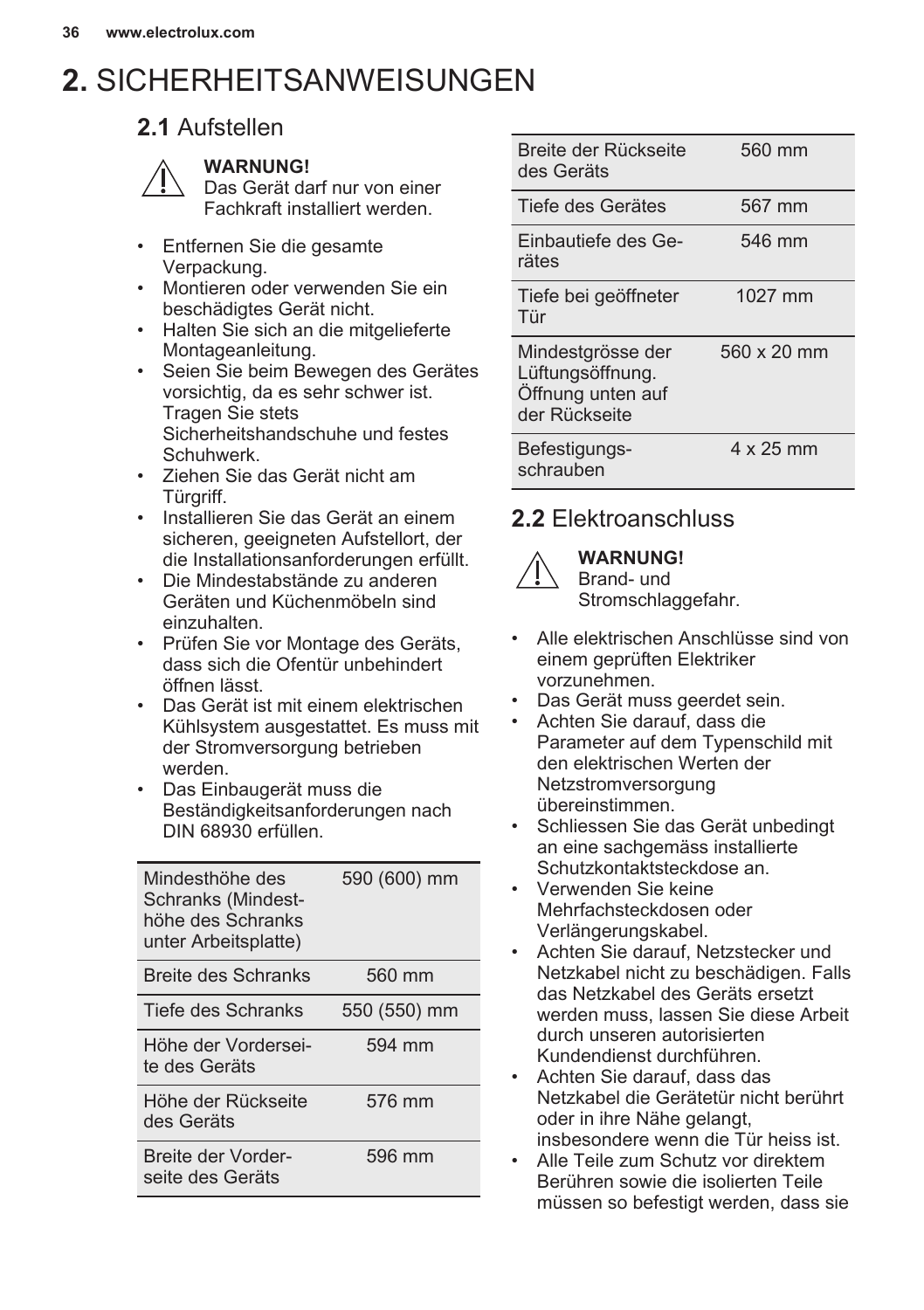# 2. SICHERHEITSANWEISUNGEN

## 2.1 Aufstellen

**WARNUNG!**
Das Gerät darf nur von einer Fachkraft installiert werden.

- Entfernen Sie die gesamte Verpackung.
- Montieren oder verwenden Sie ein beschädigtes Gerät nicht.
- Halten Sie sich an die mitgelieferte Montageanleitung.
- Seien Sie beim Bewegen des Gerätes vorsichtig, da es sehr schwer ist. Tragen Sie stets Sicherheitshandschuhe und festes Schuhwerk.
- Ziehen Sie das Gerät nicht am Türgriff.
- Installieren Sie das Gerät an einem sicheren, geeigneten Aufstellort, der die Installationsanforderungen erfüllt.
- Die Mindestabstände zu anderen Geräten und Küchenmöbeln sind einzuhalten.
- Prüfen Sie vor Montage des Geräts, dass sich die Ofentür unbehindert öffnen lässt.
- Das Gerät ist mit einem elektrischen Kühlsystem ausgestattet. Es muss mit der Stromversorgung betrieben werden.
- Das Einbaugerät muss die Beständigkeitsanforderungen nach DIN 68930 erfüllen.

| | |
|---|---|
| Mindesthöhe des Schranks (Mindesthöhe des Schranks unter Arbeitsplatte) | 590 (600) mm |
| Breite des Schranks | 560 mm |
| Tiefe des Schranks | 550 (550) mm |
| Höhe der Vorderseite des Geräts | 594 mm |
| Höhe der Rückseite des Geräts | 576 mm |
| Breite der Vorderseite des Geräts | 596 mm |
| Breite der Rückseite des Geräts | 560 mm |
| Tiefe des Gerätes | 567 mm |
| Einbautiefe des Gerätes | 546 mm |
| Tiefe bei geöffneter Tür | 1027 mm |
| Mindestgrösse der Lüftungsöffnung. Öffnung unten auf der Rückseite | 560 x 20 mm |
| Befestigungsschrauben | 4 x 25 mm |

## 2.2 Elektroanschluss

**WARNUNG!**
Brand- und Stromschlaggefahr.

- Alle elektrischen Anschlüsse sind von einem geprüften Elektriker vorzunehmen.
- Das Gerät muss geerdet sein.
- Achten Sie darauf, dass die Parameter auf dem Typenschild mit den elektrischen Werten der Netzstromversorgung übereinstimmen.
- Schliessen Sie das Gerät unbedingt an eine sachgemäss installierte Schutzkontaktsteckdose an.
- Verwenden Sie keine Mehrfachsteckdosen oder Verlängerungskabel.
- Achten Sie darauf, Netzstecker und Netzkabel nicht zu beschädigen. Falls das Netzkabel des Geräts ersetzt werden muss, lassen Sie diese Arbeit durch unseren autorisierten Kundendienst durchführen.
- Achten Sie darauf, dass das Netzkabel die Gerätetür nicht berührt oder in ihre Nähe gelangt, insbesondere wenn die Tür heiss ist.
- Alle Teile zum Schutz vor direktem Berühren sowie die isolierten Teile müssen so befestigt werden, dass sie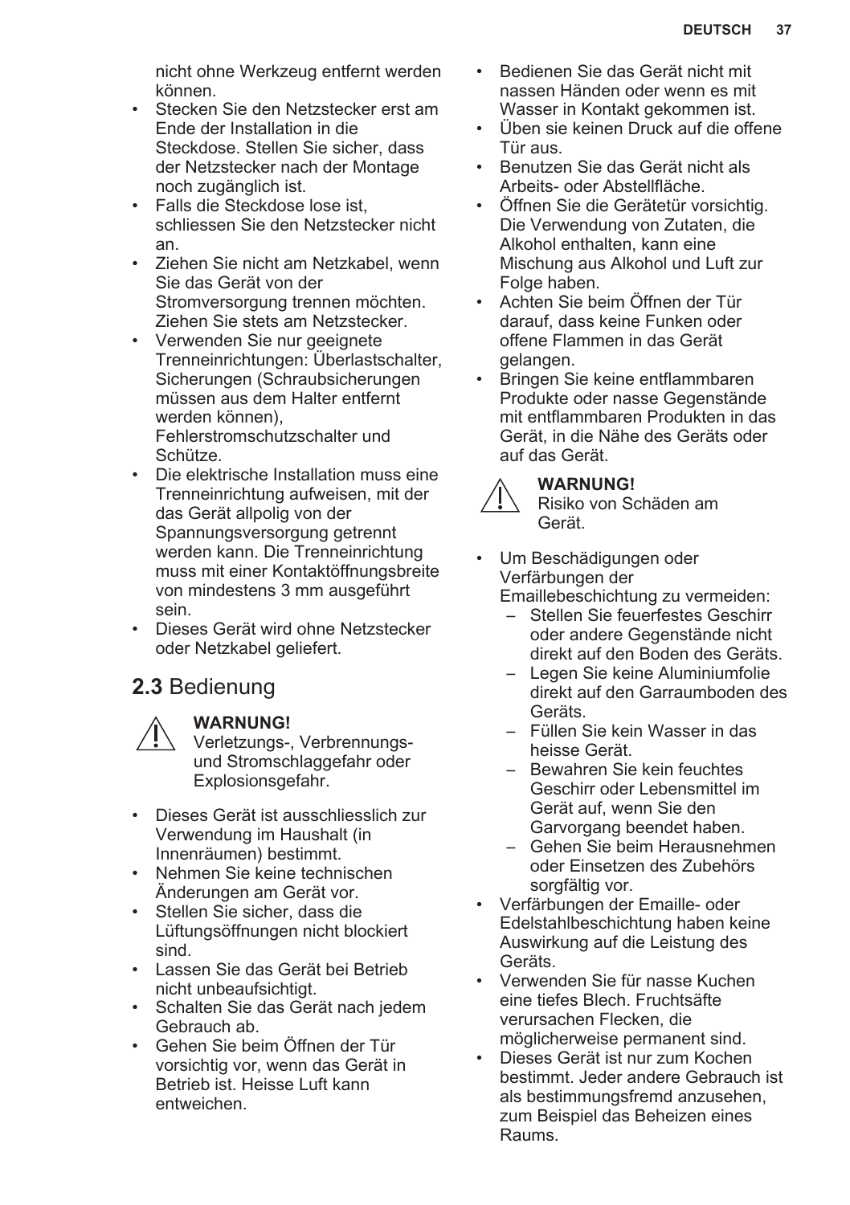nicht ohne Werkzeug entfernt werden können.

- Stecken Sie den Netzstecker erst am Ende der Installation in die Steckdose. Stellen Sie sicher, dass der Netzstecker nach der Montage noch zugänglich ist.
- Falls die Steckdose lose ist, schliessen Sie den Netzstecker nicht an.
- Ziehen Sie nicht am Netzkabel, wenn Sie das Gerät von der Stromversorgung trennen möchten. Ziehen Sie stets am Netzstecker.
- Verwenden Sie nur geeignete Trenneinrichtungen: Überlastschalter, Sicherungen (Schraubsicherungen müssen aus dem Halter entfernt werden können), Fehlerstromschutzschalter und Schütze.
- Die elektrische Installation muss eine Trenneinrichtung aufweisen, mit der das Gerät allpolig von der Spannungsversorgung getrennt werden kann. Die Trenneinrichtung muss mit einer Kontaktöffnungsbreite von mindestens 3 mm ausgeführt sein.
- Dieses Gerät wird ohne Netzstecker oder Netzkabel geliefert.

## **2.3** Bedienung

> **WARNUNG!**
> Verletzungs-, Verbrennungs- und Stromschlaggefahr oder Explosionsgefahr.

- Dieses Gerät ist ausschliesslich zur Verwendung im Haushalt (in Innenräumen) bestimmt.
- Nehmen Sie keine technischen Änderungen am Gerät vor.
- Stellen Sie sicher, dass die Lüftungsöffnungen nicht blockiert sind.
- Lassen Sie das Gerät bei Betrieb nicht unbeaufsichtigt.
- Schalten Sie das Gerät nach jedem Gebrauch ab.
- Gehen Sie beim Öffnen der Tür vorsichtig vor, wenn das Gerät in Betrieb ist. Heisse Luft kann entweichen.
- Bedienen Sie das Gerät nicht mit nassen Händen oder wenn es mit Wasser in Kontakt gekommen ist.
- Üben sie keinen Druck auf die offene Tür aus.
- Benutzen Sie das Gerät nicht als Arbeits- oder Abstellfläche.
- Öffnen Sie die Gerätetür vorsichtig. Die Verwendung von Zutaten, die Alkohol enthalten, kann eine Mischung aus Alkohol und Luft zur Folge haben.
- Achten Sie beim Öffnen der Tür darauf, dass keine Funken oder offene Flammen in das Gerät gelangen.
- Bringen Sie keine entflammbaren Produkte oder nasse Gegenstände mit entflammbaren Produkten in das Gerät, in die Nähe des Geräts oder auf das Gerät.

> **WARNUNG!**
> Risiko von Schäden am Gerät.

- Um Beschädigungen oder Verfärbungen der Emaillebeschichtung zu vermeiden:
  - Stellen Sie feuerfestes Geschirr oder andere Gegenstände nicht direkt auf den Boden des Geräts.
  - Legen Sie keine Aluminiumfolie direkt auf den Garraumboden des Geräts.
  - Füllen Sie kein Wasser in das heisse Gerät.
  - Bewahren Sie kein feuchtes Geschirr oder Lebensmittel im Gerät auf, wenn Sie den Garvorgang beendet haben.
  - Gehen Sie beim Herausnehmen oder Einsetzen des Zubehörs sorgfältig vor.
- Verfärbungen der Emaille- oder Edelstahlbeschichtung haben keine Auswirkung auf die Leistung des Geräts.
- Verwenden Sie für nasse Kuchen eine tiefes Blech. Fruchtsäfte verursachen Flecken, die möglicherweise permanent sind.
- Dieses Gerät ist nur zum Kochen bestimmt. Jeder andere Gebrauch ist als bestimmungsfremd anzusehen, zum Beispiel das Beheizen eines Raums.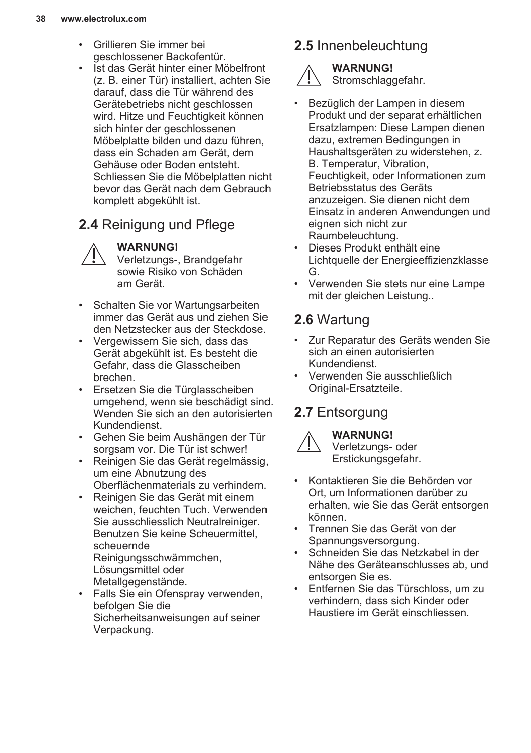- Grillieren Sie immer bei geschlossener Backofentür.
- Ist das Gerät hinter einer Möbelfront (z. B. einer Tür) installiert, achten Sie darauf, dass die Tür während des Gerätebetriebs nicht geschlossen wird. Hitze und Feuchtigkeit können sich hinter der geschlossenen Möbelplatte bilden und dazu führen, dass ein Schaden am Gerät, dem Gehäuse oder Boden entsteht. Schliessen Sie die Möbelplatten nicht bevor das Gerät nach dem Gebrauch komplett abgekühlt ist.

## 2.4 Reinigung und Pflege

**WARNUNG!**
Verletzungs-, Brandgefahr sowie Risiko von Schäden am Gerät.

- Schalten Sie vor Wartungsarbeiten immer das Gerät aus und ziehen Sie den Netzstecker aus der Steckdose.
- Vergewissern Sie sich, dass das Gerät abgekühlt ist. Es besteht die Gefahr, dass die Glasscheiben brechen.
- Ersetzen Sie die Türglasscheiben umgehend, wenn sie beschädigt sind. Wenden Sie sich an den autorisierten Kundendienst.
- Gehen Sie beim Aushängen der Tür sorgsam vor. Die Tür ist schwer!
- Reinigen Sie das Gerät regelmässig, um eine Abnutzung des Oberflächenmaterials zu verhindern.
- Reinigen Sie das Gerät mit einem weichen, feuchten Tuch. Verwenden Sie ausschliesslich Neutralreiniger. Benutzen Sie keine Scheuermittel, scheuernde Reinigungsschwämmchen, Lösungsmittel oder Metallgegenstände.
- Falls Sie ein Ofenspray verwenden, befolgen Sie die Sicherheitsanweisungen auf seiner Verpackung.

## 2.5 Innenbeleuchtung

**WARNUNG!**
Stromschlaggefahr.

- Bezüglich der Lampen in diesem Produkt und der separat erhältlichen Ersatzlampen: Diese Lampen dienen dazu, extremen Bedingungen in Haushaltsgeräten zu widerstehen, z. B. Temperatur, Vibration, Feuchtigkeit, oder Informationen zum Betriebsstatus des Geräts anzuzeigen. Sie dienen nicht dem Einsatz in anderen Anwendungen und eignen sich nicht zur Raumbeleuchtung.
- Dieses Produkt enthält eine Lichtquelle der Energieeffizienzklasse G.
- Verwenden Sie stets nur eine Lampe mit der gleichen Leistung..

## 2.6 Wartung

- Zur Reparatur des Geräts wenden Sie sich an einen autorisierten Kundendienst.
- Verwenden Sie ausschließlich Original-Ersatzteile.

## 2.7 Entsorgung

**WARNUNG!**
Verletzungs- oder Erstickungsgefahr.

- Kontaktieren Sie die Behörden vor Ort, um Informationen darüber zu erhalten, wie Sie das Gerät entsorgen können.
- Trennen Sie das Gerät von der Spannungsversorgung.
- Schneiden Sie das Netzkabel in der Nähe des Geräteanschlusses ab, und entsorgen Sie es.
- Entfernen Sie das Türschloss, um zu verhindern, dass sich Kinder oder Haustiere im Gerät einschliessen.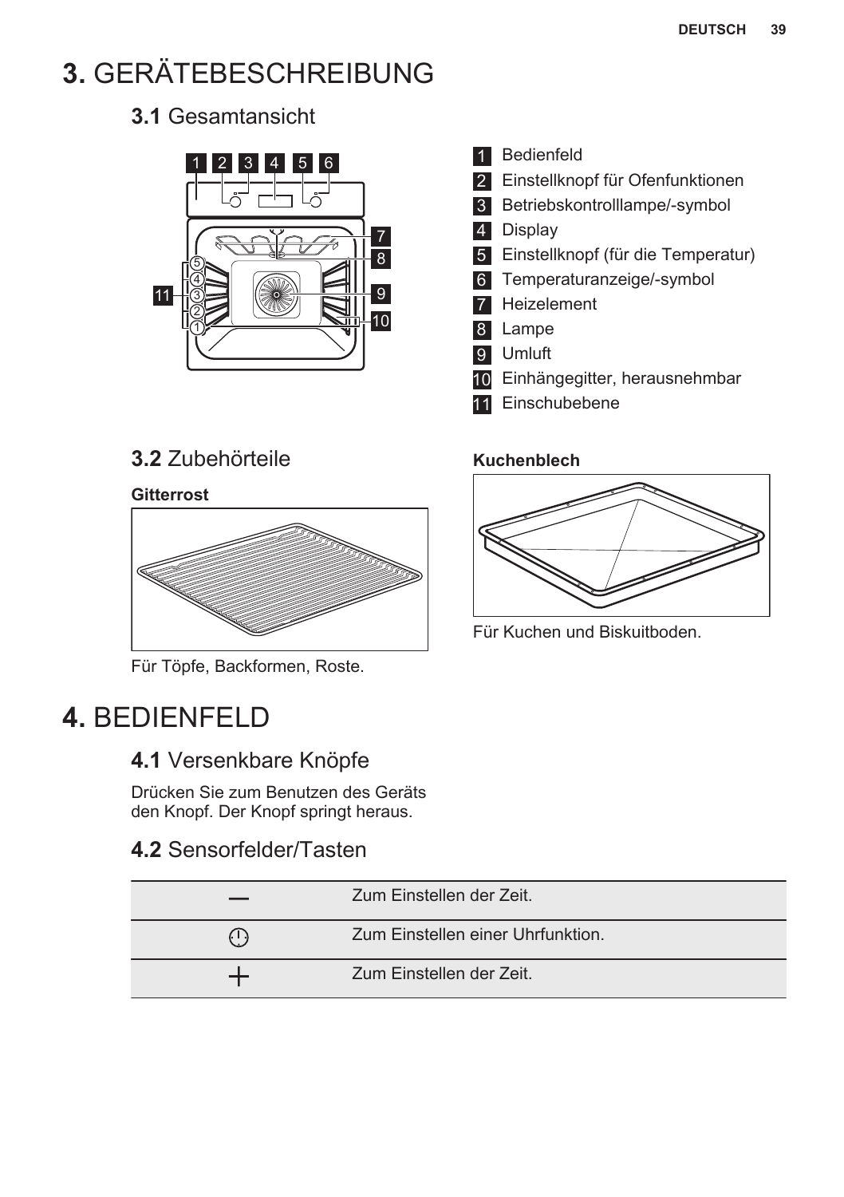# 3. GERÄTEBESCHREIBUNG

## 3.1 Gesamtansicht

1. Bedienfeld
2. Einstellknopf für Ofenfunktionen
3. Betriebskontrolllampe/-symbol
4. Display
5. Einstellknopf (für die Temperatur)
6. Temperaturanzeige/-symbol
7. Heizelement
8. Lampe
9. Umluft
10. Einhängegitter, herausnehmbar
11. Einschubebene

## 3.2 Zubehörteile

**Gitterrost**

Für Töpfe, Backformen, Roste.

**Kuchenblech**

Für Kuchen und Biskuitboden.

# 4. BEDIENFELD

## 4.1 Versenkbare Knöpfe

Drücken Sie zum Benutzen des Geräts den Knopf. Der Knopf springt heraus.

## 4.2 Sensorfelder/Tasten

| | |
|---|---|
| — | Zum Einstellen der Zeit. |
| ⏲ | Zum Einstellen einer Uhrfunktion. |
| + | Zum Einstellen der Zeit. |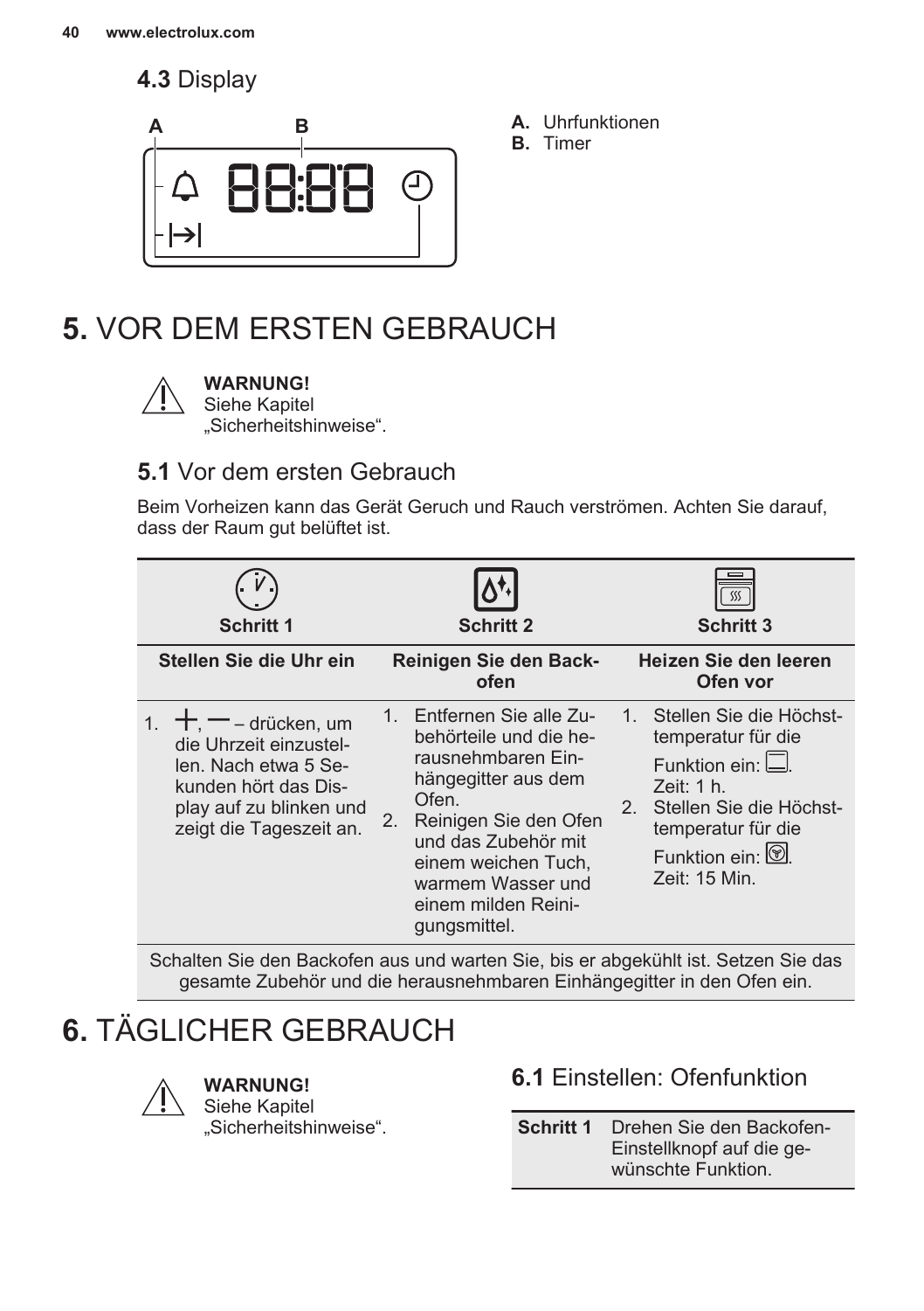### 4.3 Display

A. Uhrfunktionen
B. Timer

## 5. VOR DEM ERSTEN GEBRAUCH

**WARNUNG!**
Siehe Kapitel „Sicherheitshinweise“.

### 5.1 Vor dem ersten Gebrauch

Beim Vorheizen kann das Gerät Geruch und Rauch verströmen. Achten Sie darauf, dass der Raum gut belüftet ist.

| Schritt 1 | Schritt 2 | Schritt 3 |
|---|---|---|
| **Stellen Sie die Uhr ein** | **Reinigen Sie den Backofen** | **Heizen Sie den leeren Ofen vor** |
| 1. +, — – drücken, um die Uhrzeit einzustellen. Nach etwa 5 Sekunden hört das Display auf zu blinken und zeigt die Tageszeit an. | 1. Entfernen Sie alle Zubehörteile und die herausnehmbaren Einhängegitter aus dem Ofen.<br>2. Reinigen Sie den Ofen und das Zubehör mit einem weichen Tuch, warmem Wasser und einem milden Reinigungsmittel. | 1. Stellen Sie die Höchsttemperatur für die Funktion ein: ☐. Zeit: 1 h.<br>2. Stellen Sie die Höchsttemperatur für die Funktion ein: ☐. Zeit: 15 Min. |
| Schalten Sie den Backofen aus und warten Sie, bis er abgekühlt ist. Setzen Sie das gesamte Zubehör und die herausnehmbaren Einhängegitter in den Ofen ein. | | |

## 6. TÄGLICHER GEBRAUCH

**WARNUNG!**
Siehe Kapitel „Sicherheitshinweise“.

### 6.1 Einstellen: Ofenfunktion

| | |
|---|---|
| **Schritt 1** | Drehen Sie den Backofen-Einstellknopf auf die gewünschte Funktion. |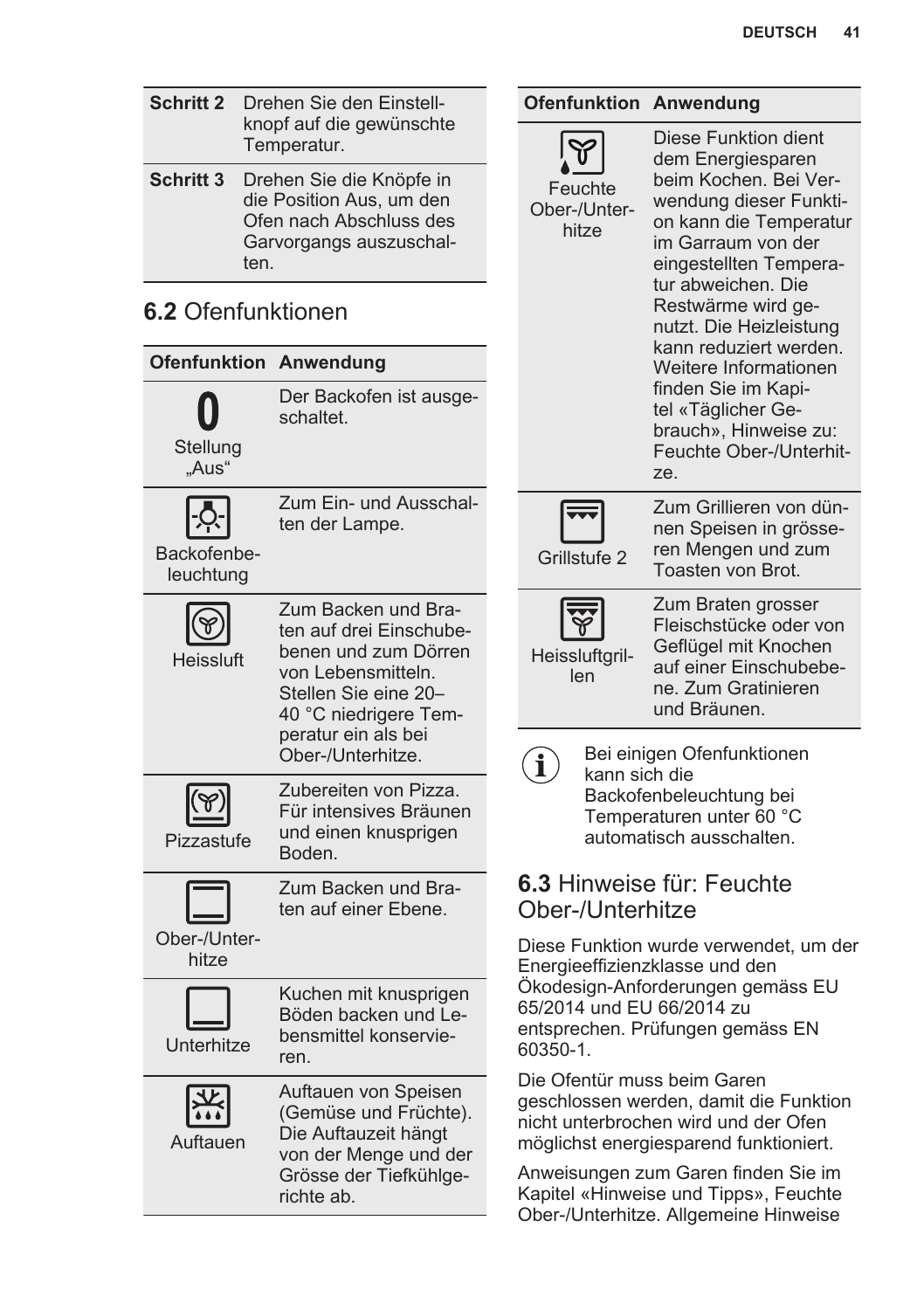| | |
|---|---|
| **Schritt 2** | Drehen Sie den Einstellknopf auf die gewünschte Temperatur. |
| **Schritt 3** | Drehen Sie die Knöpfe in die Position Aus, um den Ofen nach Abschluss des Garvorgangs auszuschalten. |

## 6.2 Ofenfunktionen

| Ofenfunktion | Anwendung |
|---|---|
| 0 Stellung „Aus“ | Der Backofen ist ausgeschaltet. |
| Backofenbeleuchtung | Zum Ein- und Ausschalten der Lampe. |
| Heissluft | Zum Backen und Braten auf drei Einschubebenen und zum Dörren von Lebensmitteln. Stellen Sie eine 20–40 °C niedrigere Temperatur ein als bei Ober-/Unterhitze. |
| Pizzastufe | Zubereiten von Pizza. Für intensives Bräunen und einen knusprigen Boden. |
| Ober-/Unterhitze | Zum Backen und Braten auf einer Ebene. |
| Unterhitze | Kuchen mit knusprigen Böden backen und Lebensmittel konservieren. |
| Auftauen | Auftauen von Speisen (Gemüse und Früchte). Die Auftauzeit hängt von der Menge und der Grösse der Tiefkühlgerichte ab. |
| Feuchte Ober-/Unterhitze | Diese Funktion dient dem Energiesparen beim Kochen. Bei Verwendung dieser Funktion kann die Temperatur im Garraum von der eingestellten Temperatur abweichen. Die Restwärme wird genutzt. Die Heizleistung kann reduziert werden. Weitere Informationen finden Sie im Kapitel «Täglicher Gebrauch», Hinweise zu: Feuchte Ober-/Unterhitze. |
| Grillstufe 2 | Zum Grillieren von dünnen Speisen in grösseren Mengen und zum Toasten von Brot. |
| Heissluftgrillen | Zum Braten grosser Fleischstücke oder von Geflügel mit Knochen auf einer Einschubebene. Zum Gratinieren und Bräunen. |

Bei einigen Ofenfunktionen kann sich die Backofenbeleuchtung bei Temperaturen unter 60 °C automatisch ausschalten.

## 6.3 Hinweise für: Feuchte Ober-/Unterhitze

Diese Funktion wurde verwendet, um der Energieeffizienzklasse und den Ökodesign-Anforderungen gemäss EU 65/2014 und EU 66/2014 zu entsprechen. Prüfungen gemäss EN 60350-1.

Die Ofentür muss beim Garen geschlossen werden, damit die Funktion nicht unterbrochen wird und der Ofen möglichst energiesparend funktioniert.

Anweisungen zum Garen finden Sie im Kapitel «Hinweise und Tipps», Feuchte Ober-/Unterhitze. Allgemeine Hinweise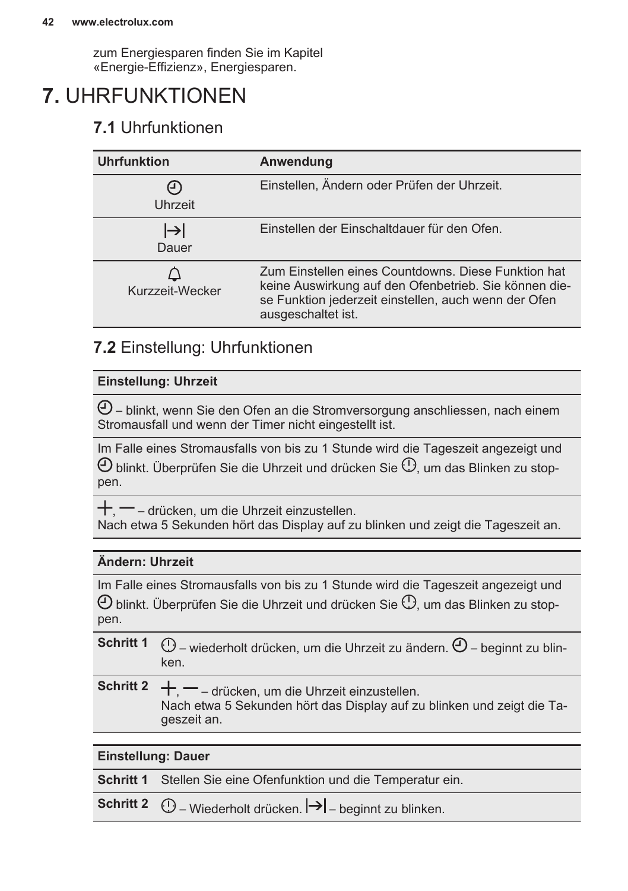zum Energiesparen finden Sie im Kapitel «Energie-Effizienz», Energiesparen.

# 7. UHRFUNKTIONEN

## 7.1 Uhrfunktionen

| Uhrfunktion | Anwendung |
|---|---|
| Uhrzeit | Einstellen, Ändern oder Prüfen der Uhrzeit. |
| Dauer | Einstellen der Einschaltdauer für den Ofen. |
| Kurzzeit-Wecker | Zum Einstellen eines Countdowns. Diese Funktion hat keine Auswirkung auf den Ofenbetrieb. Sie können diese Funktion jederzeit einstellen, auch wenn der Ofen ausgeschaltet ist. |

## 7.2 Einstellung: Uhrfunktionen

| Einstellung: Uhrzeit |
|---|
| – blinkt, wenn Sie den Ofen an die Stromversorgung anschliessen, nach einem Stromausfall und wenn der Timer nicht eingestellt ist. |
| Im Falle eines Stromausfalls von bis zu 1 Stunde wird die Tageszeit angezeigt und blinkt. Überprüfen Sie die Uhrzeit und drücken Sie , um das Blinken zu stoppen. |
| +, – – drücken, um die Uhrzeit einzustellen.<br>Nach etwa 5 Sekunden hört das Display auf zu blinken und zeigt die Tageszeit an. |

| Ändern: Uhrzeit | |
|---|---|
| Im Falle eines Stromausfalls von bis zu 1 Stunde wird die Tageszeit angezeigt und blinkt. Überprüfen Sie die Uhrzeit und drücken Sie , um das Blinken zu stoppen. | |
| Schritt 1 | – wiederholt drücken, um die Uhrzeit zu ändern. – beginnt zu blinken. |
| Schritt 2 | +, – – drücken, um die Uhrzeit einzustellen.<br>Nach etwa 5 Sekunden hört das Display auf zu blinken und zeigt die Tageszeit an. |

| Einstellung: Dauer | |
|---|---|
| Schritt 1 | Stellen Sie eine Ofenfunktion und die Temperatur ein. |
| Schritt 2 | – Wiederholt drücken. – beginnt zu blinken. |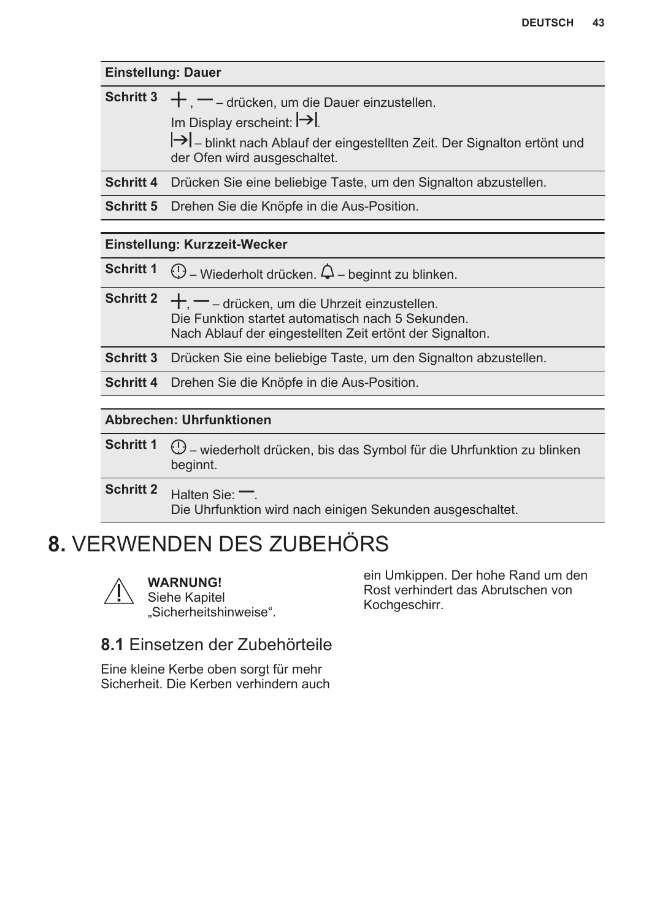| Einstellung: Dauer | |
|---|---|
| **Schritt 3** | +, — – drücken, um die Dauer einzustellen. Im Display erscheint: →\|. →\| – blinkt nach Ablauf der eingestellten Zeit. Der Signalton ertönt und der Ofen wird ausgeschaltet. |
| **Schritt 4** | Drücken Sie eine beliebige Taste, um den Signalton abzustellen. |
| **Schritt 5** | Drehen Sie die Knöpfe in die Aus-Position. |

| Einstellung: Kurzzeit-Wecker | |
|---|---|
| **Schritt 1** | ⏱ – Wiederholt drücken. 🔔 – beginnt zu blinken. |
| **Schritt 2** | +, — – drücken, um die Uhrzeit einzustellen. Die Funktion startet automatisch nach 5 Sekunden. Nach Ablauf der eingestellten Zeit ertönt der Signalton. |
| **Schritt 3** | Drücken Sie eine beliebige Taste, um den Signalton abzustellen. |
| **Schritt 4** | Drehen Sie die Knöpfe in die Aus-Position. |

| Abbrechen: Uhrfunktionen | |
|---|---|
| **Schritt 1** | ⏱ – wiederholt drücken, bis das Symbol für die Uhrfunktion zu blinken beginnt. |
| **Schritt 2** | Halten Sie: —. Die Uhrfunktion wird nach einigen Sekunden ausgeschaltet. |

# 8. VERWENDEN DES ZUBEHÖRS

**WARNUNG!**
Siehe Kapitel „Sicherheitshinweise“.

## 8.1 Einsetzen der Zubehörteile

Eine kleine Kerbe oben sorgt für mehr Sicherheit. Die Kerben verhindern auch ein Umkippen. Der hohe Rand um den Rost verhindert das Abrutschen von Kochgeschirr.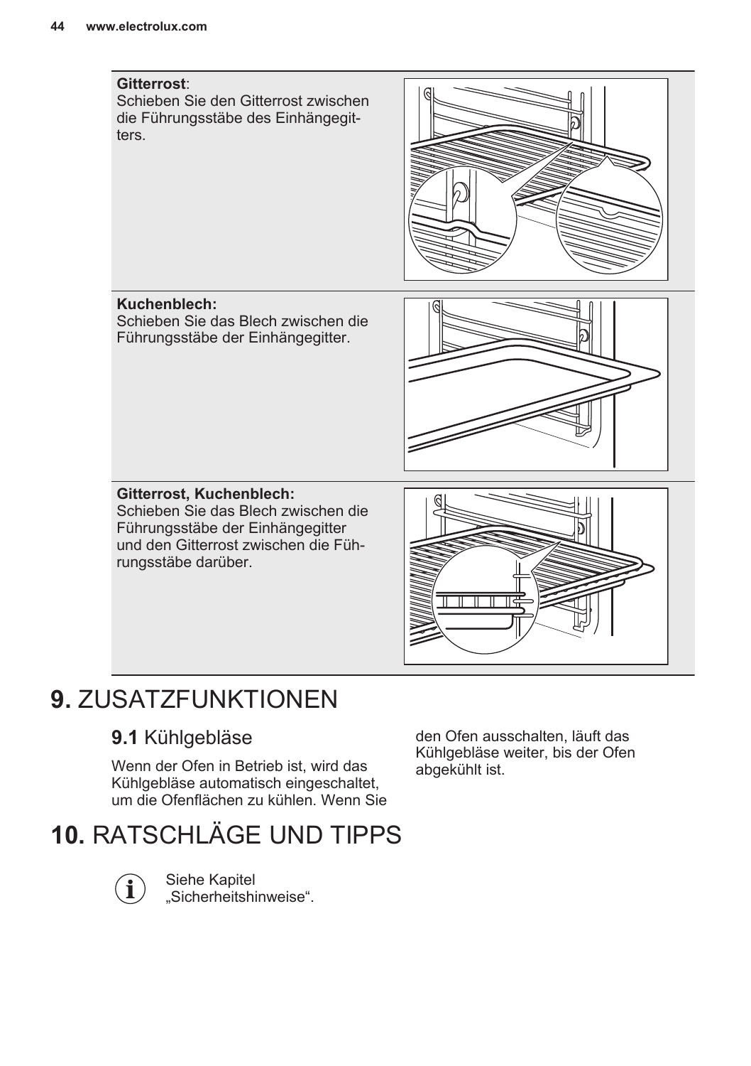**Gitterrost**:
Schieben Sie den Gitterrost zwischen die Führungsstäbe des Einhängegitters.

**Kuchenblech:**
Schieben Sie das Blech zwischen die Führungsstäbe der Einhängegitter.

**Gitterrost, Kuchenblech:**
Schieben Sie das Blech zwischen die Führungsstäbe der Einhängegitter und den Gitterrost zwischen die Führungsstäbe darüber.

# 9. ZUSATZFUNKTIONEN

## 9.1 Kühlgebläse

Wenn der Ofen in Betrieb ist, wird das Kühlgebläse automatisch eingeschaltet, um die Ofenflächen zu kühlen. Wenn Sie den Ofen ausschalten, läuft das Kühlgebläse weiter, bis der Ofen abgekühlt ist.

# 10. RATSCHLÄGE UND TIPPS

Siehe Kapitel „Sicherheitshinweise“.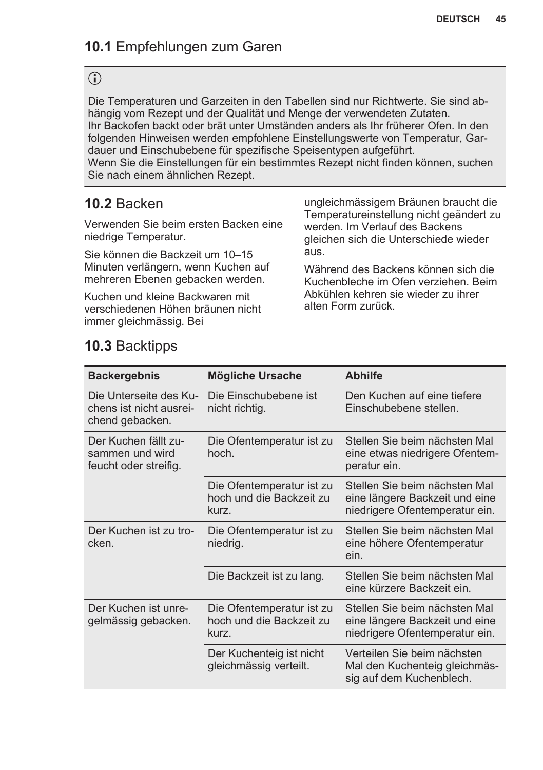## 10.1 Empfehlungen zum Garen

ⓘ

Die Temperaturen und Garzeiten in den Tabellen sind nur Richtwerte. Sie sind abhängig vom Rezept und der Qualität und Menge der verwendeten Zutaten.
Ihr Backofen backt oder brät unter Umständen anders als Ihr früherer Ofen. In den folgenden Hinweisen werden empfohlene Einstellungswerte von Temperatur, Gardauer und Einschubebene für spezifische Speisentypen aufgeführt.
Wenn Sie die Einstellungen für ein bestimmtes Rezept nicht finden können, suchen Sie nach einem ähnlichen Rezept.

## 10.2 Backen

Verwenden Sie beim ersten Backen eine niedrige Temperatur.

Sie können die Backzeit um 10–15 Minuten verlängern, wenn Kuchen auf mehreren Ebenen gebacken werden.

Kuchen und kleine Backwaren mit verschiedenen Höhen bräunen nicht immer gleichmässig. Bei ungleichmässigem Bräunen braucht die Temperatureinstellung nicht geändert zu werden. Im Verlauf des Backens gleichen sich die Unterschiede wieder aus.

Während des Backens können sich die Kuchenbleche im Ofen verziehen. Beim Abkühlen kehren sie wieder zu ihrer alten Form zurück.

## 10.3 Backtipps

| Backergebnis | Mögliche Ursache | Abhilfe |
|---|---|---|
| Die Unterseite des Kuchens ist nicht ausreichend gebacken. | Die Einschubebene ist nicht richtig. | Den Kuchen auf eine tiefere Einschubebene stellen. |
| Der Kuchen fällt zusammen und wird feucht oder streifig. | Die Ofentemperatur ist zu hoch. | Stellen Sie beim nächsten Mal eine etwas niedrigere Ofentemperatur ein. |
| | Die Ofentemperatur ist zu hoch und die Backzeit zu kurz. | Stellen Sie beim nächsten Mal eine längere Backzeit und eine niedrigere Ofentemperatur ein. |
| Der Kuchen ist zu trocken. | Die Ofentemperatur ist zu niedrig. | Stellen Sie beim nächsten Mal eine höhere Ofentemperatur ein. |
| | Die Backzeit ist zu lang. | Stellen Sie beim nächsten Mal eine kürzere Backzeit ein. |
| Der Kuchen ist unregelmässig gebacken. | Die Ofentemperatur ist zu hoch und die Backzeit zu kurz. | Stellen Sie beim nächsten Mal eine längere Backzeit und eine niedrigere Ofentemperatur ein. |
| | Der Kuchenteig ist nicht gleichmässig verteilt. | Verteilen Sie beim nächsten Mal den Kuchenteig gleichmässig auf dem Kuchenblech. |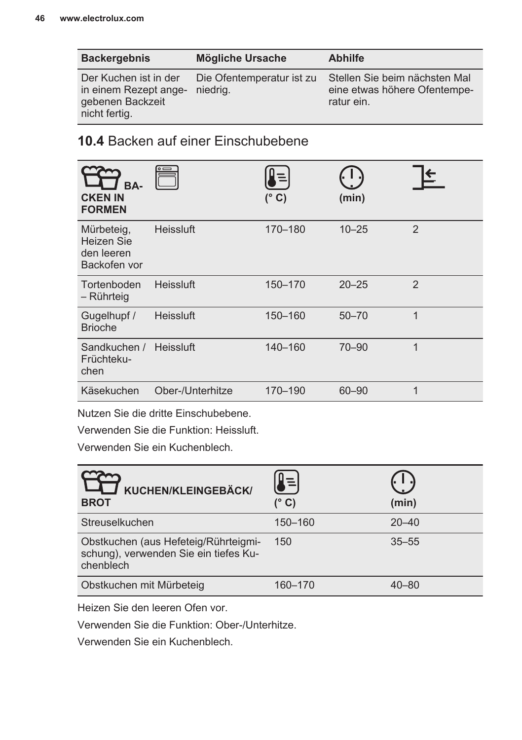| Backergebnis | Mögliche Ursache | Abhilfe |
| --- | --- | --- |
| Der Kuchen ist in der in einem Rezept angegebenen Backzeit nicht fertig. | Die Ofentemperatur ist zu niedrig. | Stellen Sie beim nächsten Mal eine etwas höhere Ofentemperatur ein. |

## 10.4 Backen auf einer Einschubebene

| BACKEN IN FORMEN | | (° C) | (min) | |
| --- | --- | --- | --- | --- |
| Mürbeteig, Heizen Sie den leeren Backofen vor | Heissluft | 170–180 | 10–25 | 2 |
| Tortenboden – Rührteig | Heissluft | 150–170 | 20–25 | 2 |
| Gugelhupf / Brioche | Heissluft | 150–160 | 50–70 | 1 |
| Sandkuchen / Früchtekuchen | Heissluft | 140–160 | 70–90 | 1 |
| Käsekuchen | Ober-/Unterhitze | 170–190 | 60–90 | 1 |

Nutzen Sie die dritte Einschubebene.

Verwenden Sie die Funktion: Heissluft.

Verwenden Sie ein Kuchenblech.

| KUCHEN/KLEINGEBÄCK/ BROT | (° C) | (min) |
| --- | --- | --- |
| Streuselkuchen | 150–160 | 20–40 |
| Obstkuchen (aus Hefeteig/Rührteigmischung), verwenden Sie ein tiefes Kuchenblech | 150 | 35–55 |
| Obstkuchen mit Mürbeteig | 160–170 | 40–80 |

Heizen Sie den leeren Ofen vor.

Verwenden Sie die Funktion: Ober-/Unterhitze.

Verwenden Sie ein Kuchenblech.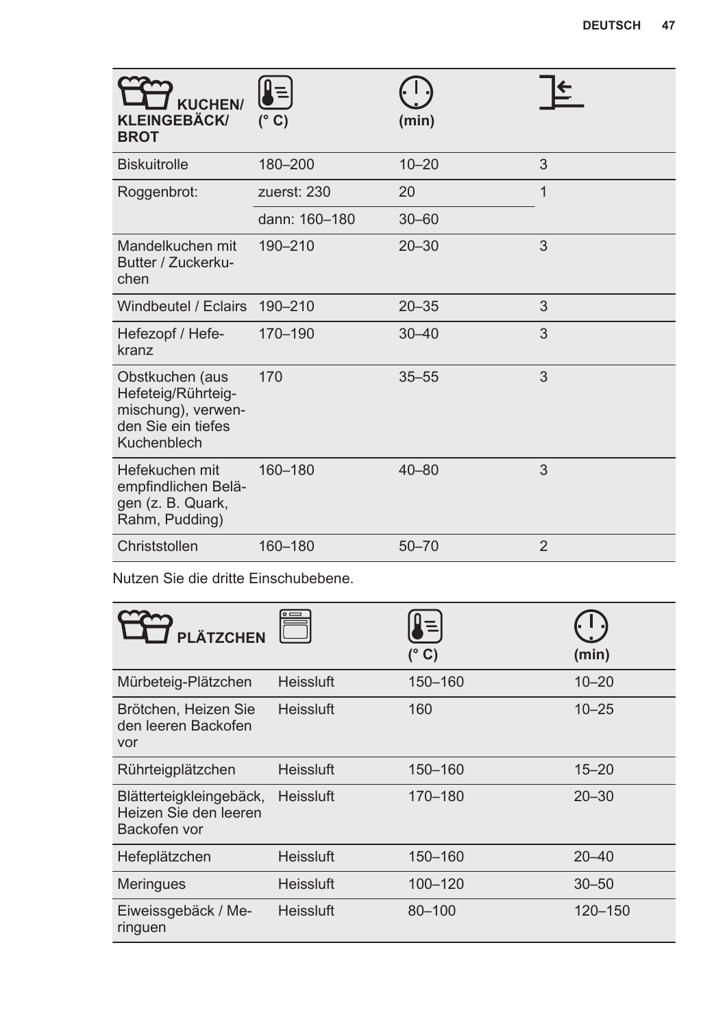| KUCHEN/ KLEINGEBÄCK/ BROT | (° C) | (min) | |
|---|---|---|---|
| Biskuitrolle | 180–200 | 10–20 | 3 |
| Roggenbrot: | zuerst: 230 | 20 | 1 |
| | dann: 160–180 | 30–60 | |
| Mandelkuchen mit Butter / Zuckerkuchen | 190–210 | 20–30 | 3 |
| Windbeutel / Eclairs | 190–210 | 20–35 | 3 |
| Hefezopf / Hefekranz | 170–190 | 30–40 | 3 |
| Obstkuchen (aus Hefeteig/Rührteigmischung), verwenden Sie ein tiefes Kuchenblech | 170 | 35–55 | 3 |
| Hefekuchen mit empfindlichen Belägen (z. B. Quark, Rahm, Pudding) | 160–180 | 40–80 | 3 |
| Christstollen | 160–180 | 50–70 | 2 |

Nutzen Sie die dritte Einschubebene.

| PLÄTZCHEN | | (° C) | (min) |
|---|---|---|---|
| Mürbeteig-Plätzchen | Heissluft | 150–160 | 10–20 |
| Brötchen, Heizen Sie den leeren Backofen vor | Heissluft | 160 | 10–25 |
| Rührteigplätzchen | Heissluft | 150–160 | 15–20 |
| Blätterteigkleingebäck, Heizen Sie den leeren Backofen vor | Heissluft | 170–180 | 20–30 |
| Hefeplätzchen | Heissluft | 150–160 | 20–40 |
| Meringues | Heissluft | 100–120 | 30–50 |
| Eiweissgebäck / Meringuen | Heissluft | 80–100 | 120–150 |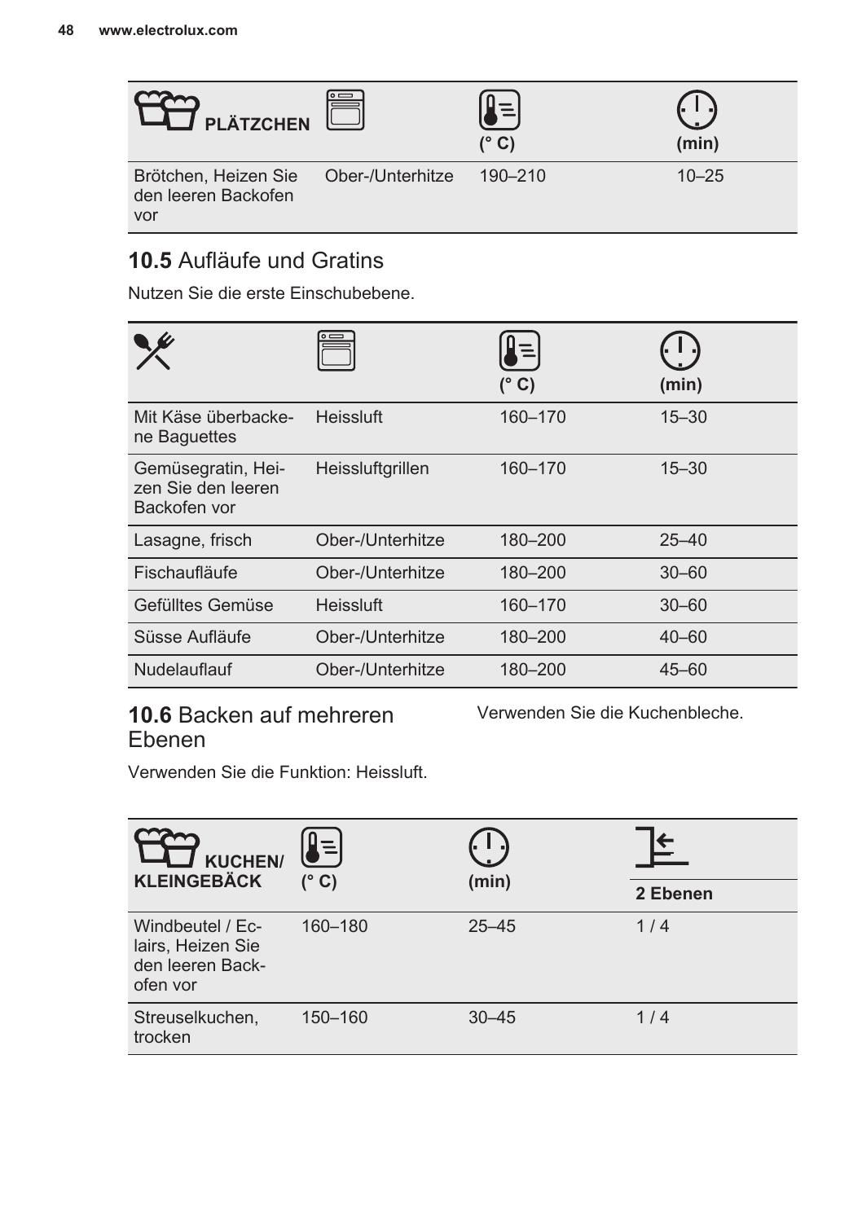| PLÄTZCHEN | | (° C) | (min) |
|---|---|---|---|
| Brötchen, Heizen Sie den leeren Backofen vor | Ober-/Unterhitze | 190–210 | 10–25 |

## 10.5 Aufläufe und Gratins

Nutzen Sie die erste Einschubebene.

| | | (° C) | (min) |
|---|---|---|---|
| Mit Käse überbackene Baguettes | Heissluft | 160–170 | 15–30 |
| Gemüsegratin, Heizen Sie den leeren Backofen vor | Heissluftgrillen | 160–170 | 15–30 |
| Lasagne, frisch | Ober-/Unterhitze | 180–200 | 25–40 |
| Fischaufläufe | Ober-/Unterhitze | 180–200 | 30–60 |
| Gefülltes Gemüse | Heissluft | 160–170 | 30–60 |
| Süsse Aufläufe | Ober-/Unterhitze | 180–200 | 40–60 |
| Nudelauflauf | Ober-/Unterhitze | 180–200 | 45–60 |

## 10.6 Backen auf mehreren Ebenen

Verwenden Sie die Funktion: Heissluft.

Verwenden Sie die Kuchenbleche.

| KUCHEN/ KLEINGEBÄCK | (° C) | (min) | 2 Ebenen |
|---|---|---|---|
| Windbeutel / Eclairs, Heizen Sie den leeren Backofen vor | 160–180 | 25–45 | 1 / 4 |
| Streuselkuchen, trocken | 150–160 | 30–45 | 1 / 4 |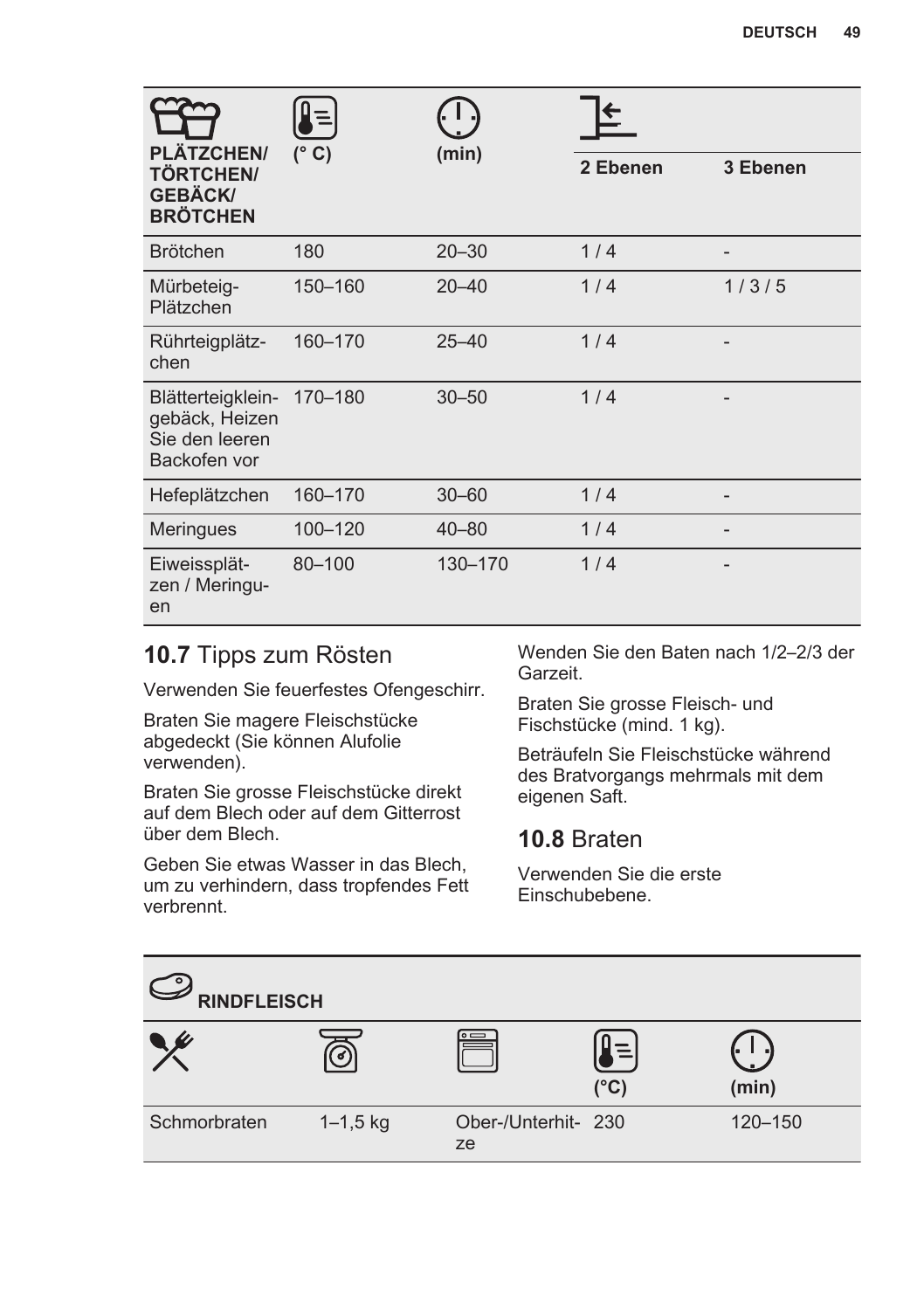| PLÄTZCHEN/ TÖRTCHEN/ GEBÄCK/ BRÖTCHEN | (° C) | (min) | 2 Ebenen | 3 Ebenen |
|---|---|---|---|---|
| Brötchen | 180 | 20–30 | 1 / 4 | - |
| Mürbeteig-Plätzchen | 150–160 | 20–40 | 1 / 4 | 1 / 3 / 5 |
| Rührteigplätzchen | 160–170 | 25–40 | 1 / 4 | - |
| Blätterteigkleingebäck, Heizen Sie den leeren Backofen vor | 170–180 | 30–50 | 1 / 4 | - |
| Hefeplätzchen | 160–170 | 30–60 | 1 / 4 | - |
| Meringues | 100–120 | 40–80 | 1 / 4 | - |
| Eiweissplätzen / Meringuen | 80–100 | 130–170 | 1 / 4 | - |

## 10.7 Tipps zum Rösten

Verwenden Sie feuerfestes Ofengeschirr.

Braten Sie magere Fleischstücke abgedeckt (Sie können Alufolie verwenden).

Braten Sie grosse Fleischstücke direkt auf dem Blech oder auf dem Gitterrost über dem Blech.

Geben Sie etwas Wasser in das Blech, um zu verhindern, dass tropfendes Fett verbrennt.

Wenden Sie den Baten nach 1/2–2/3 der Garzeit.

Braten Sie grosse Fleisch- und Fischstücke (mind. 1 kg).

Beträufeln Sie Fleischstücke während des Bratvorgangs mehrmals mit dem eigenen Saft.

## 10.8 Braten

Verwenden Sie die erste Einschubebene.

| RINDFLEISCH | | | | |
|---|---|---|---|---|
| | | | (°C) | (min) |
| Schmorbraten | 1–1,5 kg | Ober-/Unterhitze | 230 | 120–150 |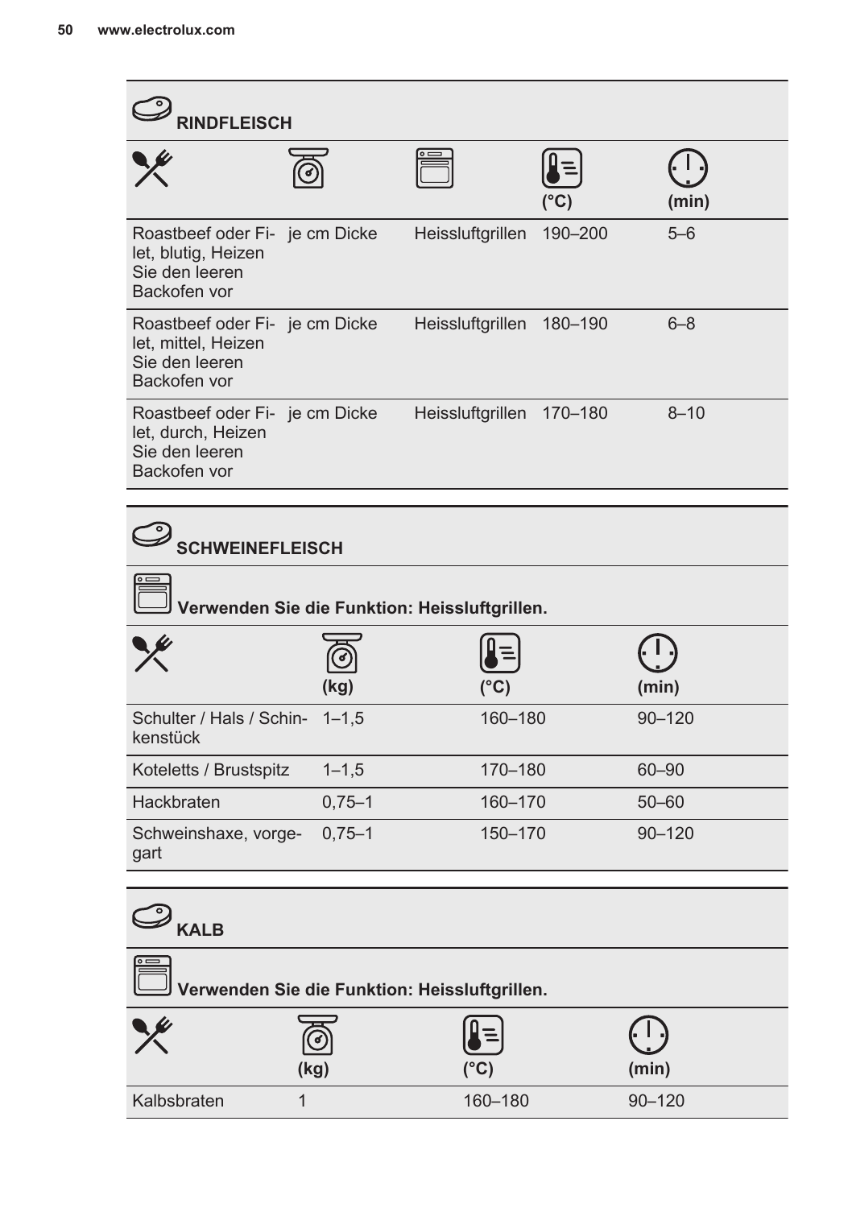### RINDFLEISCH

| | | | (°C) | (min) |
|---|---|---|---|---|
| Roastbeef oder Filet, blutig, Heizen Sie den leeren Backofen vor | je cm Dicke | Heissluftgrillen | 190–200 | 5–6 |
| Roastbeef oder Filet, mittel, Heizen Sie den leeren Backofen vor | je cm Dicke | Heissluftgrillen | 180–190 | 6–8 |
| Roastbeef oder Filet, durch, Heizen Sie den leeren Backofen vor | je cm Dicke | Heissluftgrillen | 170–180 | 8–10 |

### SCHWEINEFLEISCH

**Verwenden Sie die Funktion: Heissluftgrillen.**

| | (kg) | (°C) | (min) |
|---|---|---|---|
| Schulter / Hals / Schinkenstück | 1–1,5 | 160–180 | 90–120 |
| Koteletts / Brustspitz | 1–1,5 | 170–180 | 60–90 |
| Hackbraten | 0,75–1 | 160–170 | 50–60 |
| Schweinshaxe, vorgegart | 0,75–1 | 150–170 | 90–120 |

### KALB

**Verwenden Sie die Funktion: Heissluftgrillen.**

| | (kg) | (°C) | (min) |
|---|---|---|---|
| Kalbsbraten | 1 | 160–180 | 90–120 |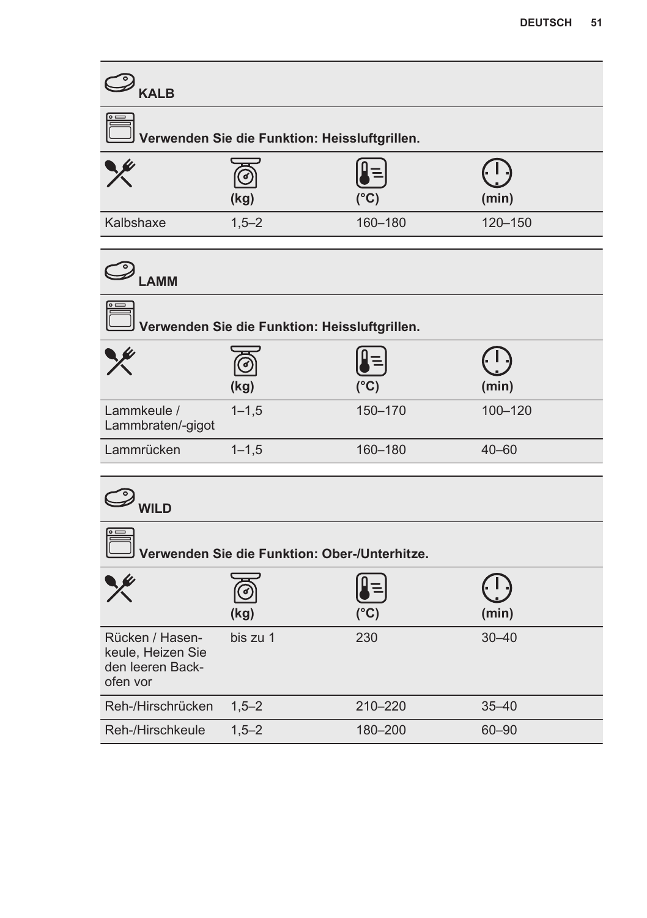### KALB

Verwenden Sie die Funktion: Heissluftgrillen.

| | (kg) | (°C) | (min) |
|---|---|---|---|
| Kalbshaxe | 1,5–2 | 160–180 | 120–150 |

### LAMM

Verwenden Sie die Funktion: Heissluftgrillen.

| | (kg) | (°C) | (min) |
|---|---|---|---|
| Lammkeule / Lammbraten/-gigot | 1–1,5 | 150–170 | 100–120 |
| Lammrücken | 1–1,5 | 160–180 | 40–60 |

### WILD

Verwenden Sie die Funktion: Ober-/Unterhitze.

| | (kg) | (°C) | (min) |
|---|---|---|---|
| Rücken / Hasenkeule, Heizen Sie den leeren Backofen vor | bis zu 1 | 230 | 30–40 |
| Reh-/Hirschrücken | 1,5–2 | 210–220 | 35–40 |
| Reh-/Hirschkeule | 1,5–2 | 180–200 | 60–90 |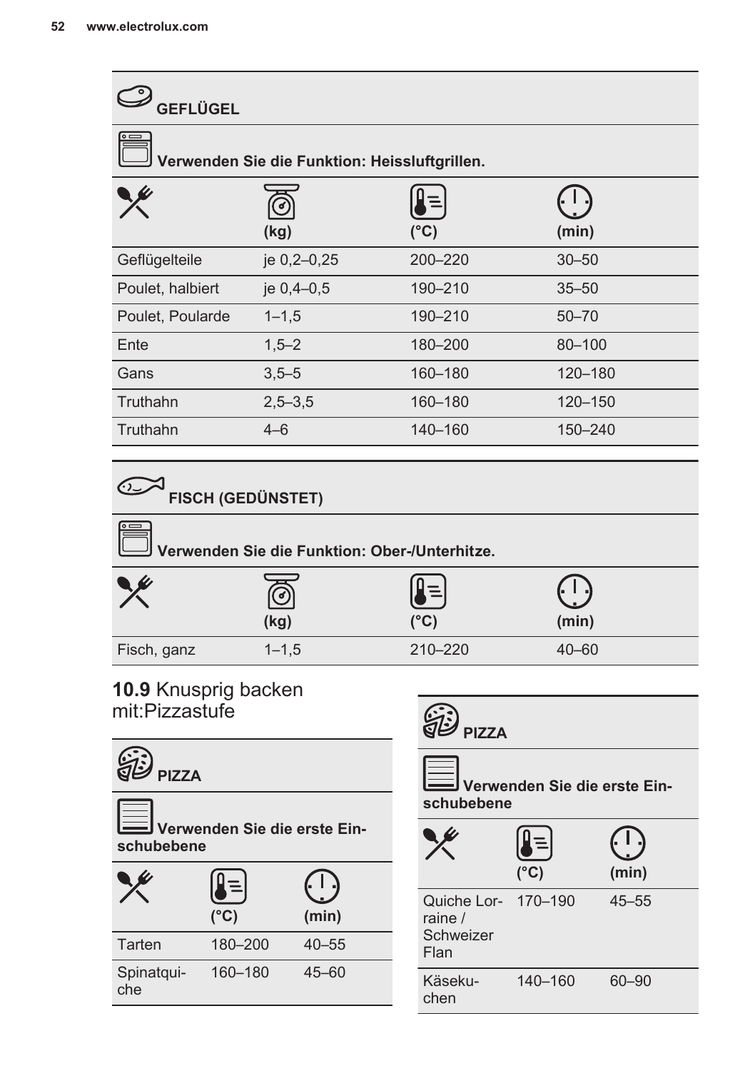**GEFLÜGEL**

**Verwenden Sie die Funktion: Heissluftgrillen.**

| | (kg) | (°C) | (min) |
|---|---|---|---|
| Geflügelteile | je 0,2–0,25 | 200–220 | 30–50 |
| Poulet, halbiert | je 0,4–0,5 | 190–210 | 35–50 |
| Poulet, Poularde | 1–1,5 | 190–210 | 50–70 |
| Ente | 1,5–2 | 180–200 | 80–100 |
| Gans | 3,5–5 | 160–180 | 120–180 |
| Truthahn | 2,5–3,5 | 160–180 | 120–150 |
| Truthahn | 4–6 | 140–160 | 150–240 |

**FISCH (GEDÜNSTET)**

**Verwenden Sie die Funktion: Ober-/Unterhitze.**

| | (kg) | (°C) | (min) |
|---|---|---|---|
| Fisch, ganz | 1–1,5 | 210–220 | 40–60 |

## 10.9 Knusprig backen mit:Pizzastufe

**PIZZA**

**Verwenden Sie die erste Einschubebene**

| | (°C) | (min) |
|---|---|---|
| Tarten | 180–200 | 40–55 |
| Spinatquiche | 160–180 | 45–60 |

**PIZZA**

**Verwenden Sie die erste Einschubebene**

| | (°C) | (min) |
|---|---|---|
| Quiche Lorraine / Schweizer Flan | 170–190 | 45–55 |
| Käsekuchen | 140–160 | 60–90 |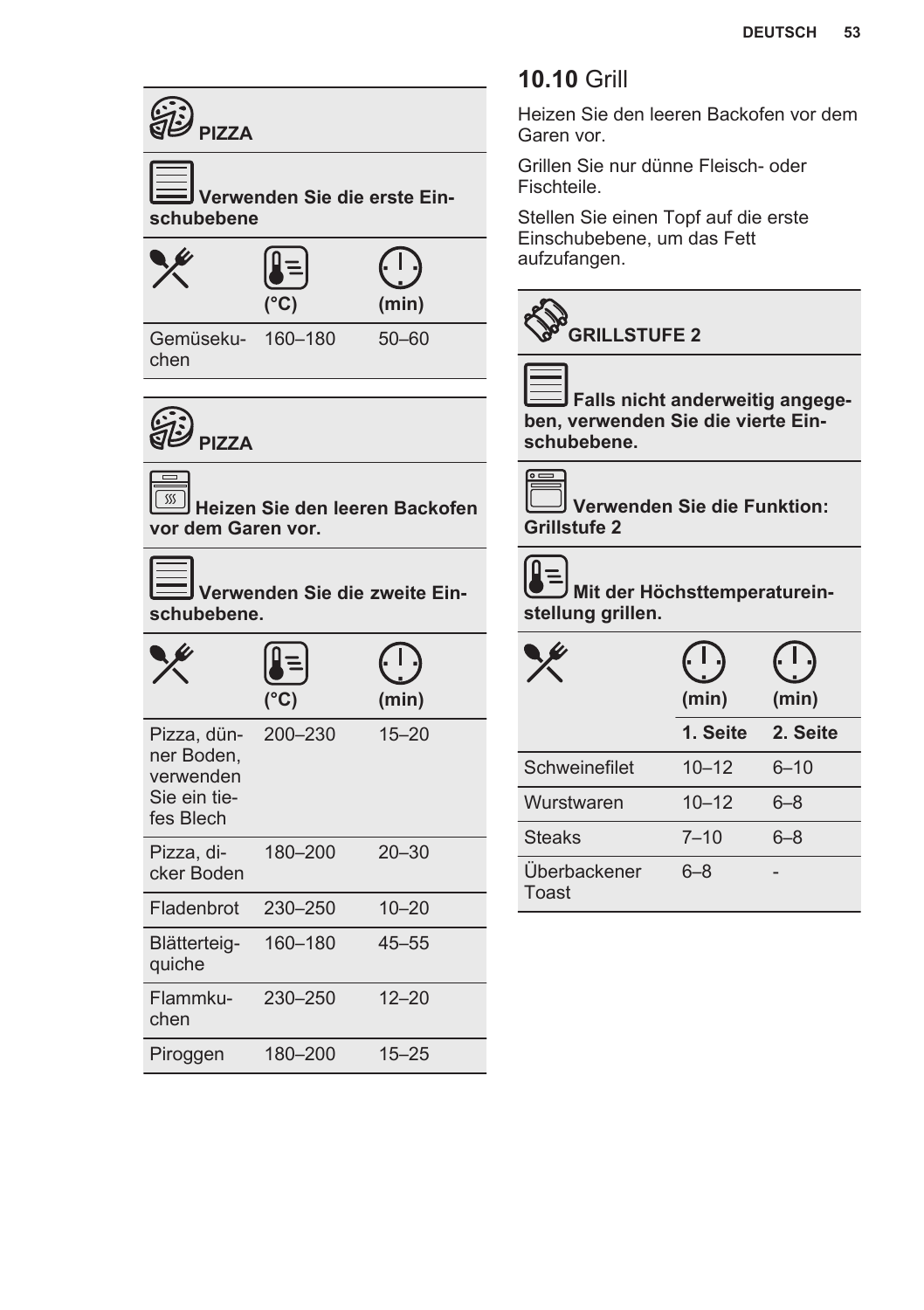**PIZZA**

**Verwenden Sie die erste Einschubebene**

| | (°C) | (min) |
|---|---|---|
| Gemüsekuchen | 160–180 | 50–60 |

**PIZZA**

**Heizen Sie den leeren Backofen vor dem Garen vor.**

**Verwenden Sie die zweite Einschubebene.**

| | (°C) | (min) |
|---|---|---|
| Pizza, dünner Boden, verwenden Sie ein tiefes Blech | 200–230 | 15–20 |
| Pizza, dicker Boden | 180–200 | 20–30 |
| Fladenbrot | 230–250 | 10–20 |
| Blätterteigquiche | 160–180 | 45–55 |
| Flammkuchen | 230–250 | 12–20 |
| Piroggen | 180–200 | 15–25 |

## 10.10 Grill

Heizen Sie den leeren Backofen vor dem Garen vor.

Grillen Sie nur dünne Fleisch- oder Fischteile.

Stellen Sie einen Topf auf die erste Einschubebene, um das Fett aufzufangen.

**GRILLSTUFE 2**

**Falls nicht anderweitig angegeben, verwenden Sie die vierte Einschubebene.**

**Verwenden Sie die Funktion: Grillstufe 2**

**Mit der Höchsttemperatureinstellung grillen.**

| | (min) | (min) |
|---|---|---|
| | **1. Seite** | **2. Seite** |
| Schweinefilet | 10–12 | 6–10 |
| Wurstwaren | 10–12 | 6–8 |
| Steaks | 7–10 | 6–8 |
| Überbackener Toast | 6–8 | - |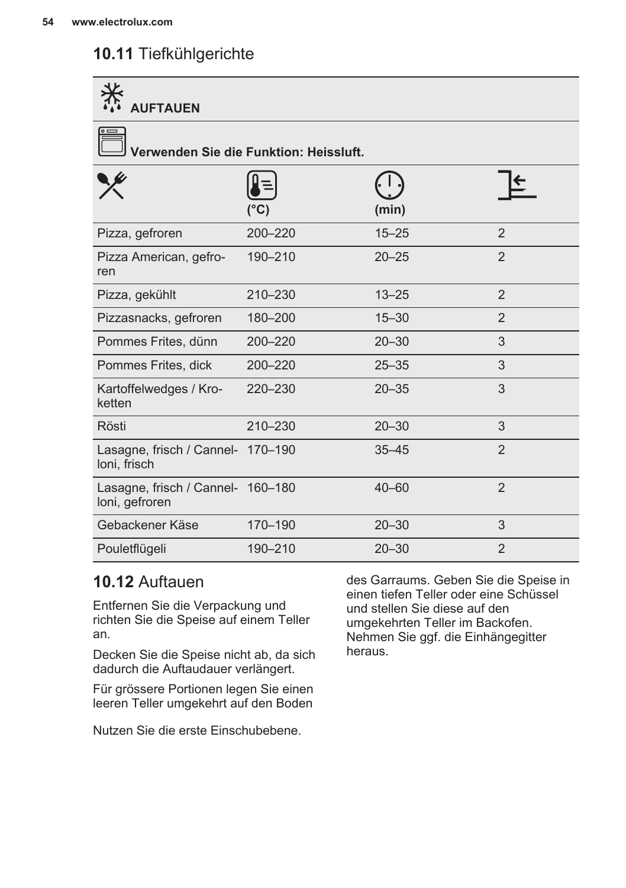## 10.11 Tiefkühlgerichte

| AUFTAUEN | | | |
|---|---|---|---|
| Verwenden Sie die Funktion: Heissluft. | | | |
| | (°C) | (min) | |
| Pizza, gefroren | 200–220 | 15–25 | 2 |
| Pizza American, gefroren | 190–210 | 20–25 | 2 |
| Pizza, gekühlt | 210–230 | 13–25 | 2 |
| Pizzasnacks, gefroren | 180–200 | 15–30 | 2 |
| Pommes Frites, dünn | 200–220 | 20–30 | 3 |
| Pommes Frites, dick | 200–220 | 25–35 | 3 |
| Kartoffelwedges / Kroketten | 220–230 | 20–35 | 3 |
| Rösti | 210–230 | 20–30 | 3 |
| Lasagne, frisch / Cannelloni, frisch | 170–190 | 35–45 | 2 |
| Lasagne, frisch / Cannelloni, gefroren | 160–180 | 40–60 | 2 |
| Gebackener Käse | 170–190 | 20–30 | 3 |
| Pouletflügeli | 190–210 | 20–30 | 2 |

## 10.12 Auftauen

Entfernen Sie die Verpackung und richten Sie die Speise auf einem Teller an.

Decken Sie die Speise nicht ab, da sich dadurch die Auftaudauer verlängert.

Für grössere Portionen legen Sie einen leeren Teller umgekehrt auf den Boden des Garraums. Geben Sie die Speise in einen tiefen Teller oder eine Schüssel und stellen Sie diese auf den umgekehrten Teller im Backofen. Nehmen Sie ggf. die Einhängegitter heraus.

Nutzen Sie die erste Einschubebene.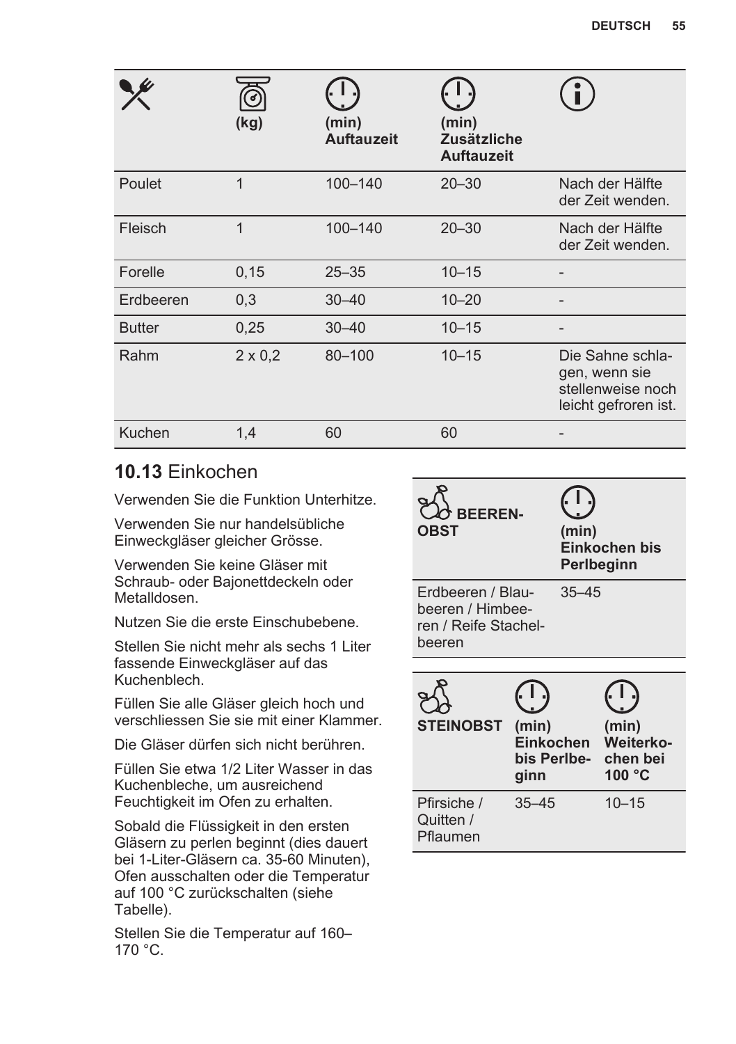| | (kg) | (min) Auftauzeit | (min) Zusätzliche Auftauzeit | |
|---|---|---|---|---|
| Poulet | 1 | 100–140 | 20–30 | Nach der Hälfte der Zeit wenden. |
| Fleisch | 1 | 100–140 | 20–30 | Nach der Hälfte der Zeit wenden. |
| Forelle | 0,15 | 25–35 | 10–15 | - |
| Erdbeeren | 0,3 | 30–40 | 10–20 | - |
| Butter | 0,25 | 30–40 | 10–15 | - |
| Rahm | 2 x 0,2 | 80–100 | 10–15 | Die Sahne schlagen, wenn sie stellenweise noch leicht gefroren ist. |
| Kuchen | 1,4 | 60 | 60 | - |

## 10.13 Einkochen

Verwenden Sie die Funktion Unterhitze.

Verwenden Sie nur handelsübliche Einweckgläser gleicher Grösse.

Verwenden Sie keine Gläser mit Schraub- oder Bajonettdeckeln oder Metalldosen.

Nutzen Sie die erste Einschubebene.

Stellen Sie nicht mehr als sechs 1 Liter fassende Einweckgläser auf das Kuchenblech.

Füllen Sie alle Gläser gleich hoch und verschliessen Sie sie mit einer Klammer.

Die Gläser dürfen sich nicht berühren.

Füllen Sie etwa 1/2 Liter Wasser in das Kuchenbleche, um ausreichend Feuchtigkeit im Ofen zu erhalten.

Sobald die Flüssigkeit in den ersten Gläsern zu perlen beginnt (dies dauert bei 1-Liter-Gläsern ca. 35-60 Minuten), Ofen ausschalten oder die Temperatur auf 100 °C zurückschalten (siehe Tabelle).

Stellen Sie die Temperatur auf 160–170 °C.

| BEEREN-OBST | (min) Einkochen bis Perlbeginn |
|---|---|
| Erdbeeren / Blaubeeren / Himbeeren / Reife Stachelbeeren | 35–45 |

| STEINOBST | (min) Einkochen bis Perlbeginn | (min) Weiterkochen bei 100 °C |
|---|---|---|
| Pfirsiche / Quitten / Pflaumen | 35–45 | 10–15 |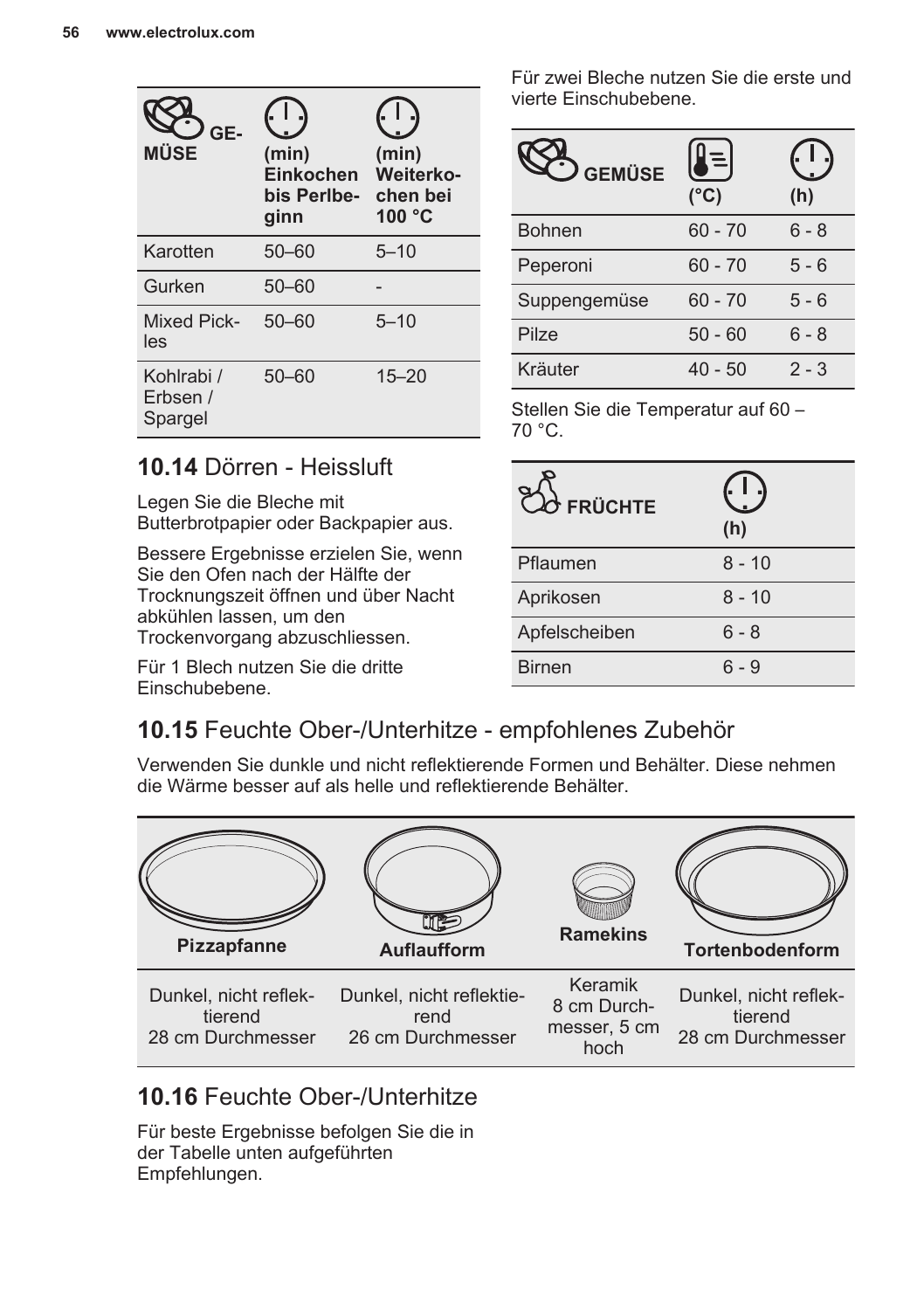| GEMÜSE | (min) Einkochen bis Perlbeginn | (min) Weiterkochen bei 100 °C |
|---|---|---|
| Karotten | 50–60 | 5–10 |
| Gurken | 50–60 | - |
| Mixed Pickles | 50–60 | 5–10 |
| Kohlrabi / Erbsen / Spargel | 50–60 | 15–20 |

## 10.14 Dörren - Heissluft

Legen Sie die Bleche mit Butterbrotpapier oder Backpapier aus.

Bessere Ergebnisse erzielen Sie, wenn Sie den Ofen nach der Hälfte der Trocknungszeit öffnen und über Nacht abkühlen lassen, um den Trockenvorgang abzuschliessen.

Für 1 Blech nutzen Sie die dritte Einschubebene.

Für zwei Bleche nutzen Sie die erste und vierte Einschubebene.

| GEMÜSE | (°C) | (h) |
|---|---|---|
| Bohnen | 60 - 70 | 6 - 8 |
| Peperoni | 60 - 70 | 5 - 6 |
| Suppengemüse | 60 - 70 | 5 - 6 |
| Pilze | 50 - 60 | 6 - 8 |
| Kräuter | 40 - 50 | 2 - 3 |

Stellen Sie die Temperatur auf 60 – 70 °C.

| FRÜCHTE | (h) |
|---|---|
| Pflaumen | 8 - 10 |
| Aprikosen | 8 - 10 |
| Apfelscheiben | 6 - 8 |
| Birnen | 6 - 9 |

## 10.15 Feuchte Ober-/Unterhitze - empfohlenes Zubehör

Verwenden Sie dunkle und nicht reflektierende Formen und Behälter. Diese nehmen die Wärme besser auf als helle und reflektierende Behälter.

| Pizzapfanne | Auflaufform | Ramekins | Tortenbodenform |
|---|---|---|---|
| Dunkel, nicht reflektierend 28 cm Durchmesser | Dunkel, nicht reflektierend 26 cm Durchmesser | Keramik 8 cm Durchmesser, 5 cm hoch | Dunkel, nicht reflektierend 28 cm Durchmesser |

## 10.16 Feuchte Ober-/Unterhitze

Für beste Ergebnisse befolgen Sie die in der Tabelle unten aufgeführten Empfehlungen.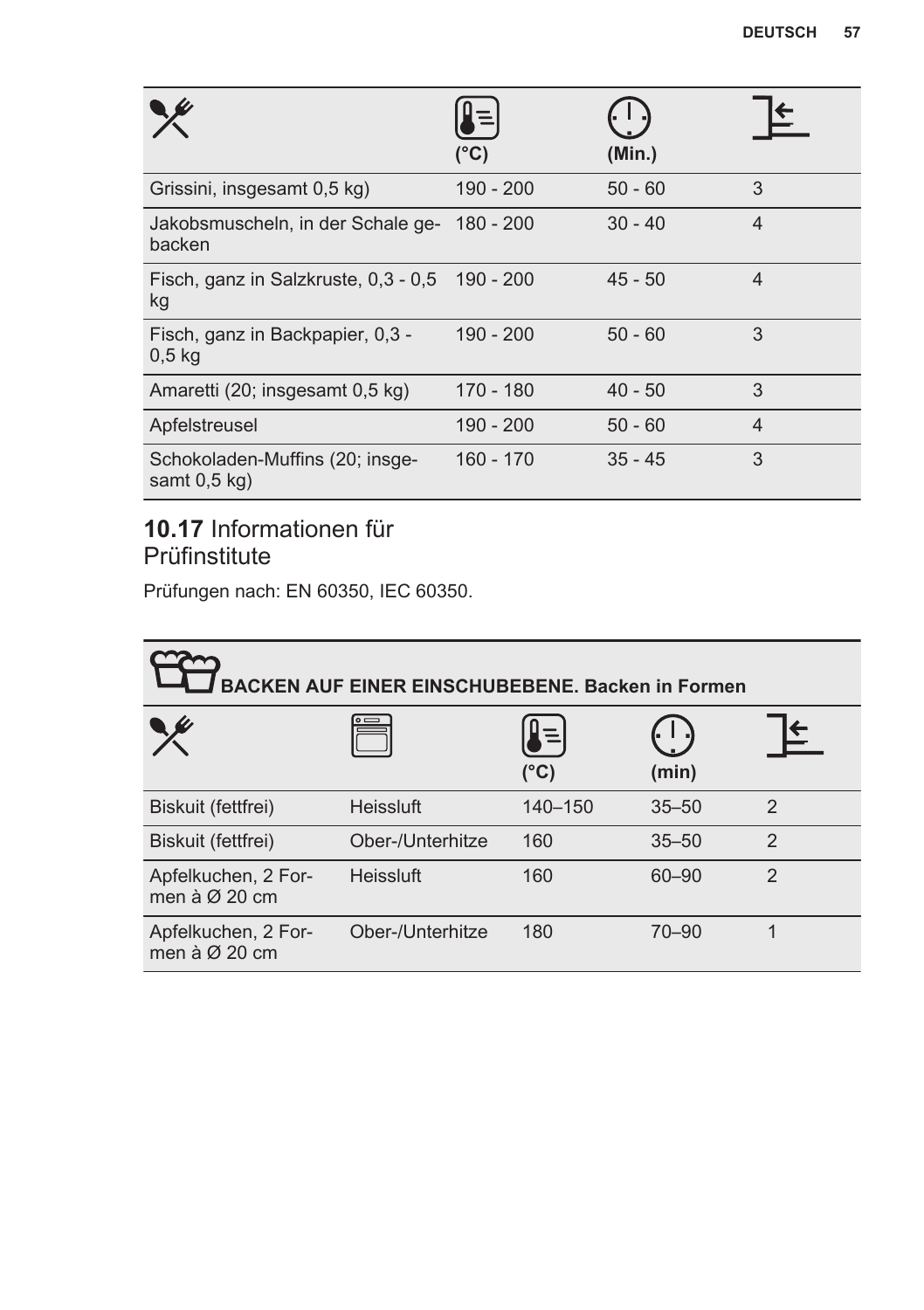| | (°C) | (Min.) | |
|---|---|---|---|
| Grissini, insgesamt 0,5 kg) | 190 - 200 | 50 - 60 | 3 |
| Jakobsmuscheln, in der Schale gebacken | 180 - 200 | 30 - 40 | 4 |
| Fisch, ganz in Salzkruste, 0,3 - 0,5 kg | 190 - 200 | 45 - 50 | 4 |
| Fisch, ganz in Backpapier, 0,3 - 0,5 kg | 190 - 200 | 50 - 60 | 3 |
| Amaretti (20; insgesamt 0,5 kg) | 170 - 180 | 40 - 50 | 3 |
| Apfelstreusel | 190 - 200 | 50 - 60 | 4 |
| Schokoladen-Muffins (20; insgesamt 0,5 kg) | 160 - 170 | 35 - 45 | 3 |

## 10.17 Informationen für Prüfinstitute

Prüfungen nach: EN 60350, IEC 60350.

| **BACKEN AUF EINER EINSCHUBEBENE. Backen in Formen** | | | | |
|---|---|---|---|---|
| | | (°C) | (min) | |
| Biskuit (fettfrei) | Heissluft | 140–150 | 35–50 | 2 |
| Biskuit (fettfrei) | Ober-/Unterhitze | 160 | 35–50 | 2 |
| Apfelkuchen, 2 Formen à Ø 20 cm | Heissluft | 160 | 60–90 | 2 |
| Apfelkuchen, 2 Formen à Ø 20 cm | Ober-/Unterhitze | 180 | 70–90 | 1 |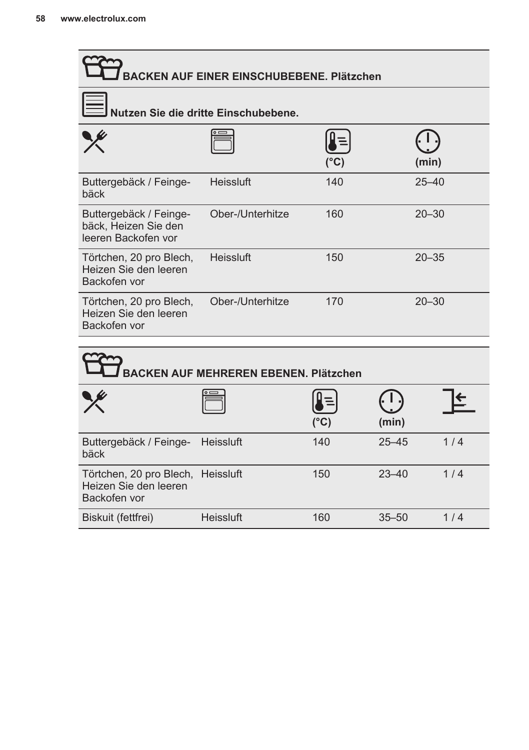## BACKEN AUF EINER EINSCHUBEBENE. Plätzchen

**Nutzen Sie die dritte Einschubebene.**

| | | (°C) | (min) |
|---|---|---|---|
| Buttergebäck / Feingebäck | Heissluft | 140 | 25–40 |
| Buttergebäck / Feingebäck, Heizen Sie den leeren Backofen vor | Ober-/Unterhitze | 160 | 20–30 |
| Törtchen, 20 pro Blech, Heizen Sie den leeren Backofen vor | Heissluft | 150 | 20–35 |
| Törtchen, 20 pro Blech, Heizen Sie den leeren Backofen vor | Ober-/Unterhitze | 170 | 20–30 |

## BACKEN AUF MEHREREN EBENEN. Plätzchen

| | | (°C) | (min) | |
|---|---|---|---|---|
| Buttergebäck / Feingebäck | Heissluft | 140 | 25–45 | 1 / 4 |
| Törtchen, 20 pro Blech, Heizen Sie den leeren Backofen vor | Heissluft | 150 | 23–40 | 1 / 4 |
| Biskuit (fettfrei) | Heissluft | 160 | 35–50 | 1 / 4 |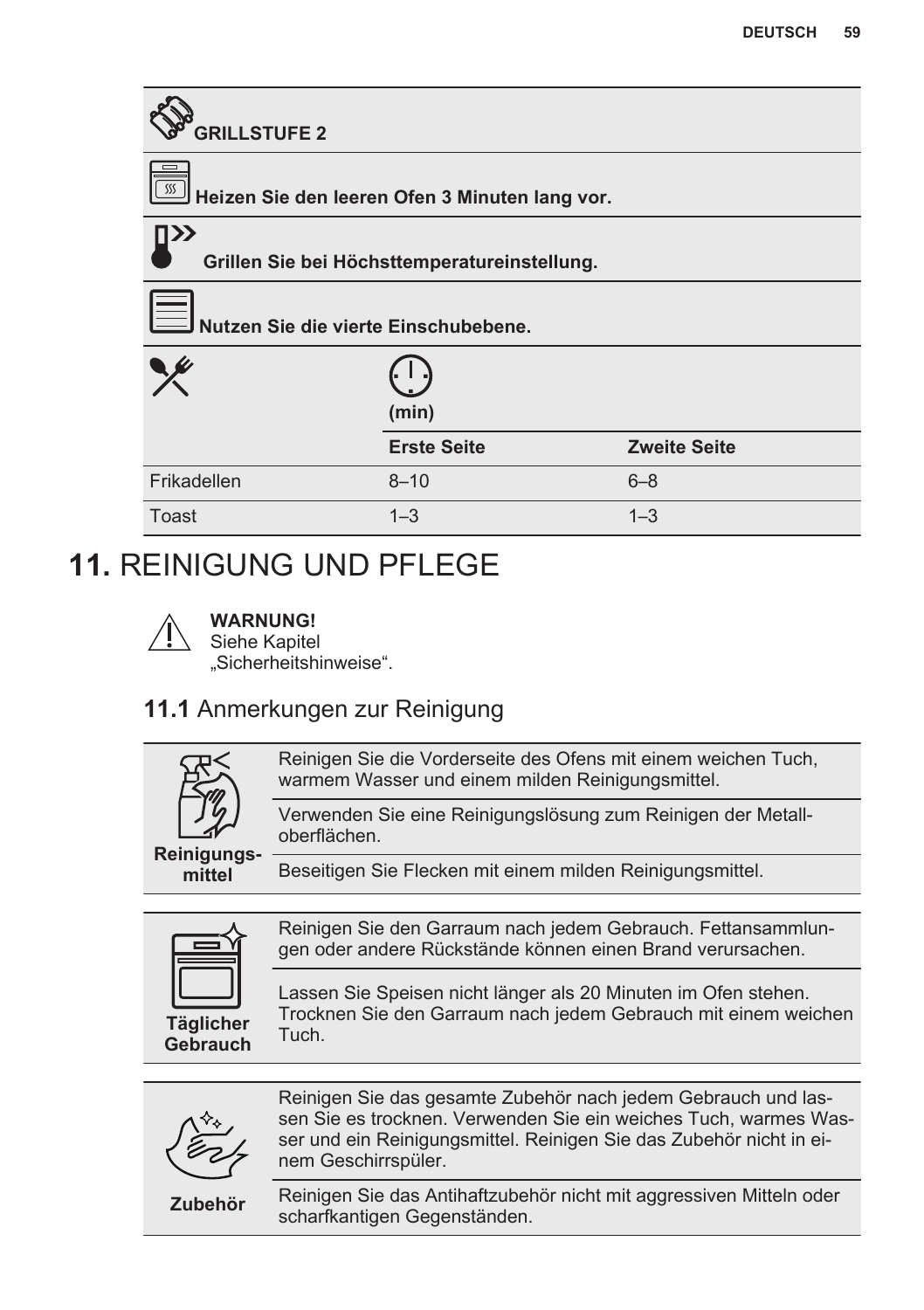| **GRILLSTUFE 2** | | |
|---|---|---|
| **Heizen Sie den leeren Ofen 3 Minuten lang vor.** | | |
| **Grillen Sie bei Höchsttemperatureinstellung.** | | |
| **Nutzen Sie die vierte Einschubebene.** | | |
| | **(min)** | |
| | **Erste Seite** | **Zweite Seite** |
| Frikadellen | 8–10 | 6–8 |
| Toast | 1–3 | 1–3 |

# 11. REINIGUNG UND PFLEGE

**WARNUNG!**
Siehe Kapitel „Sicherheitshinweise“.

## 11.1 Anmerkungen zur Reinigung

| **Reinigungs­mittel** | |
|---|---|
| | Reinigen Sie die Vorderseite des Ofens mit einem weichen Tuch, warmem Wasser und einem milden Reinigungsmittel. |
| | Verwenden Sie eine Reinigungslösung zum Reinigen der Metall­oberflächen. |
| | Beseitigen Sie Flecken mit einem milden Reinigungsmittel. |

| **Täglicher Gebrauch** | |
|---|---|
| | Reinigen Sie den Garraum nach jedem Gebrauch. Fettansammlun­gen oder andere Rückstände können einen Brand verursachen. |
| | Lassen Sie Speisen nicht länger als 20 Minuten im Ofen stehen. Trocknen Sie den Garraum nach jedem Gebrauch mit einem weichen Tuch. |

| **Zubehör** | |
|---|---|
| | Reinigen Sie das gesamte Zubehör nach jedem Gebrauch und las­sen Sie es trocknen. Verwenden Sie ein weiches Tuch, warmes Was­ser und ein Reinigungsmittel. Reinigen Sie das Zubehör nicht in ei­nem Geschirrspüler. |
| | Reinigen Sie das Antihaftzubehör nicht mit aggressiven Mitteln oder scharfkantigen Gegenständen. |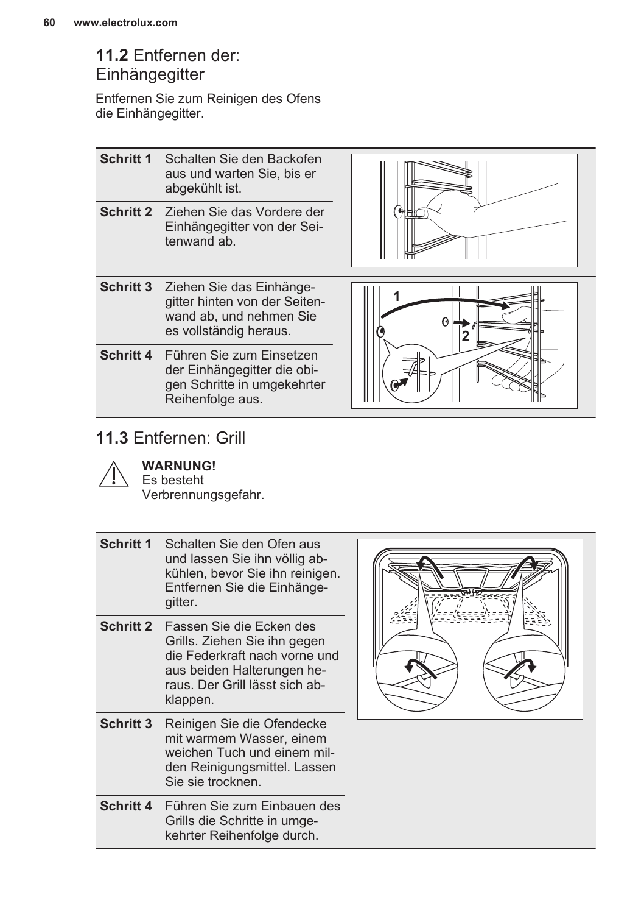## 11.2 Entfernen der: Einhängegitter

Entfernen Sie zum Reinigen des Ofens die Einhängegitter.

| | |
|---|---|
| **Schritt 1** | Schalten Sie den Backofen aus und warten Sie, bis er abgekühlt ist. |
| **Schritt 2** | Ziehen Sie das Vordere der Einhängegitter von der Seitenwand ab. |
| **Schritt 3** | Ziehen Sie das Einhängegitter hinten von der Seitenwand ab, und nehmen Sie es vollständig heraus. |
| **Schritt 4** | Führen Sie zum Einsetzen der Einhängegitter die obigen Schritte in umgekehrter Reihenfolge aus. |

## 11.3 Entfernen: Grill

**WARNUNG!**
Es besteht Verbrennungsgefahr.

| | |
|---|---|
| **Schritt 1** | Schalten Sie den Ofen aus und lassen Sie ihn völlig abkühlen, bevor Sie ihn reinigen. Entfernen Sie die Einhängegitter. |
| **Schritt 2** | Fassen Sie die Ecken des Grills. Ziehen Sie ihn gegen die Federkraft nach vorne und aus beiden Halterungen heraus. Der Grill lässt sich abklappen. |
| **Schritt 3** | Reinigen Sie die Ofendecke mit warmem Wasser, einem weichen Tuch und einem milden Reinigungsmittel. Lassen Sie sie trocknen. |
| **Schritt 4** | Führen Sie zum Einbauen des Grills die Schritte in umgekehrter Reihenfolge durch. |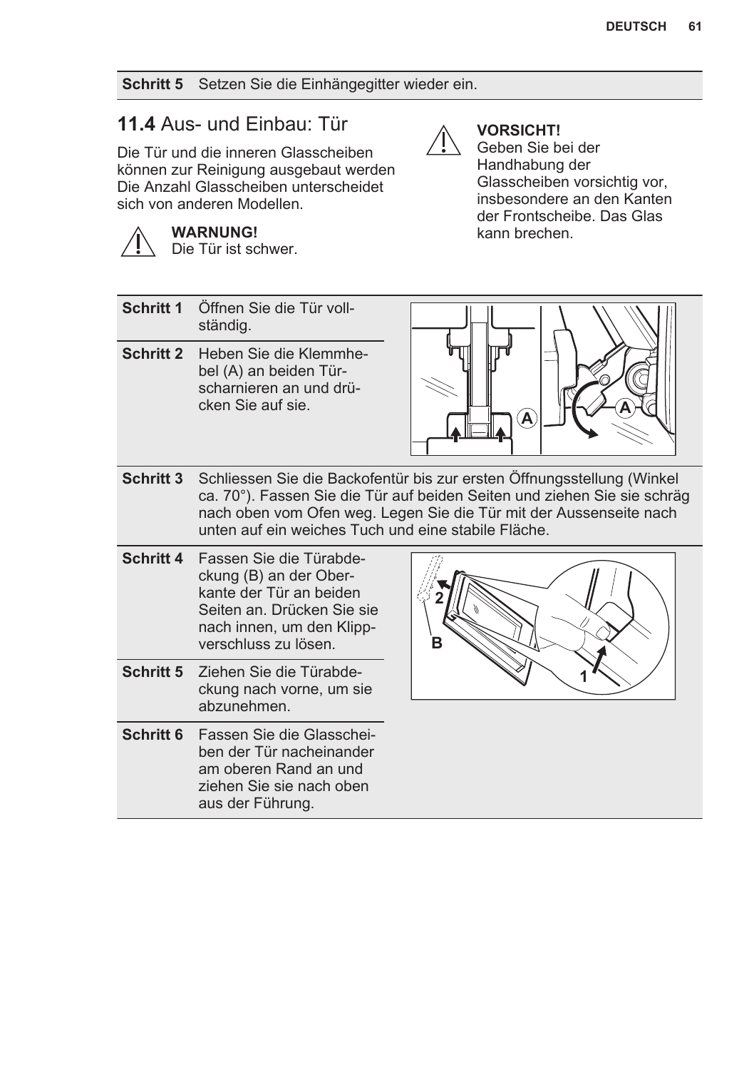| Schritt 5 | Setzen Sie die Einhängegitter wieder ein. |
|---|---|

## 11.4 Aus- und Einbau: Tür

Die Tür und die inneren Glasscheiben können zur Reinigung ausgebaut werden Die Anzahl Glasscheiben unterscheidet sich von anderen Modellen.

**WARNUNG!**
Die Tür ist schwer.

**VORSICHT!**
Geben Sie bei der Handhabung der Glasscheiben vorsichtig vor, insbesondere an den Kanten der Frontscheibe. Das Glas kann brechen.

| | |
|---|---|
| **Schritt 1** | Öffnen Sie die Tür vollständig. |
| **Schritt 2** | Heben Sie die Klemmhebel (A) an beiden Türscharnieren an und drücken Sie auf sie. |
| **Schritt 3** | Schliessen Sie die Backofentür bis zur ersten Öffnungsstellung (Winkel ca. 70°). Fassen Sie die Tür auf beiden Seiten und ziehen Sie sie schräg nach oben vom Ofen weg. Legen Sie die Tür mit der Aussenseite nach unten auf ein weiches Tuch und eine stabile Fläche. |
| **Schritt 4** | Fassen Sie die Türabdeckung (B) an der Oberkante der Tür an beiden Seiten an. Drücken Sie sie nach innen, um den Klippverschluss zu lösen. |
| **Schritt 5** | Ziehen Sie die Türabdeckung nach vorne, um sie abzunehmen. |
| **Schritt 6** | Fassen Sie die Glasscheiben der Tür nacheinander am oberen Rand an und ziehen Sie sie nach oben aus der Führung. |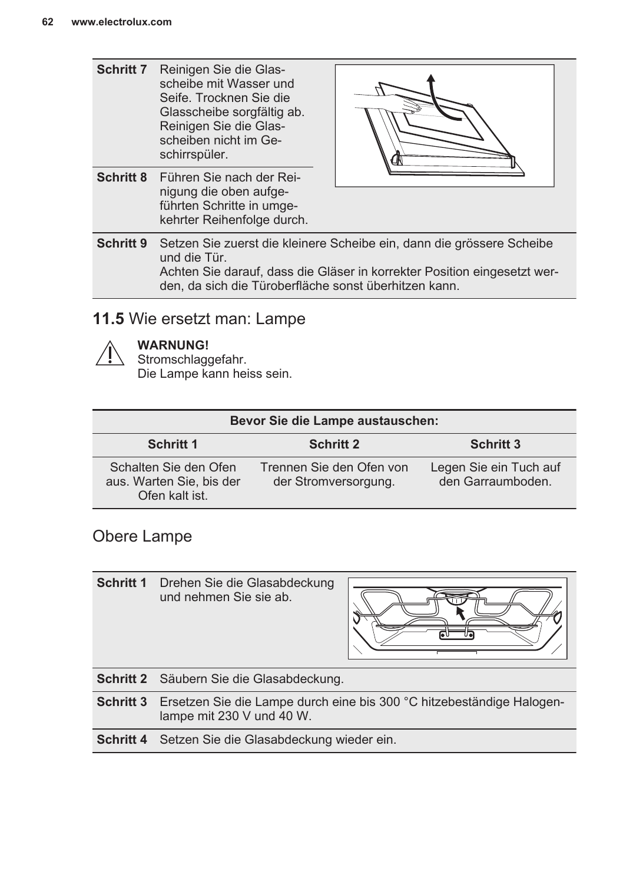| | |
|---|---|
| **Schritt 7** | Reinigen Sie die Glasscheibe mit Wasser und Seife. Trocknen Sie die Glasscheibe sorgfältig ab. Reinigen Sie die Glasscheiben nicht im Geschirrspüler. |
| **Schritt 8** | Führen Sie nach der Reinigung die oben aufgeführten Schritte in umgekehrter Reihenfolge durch. |
| **Schritt 9** | Setzen Sie zuerst die kleinere Scheibe ein, dann die grössere Scheibe und die Tür.<br>Achten Sie darauf, dass die Gläser in korrekter Position eingesetzt werden, da sich die Türoberfläche sonst überhitzen kann. |

## 11.5 Wie ersetzt man: Lampe

**WARNUNG!**
Stromschlaggefahr.
Die Lampe kann heiss sein.

| Bevor Sie die Lampe austauschen: | | |
|---|---|---|
| **Schritt 1** | **Schritt 2** | **Schritt 3** |
| Schalten Sie den Ofen aus. Warten Sie, bis der Ofen kalt ist. | Trennen Sie den Ofen von der Stromversorgung. | Legen Sie ein Tuch auf den Garraumboden. |

### Obere Lampe

| | |
|---|---|
| **Schritt 1** | Drehen Sie die Glasabdeckung und nehmen Sie sie ab. |
| **Schritt 2** | Säubern Sie die Glasabdeckung. |
| **Schritt 3** | Ersetzen Sie die Lampe durch eine bis 300 °C hitzebeständige Halogenlampe mit 230 V und 40 W. |
| **Schritt 4** | Setzen Sie die Glasabdeckung wieder ein. |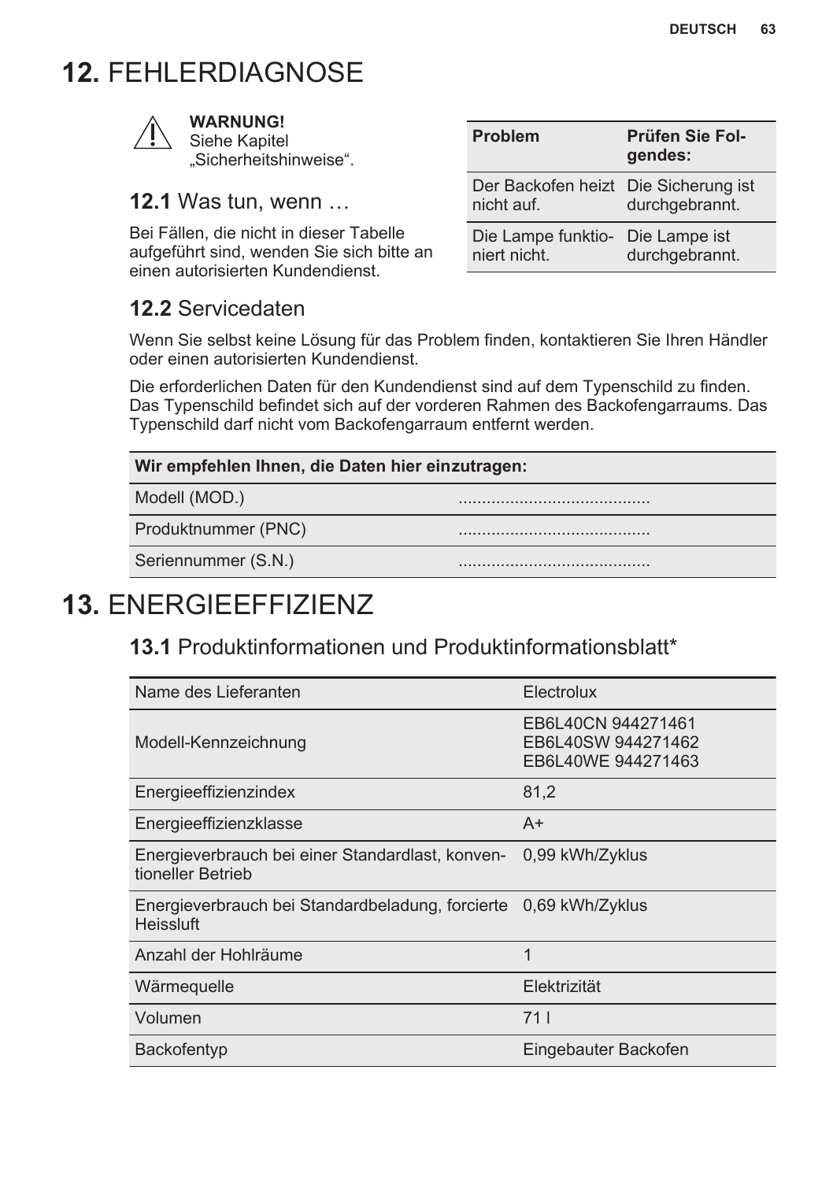# 12. FEHLERDIAGNOSE

**WARNUNG!**
Siehe Kapitel „Sicherheitshinweise“.

## 12.1 Was tun, wenn …

Bei Fällen, die nicht in dieser Tabelle aufgeführt sind, wenden Sie sich bitte an einen autorisierten Kundendienst.

| Problem | Prüfen Sie Folgendes: |
|---|---|
| Der Backofen heizt nicht auf. | Die Sicherung ist durchgebrannt. |
| Die Lampe funktioniert nicht. | Die Lampe ist durchgebrannt. |

## 12.2 Servicedaten

Wenn Sie selbst keine Lösung für das Problem finden, kontaktieren Sie Ihren Händler oder einen autorisierten Kundendienst.

Die erforderlichen Daten für den Kundendienst sind auf dem Typenschild zu finden. Das Typenschild befindet sich auf der vorderen Rahmen des Backofengarraums. Das Typenschild darf nicht vom Backofengarraum entfernt werden.

| Wir empfehlen Ihnen, die Daten hier einzutragen: | |
|---|---|
| Modell (MOD.) | ........................................ |
| Produktnummer (PNC) | ........................................ |
| Seriennummer (S.N.) | ........................................ |

# 13. ENERGIEEFFIZIENZ

## 13.1 Produktinformationen und Produktinformationsblatt*

| | |
|---|---|
| Name des Lieferanten | Electrolux |
| Modell-Kennzeichnung | EB6L40CN 944271461<br>EB6L40SW 944271462<br>EB6L40WE 944271463 |
| Energieeffizienzindex | 81,2 |
| Energieeffizienzklasse | A+ |
| Energieverbrauch bei einer Standardlast, konventioneller Betrieb | 0,99 kWh/Zyklus |
| Energieverbrauch bei Standardbeladung, forcierte Heissluft | 0,69 kWh/Zyklus |
| Anzahl der Hohlräume | 1 |
| Wärmequelle | Elektrizität |
| Volumen | 71 l |
| Backofentyp | Eingebauter Backofen |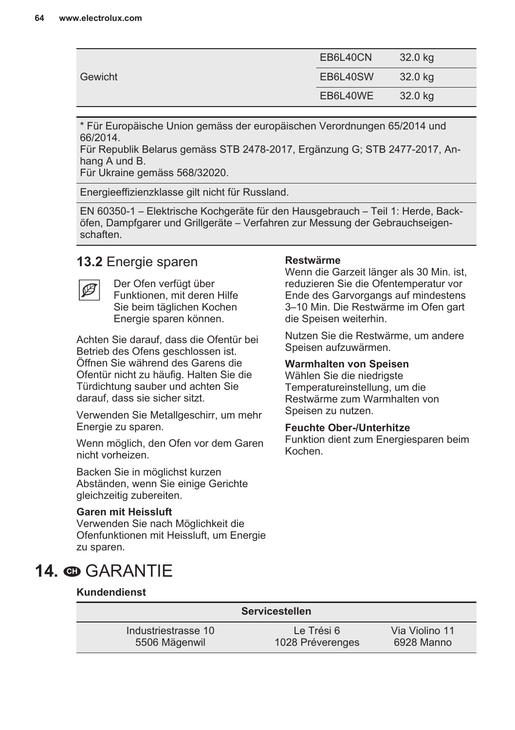| | | |
|---|---|---|
| Gewicht | EB6L40CN | 32.0 kg |
| | EB6L40SW | 32.0 kg |
| | EB6L40WE | 32.0 kg |

* Für Europäische Union gemäss der europäischen Verordnungen 65/2014 und 66/2014.
Für Republik Belarus gemäss STB 2478-2017, Ergänzung G; STB 2477-2017, Anhang A und B.
Für Ukraine gemäss 568/32020.

Energieeffizienzklasse gilt nicht für Russland.

EN 60350-1 – Elektrische Kochgeräte für den Hausgebrauch – Teil 1: Herde, Backöfen, Dampfgarer und Grillgeräte – Verfahren zur Messung der Gebrauchseigenschaften.

## 13.2 Energie sparen

Der Ofen verfügt über Funktionen, mit deren Hilfe Sie beim täglichen Kochen Energie sparen können.

Achten Sie darauf, dass die Ofentür bei Betrieb des Ofens geschlossen ist. Öffnen Sie während des Garens die Ofentür nicht zu häufig. Halten Sie die Türdichtung sauber und achten Sie darauf, dass sie sicher sitzt.

Verwenden Sie Metallgeschirr, um mehr Energie zu sparen.

Wenn möglich, den Ofen vor dem Garen nicht vorheizen.

Backen Sie in möglichst kurzen Abständen, wenn Sie einige Gerichte gleichzeitig zubereiten.

**Garen mit Heissluft**
Verwenden Sie nach Möglichkeit die Ofenfunktionen mit Heissluft, um Energie zu sparen.

**Restwärme**
Wenn die Garzeit länger als 30 Min. ist, reduzieren Sie die Ofentemperatur vor Ende des Garvorgangs auf mindestens 3–10 Min. Die Restwärme im Ofen gart die Speisen weiterhin.

Nutzen Sie die Restwärme, um andere Speisen aufzuwärmen.

**Warmhalten von Speisen**
Wählen Sie die niedrigste Temperatureinstellung, um die Restwärme zum Warmhalten von Speisen zu nutzen.

**Feuchte Ober-/Unterhitze**
Funktion dient zum Energiesparen beim Kochen.

# 14. CH GARANTIE

**Kundendienst**

| Servicestellen | | |
|---|---|---|
| Industriestrasse 10<br>5506 Mägenwil | Le Trési 6<br>1028 Préverenges | Via Violino 11<br>6928 Manno |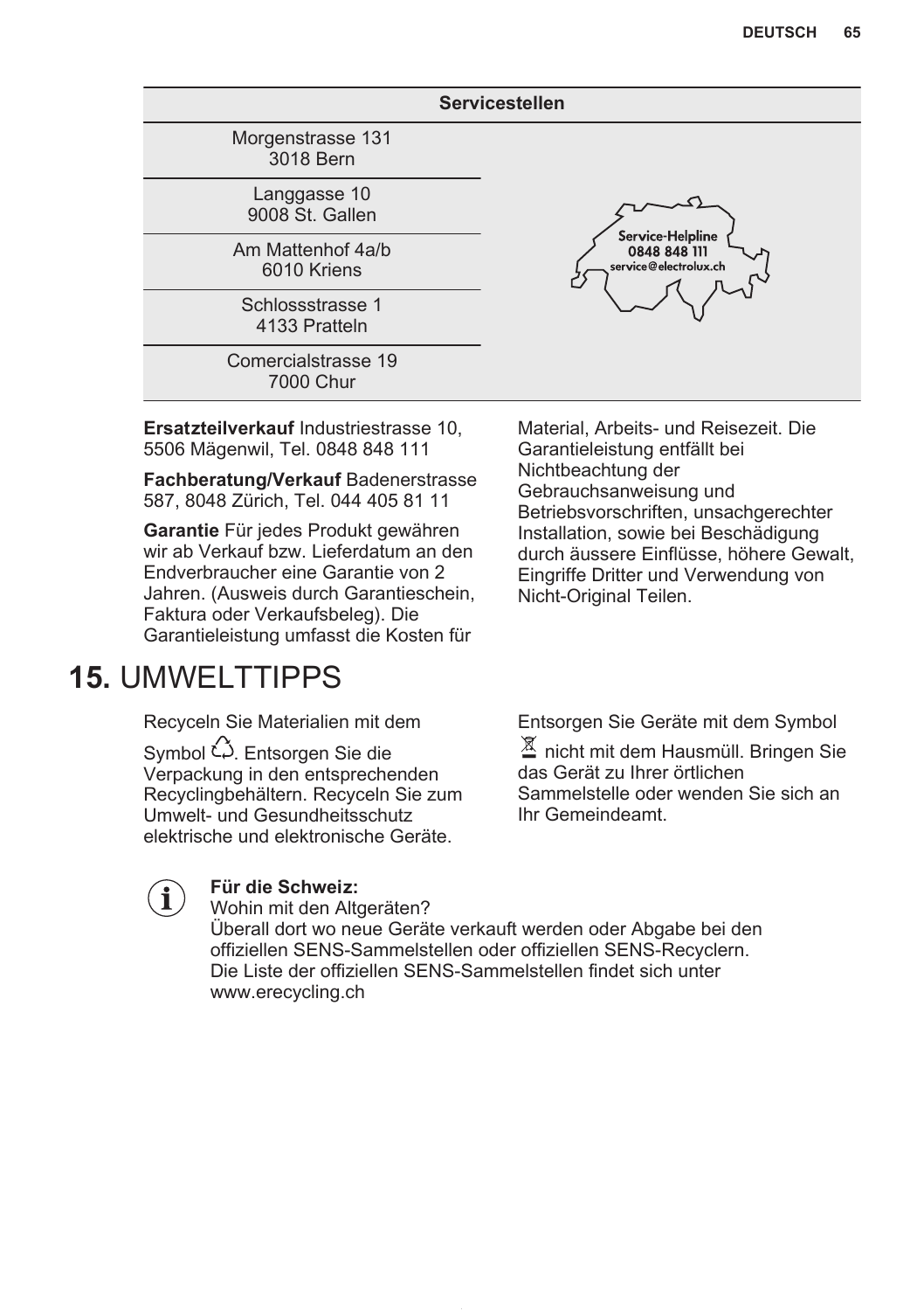| Servicestellen | |
|---|---|
| Morgenstrasse 131<br>3018 Bern | Service-Helpline<br>0848 848 111<br>service@electrolux.ch |
| Langgasse 10<br>9008 St. Gallen | |
| Am Mattenhof 4a/b<br>6010 Kriens | |
| Schlossstrasse 1<br>4133 Pratteln | |
| Comercialstrasse 19<br>7000 Chur | |

**Ersatzteilverkauf** Industriestrasse 10, 5506 Mägenwil, Tel. 0848 848 111

**Fachberatung/Verkauf** Badenerstrasse 587, 8048 Zürich, Tel. 044 405 81 11

**Garantie** Für jedes Produkt gewähren wir ab Verkauf bzw. Lieferdatum an den Endverbraucher eine Garantie von 2 Jahren. (Ausweis durch Garantieschein, Faktura oder Verkaufsbeleg). Die Garantieleistung umfasst die Kosten für Material, Arbeits- und Reisezeit. Die Garantieleistung entfällt bei Nichtbeachtung der Gebrauchsanweisung und Betriebsvorschriften, unsachgerechter Installation, sowie bei Beschädigung durch äussere Einflüsse, höhere Gewalt, Eingriffe Dritter und Verwendung von Nicht-Original Teilen.

# 15. UMWELTTIPPS

Recyceln Sie Materialien mit dem Symbol ♲. Entsorgen Sie die Verpackung in den entsprechenden Recyclingbehältern. Recyceln Sie zum Umwelt- und Gesundheitsschutz elektrische und elektronische Geräte.

Entsorgen Sie Geräte mit dem Symbol ⌧ nicht mit dem Hausmüll. Bringen Sie das Gerät zu Ihrer örtlichen Sammelstelle oder wenden Sie sich an Ihr Gemeindeamt.

**Für die Schweiz:**
Wohin mit den Altgeräten?
Überall dort wo neue Geräte verkauft werden oder Abgabe bei den offiziellen SENS-Sammelstellen oder offiziellen SENS-Recyclern.
Die Liste der offiziellen SENS-Sammelstellen findet sich unter www.erecycling.ch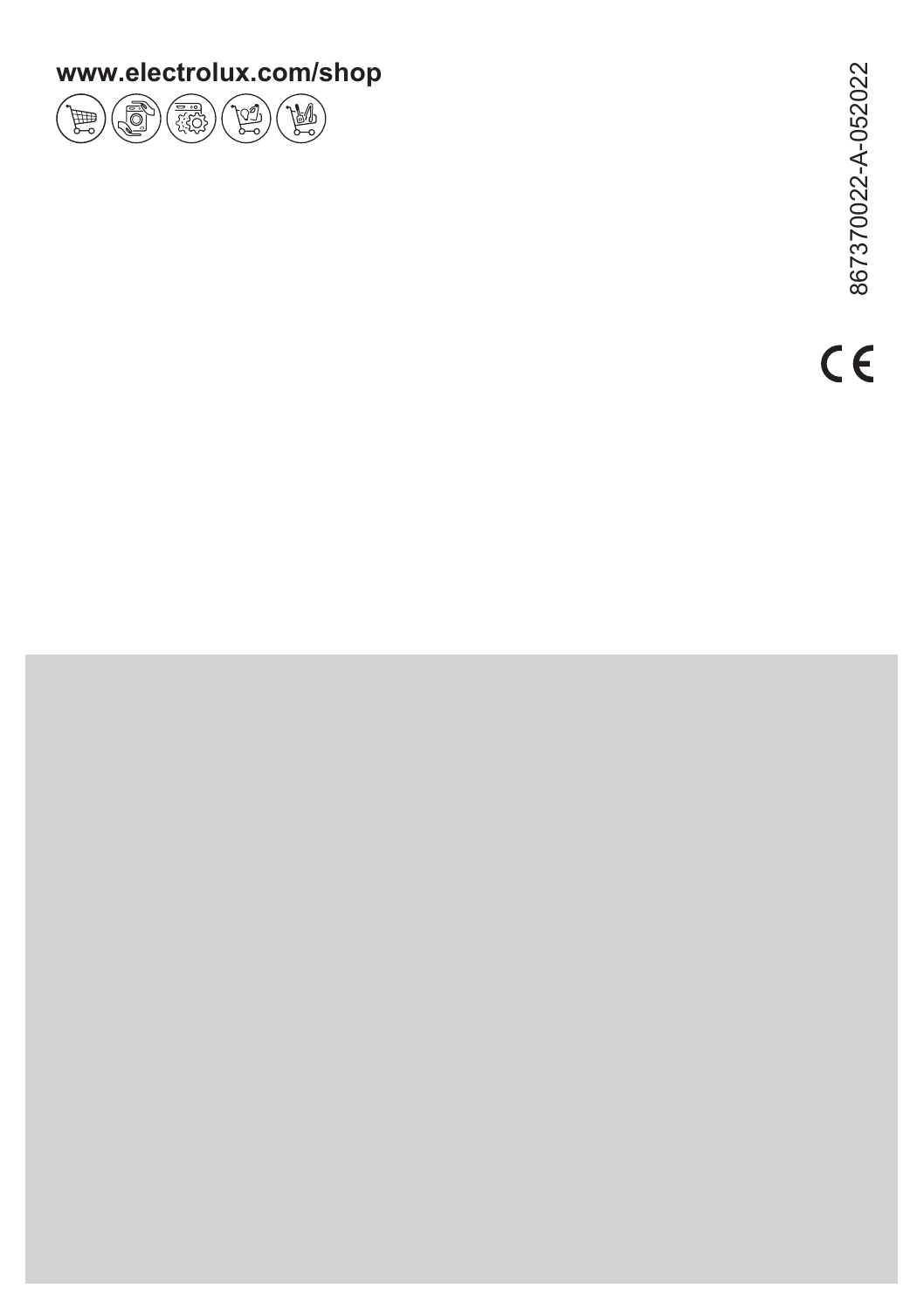www.electrolux.com/shop

867370022-A-052022